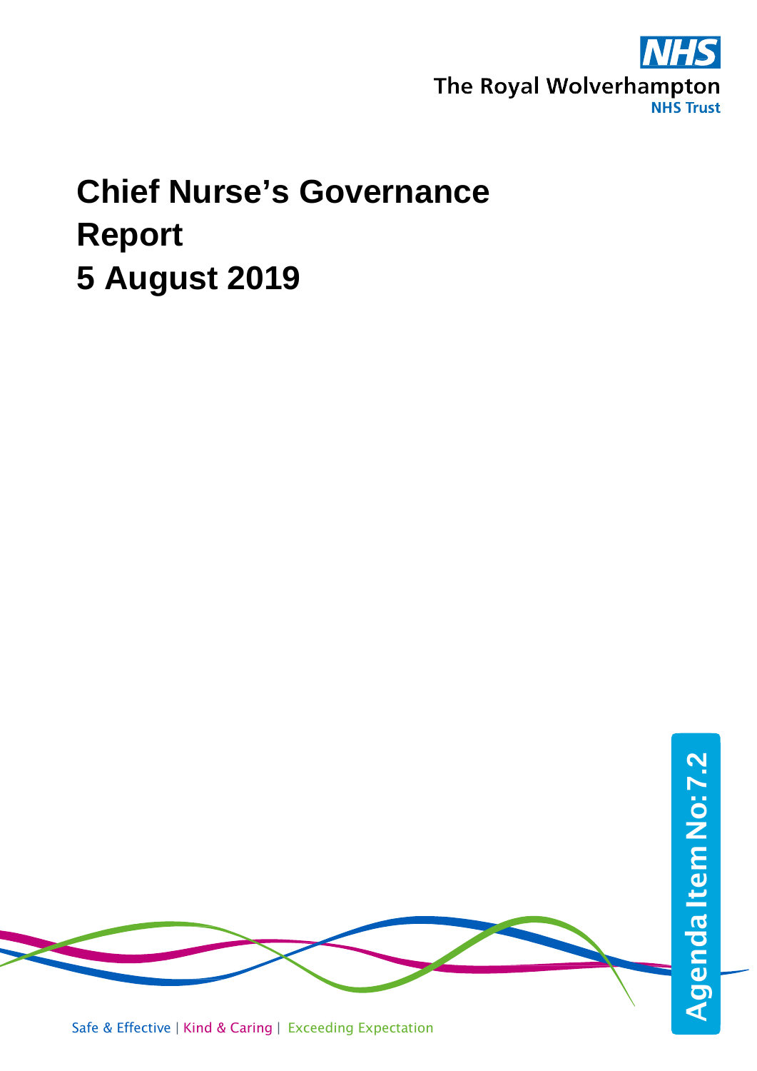The Royal Wolverhampton NHS Trust

# Chief Nurse's Governance Report
# 5 August 2019

Agenda Item No: 7.2

Safe & Effective | Kind & Caring | Exceeding Expectation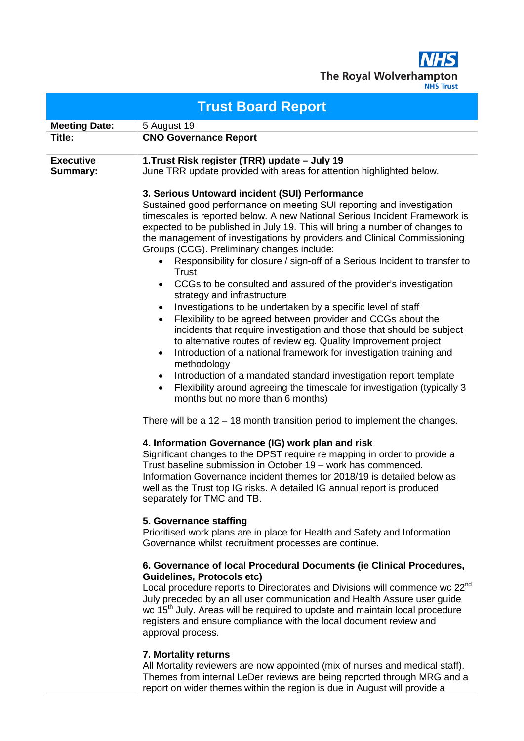The Royal Wolverhampton NHS Trust

# Trust Board Report

| | |
|---|---|
| **Meeting Date:** | 5 August 19 |
| **Title:** | **CNO Governance Report** |
| **Executive Summary:** | **1.Trust Risk register (TRR) update – July 19**<br>June TRR update provided with areas for attention highlighted below.<br><br>**3. Serious Untoward incident (SUI) Performance**<br>Sustained good performance on meeting SUI reporting and investigation timescales is reported below. A new National Serious Incident Framework is expected to be published in July 19. This will bring a number of changes to the management of investigations by providers and Clinical Commissioning Groups (CCG). Preliminary changes include:<br>• Responsibility for closure / sign-off of a Serious Incident to transfer to Trust<br>• CCGs to be consulted and assured of the provider's investigation strategy and infrastructure<br>• Investigations to be undertaken by a specific level of staff<br>• Flexibility to be agreed between provider and CCGs about the incidents that require investigation and those that should be subject to alternative routes of review eg. Quality Improvement project<br>• Introduction of a national framework for investigation training and methodology<br>• Introduction of a mandated standard investigation report template<br>• Flexibility around agreeing the timescale for investigation (typically 3 months but no more than 6 months)<br><br>There will be a 12 – 18 month transition period to implement the changes.<br><br>**4. Information Governance (IG) work plan and risk**<br>Significant changes to the DPST require re mapping in order to provide a Trust baseline submission in October 19 – work has commenced. Information Governance incident themes for 2018/19 is detailed below as well as the Trust top IG risks. A detailed IG annual report is produced separately for TMC and TB.<br><br>**5. Governance staffing**<br>Prioritised work plans are in place for Health and Safety and Information Governance whilst recruitment processes are continue.<br><br>**6. Governance of local Procedural Documents (ie Clinical Procedures, Guidelines, Protocols etc)**<br>Local procedure reports to Directorates and Divisions will commence wc 22nd July preceded by an all user communication and Health Assure user guide wc 15th July. Areas will be required to update and maintain local procedure registers and ensure compliance with the local document review and approval process.<br><br>**7. Mortality returns**<br>All Mortality reviewers are now appointed (mix of nurses and medical staff). Themes from internal LeDer reviews are being reported through MRG and a report on wider themes within the region is due in August will provide a |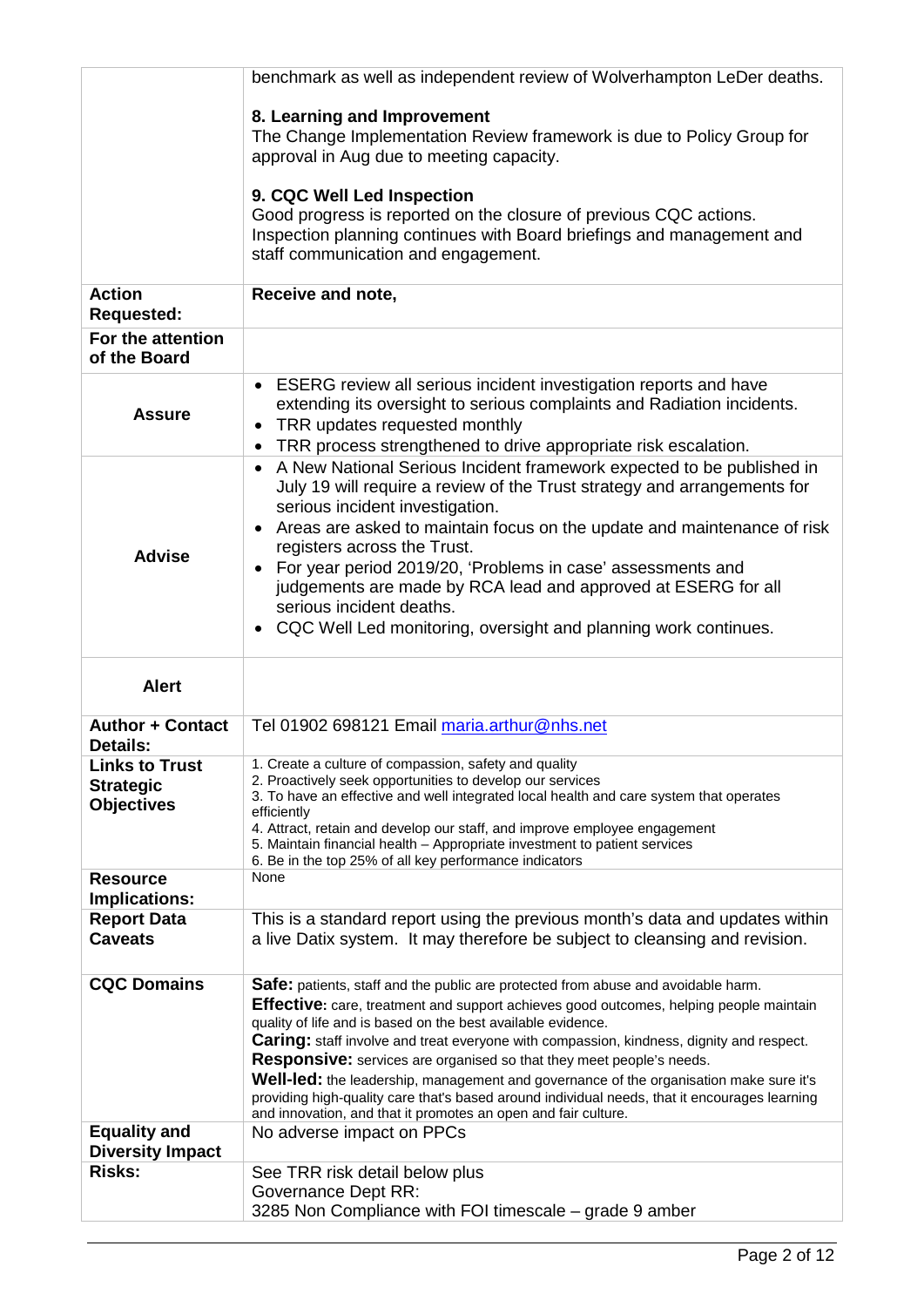| | |
|---|---|
| | benchmark as well as independent review of Wolverhampton LeDer deaths.<br><br>**8. Learning and Improvement**<br>The Change Implementation Review framework is due to Policy Group for approval in Aug due to meeting capacity.<br><br>**9. CQC Well Led Inspection**<br>Good progress is reported on the closure of previous CQC actions. Inspection planning continues with Board briefings and management and staff communication and engagement. |
| **Action Requested:** | **Receive and note,** |
| **For the attention of the Board** | |
| **Assure** | • ESERG review all serious incident investigation reports and have extending its oversight to serious complaints and Radiation incidents.<br>• TRR updates requested monthly<br>• TRR process strengthened to drive appropriate risk escalation. |
| **Advise** | • A New National Serious Incident framework expected to be published in July 19 will require a review of the Trust strategy and arrangements for serious incident investigation.<br>• Areas are asked to maintain focus on the update and maintenance of risk registers across the Trust.<br>• For year period 2019/20, 'Problems in case' assessments and judgements are made by RCA lead and approved at ESERG for all serious incident deaths.<br>• CQC Well Led monitoring, oversight and planning work continues. |
| **Alert** | |
| **Author + Contact Details:** | Tel 01902 698121 Email maria.arthur@nhs.net |
| **Links to Trust Strategic Objectives** | 1. Create a culture of compassion, safety and quality<br>2. Proactively seek opportunities to develop our services<br>3. To have an effective and well integrated local health and care system that operates efficiently<br>4. Attract, retain and develop our staff, and improve employee engagement<br>5. Maintain financial health – Appropriate investment to patient services<br>6. Be in the top 25% of all key performance indicators |
| **Resource Implications:** | None |
| **Report Data Caveats** | This is a standard report using the previous month's data and updates within a live Datix system. It may therefore be subject to cleansing and revision. |
| **CQC Domains** | **Safe:** patients, staff and the public are protected from abuse and avoidable harm.<br>**Effective:** care, treatment and support achieves good outcomes, helping people maintain quality of life and is based on the best available evidence.<br>**Caring:** staff involve and treat everyone with compassion, kindness, dignity and respect.<br>**Responsive:** services are organised so that they meet people's needs.<br>**Well-led:** the leadership, management and governance of the organisation make sure it's providing high-quality care that's based around individual needs, that it encourages learning and innovation, and that it promotes an open and fair culture. |
| **Equality and Diversity Impact** | No adverse impact on PPCs |
| **Risks:** | See TRR risk detail below plus<br>Governance Dept RR:<br>3285 Non Compliance with FOI timescale – grade 9 amber |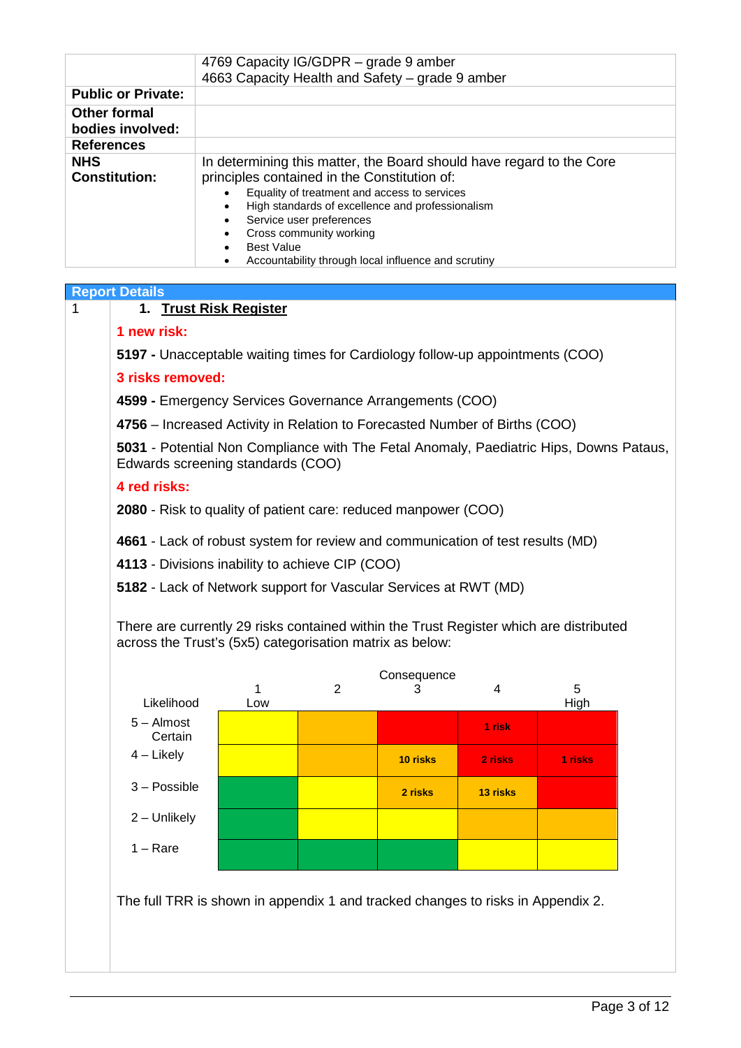| | 4769 Capacity IG/GDPR – grade 9 amber<br>4663 Capacity Health and Safety – grade 9 amber |
|---|---|
| **Public or Private:** | |
| **Other formal bodies involved:** | |
| **References** | |
| **NHS Constitution:** | In determining this matter, the Board should have regard to the Core principles contained in the Constitution of:<br>• Equality of treatment and access to services<br>• High standards of excellence and professionalism<br>• Service user preferences<br>• Cross community working<br>• Best Value<br>• Accountability through local influence and scrutiny |

## Report Details

1

### 1. Trust Risk Register

**1 new risk:**

**5197 -** Unacceptable waiting times for Cardiology follow-up appointments (COO)

**3 risks removed:**

**4599 -** Emergency Services Governance Arrangements (COO)

**4756** – Increased Activity in Relation to Forecasted Number of Births (COO)

**5031** - Potential Non Compliance with The Fetal Anomaly, Paediatric Hips, Downs Pataus, Edwards screening standards (COO)

**4 red risks:**

**2080** - Risk to quality of patient care: reduced manpower (COO)

**4661** - Lack of robust system for review and communication of test results (MD)

**4113** - Divisions inability to achieve CIP (COO)

**5182** - Lack of Network support for Vascular Services at RWT (MD)

There are currently 29 risks contained within the Trust Register which are distributed across the Trust's (5x5) categorisation matrix as below:

| Likelihood \ Consequence | 1 Low | 2 | 3 | 4 | 5 High |
|---|---|---|---|---|---|
| 5 – Almost Certain | | | | 1 risk | |
| 4 – Likely | | | 10 risks | 2 risks | 1 risks |
| 3 – Possible | | | 2 risks | 13 risks | |
| 2 – Unlikely | | | | | |
| 1 – Rare | | | | | |

The full TRR is shown in appendix 1 and tracked changes to risks in Appendix 2.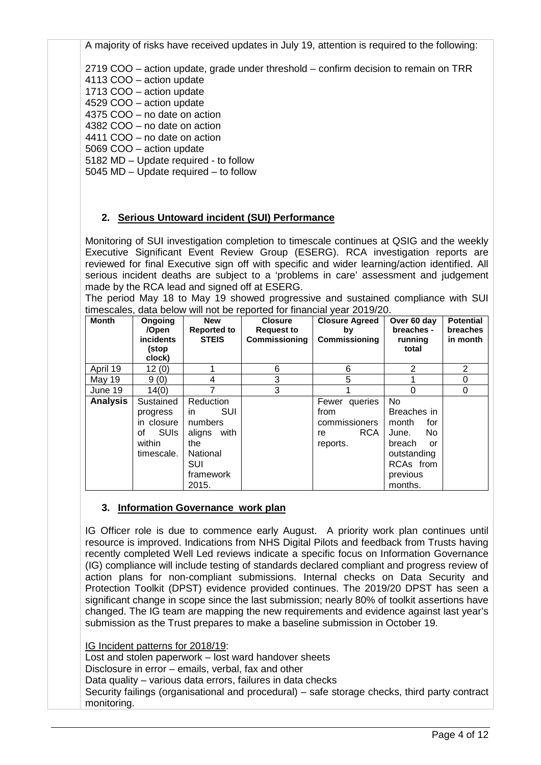A majority of risks have received updates in July 19, attention is required to the following:

2719 COO – action update, grade under threshold – confirm decision to remain on TRR
4113 COO – action update
1713 COO – action update
4529 COO – action update
4375 COO – no date on action
4382 COO – no date on action
4411 COO – no date on action
5069 COO – action update
5182 MD – Update required - to follow
5045 MD – Update required – to follow

## 2. Serious Untoward incident (SUI) Performance

Monitoring of SUI investigation completion to timescale continues at QSIG and the weekly Executive Significant Event Review Group (ESERG). RCA investigation reports are reviewed for final Executive sign off with specific and wider learning/action identified. All serious incident deaths are subject to a 'problems in care' assessment and judgement made by the RCA lead and signed off at ESERG.

The period May 18 to May 19 showed progressive and sustained compliance with SUI timescales, data below will not be reported for financial year 2019/20.

| Month | Ongoing /Open incidents (stop clock) | New Reported to STEIS | Closure Request to Commissioning | Closure Agreed by Commissioning | Over 60 day breaches - running total | Potential breaches in month |
|---|---|---|---|---|---|---|
| April 19 | 12 (0) | 1 | 6 | 6 | 2 | 2 |
| May 19 | 9 (0) | 4 | 3 | 5 | 1 | 0 |
| June 19 | 14(0) | 7 | 3 | 1 | 0 | 0 |
| **Analysis** | Sustained progress in closure of SUIs within timescale. | Reduction in SUI numbers aligns with the National SUI framework 2015. | | Fewer queries from commissioners re RCA reports. | No Breaches in month for June. No breach or outstanding RCAs from previous months. | |

## 3. Information Governance work plan

IG Officer role is due to commence early August. A priority work plan continues until resource is improved. Indications from NHS Digital Pilots and feedback from Trusts having recently completed Well Led reviews indicate a specific focus on Information Governance (IG) compliance will include testing of standards declared compliant and progress review of action plans for non-compliant submissions. Internal checks on Data Security and Protection Toolkit (DPST) evidence provided continues. The 2019/20 DPST has seen a significant change in scope since the last submission; nearly 80% of toolkit assertions have changed. The IG team are mapping the new requirements and evidence against last year's submission as the Trust prepares to make a baseline submission in October 19.

IG Incident patterns for 2018/19:
Lost and stolen paperwork – lost ward handover sheets
Disclosure in error – emails, verbal, fax and other
Data quality – various data errors, failures in data checks
Security failings (organisational and procedural) – safe storage checks, third party contract monitoring.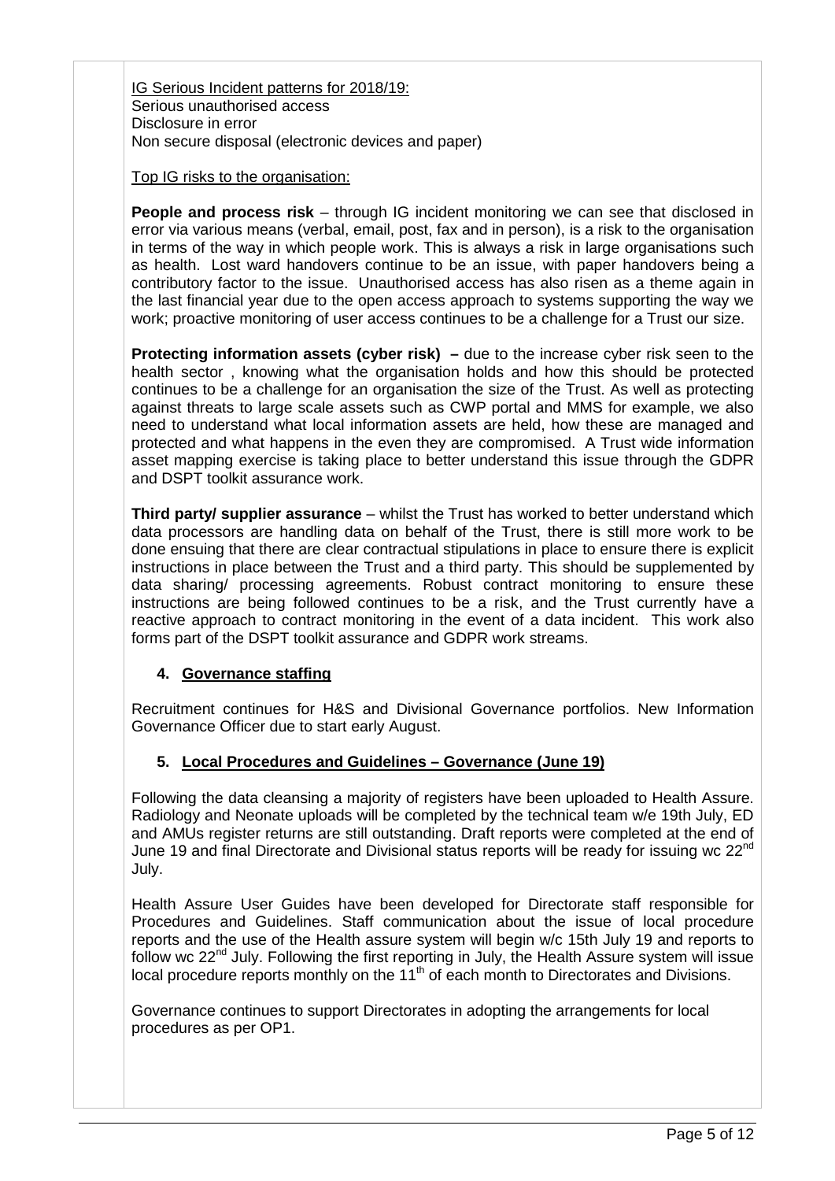<u>IG Serious Incident patterns for 2018/19:</u>
Serious unauthorised access
Disclosure in error
Non secure disposal (electronic devices and paper)

<u>Top IG risks to the organisation:</u>

**People and process risk** – through IG incident monitoring we can see that disclosed in error via various means (verbal, email, post, fax and in person), is a risk to the organisation in terms of the way in which people work. This is always a risk in large organisations such as health. Lost ward handovers continue to be an issue, with paper handovers being a contributory factor to the issue. Unauthorised access has also risen as a theme again in the last financial year due to the open access approach to systems supporting the way we work; proactive monitoring of user access continues to be a challenge for a Trust our size.

**Protecting information assets (cyber risk) –** due to the increase cyber risk seen to the health sector , knowing what the organisation holds and how this should be protected continues to be a challenge for an organisation the size of the Trust. As well as protecting against threats to large scale assets such as CWP portal and MMS for example, we also need to understand what local information assets are held, how these are managed and protected and what happens in the even they are compromised. A Trust wide information asset mapping exercise is taking place to better understand this issue through the GDPR and DSPT toolkit assurance work.

**Third party/ supplier assurance** – whilst the Trust has worked to better understand which data processors are handling data on behalf of the Trust, there is still more work to be done ensuing that there are clear contractual stipulations in place to ensure there is explicit instructions in place between the Trust and a third party. This should be supplemented by data sharing/ processing agreements. Robust contract monitoring to ensure these instructions are being followed continues to be a risk, and the Trust currently have a reactive approach to contract monitoring in the event of a data incident. This work also forms part of the DSPT toolkit assurance and GDPR work streams.

## 4. Governance staffing

Recruitment continues for H&S and Divisional Governance portfolios. New Information Governance Officer due to start early August.

## 5. Local Procedures and Guidelines – Governance (June 19)

Following the data cleansing a majority of registers have been uploaded to Health Assure. Radiology and Neonate uploads will be completed by the technical team w/e 19th July, ED and AMUs register returns are still outstanding. Draft reports were completed at the end of June 19 and final Directorate and Divisional status reports will be ready for issuing wc 22nd July.

Health Assure User Guides have been developed for Directorate staff responsible for Procedures and Guidelines. Staff communication about the issue of local procedure reports and the use of the Health assure system will begin w/c 15th July 19 and reports to follow wc 22nd July. Following the first reporting in July, the Health Assure system will issue local procedure reports monthly on the 11th of each month to Directorates and Divisions.

Governance continues to support Directorates in adopting the arrangements for local procedures as per OP1.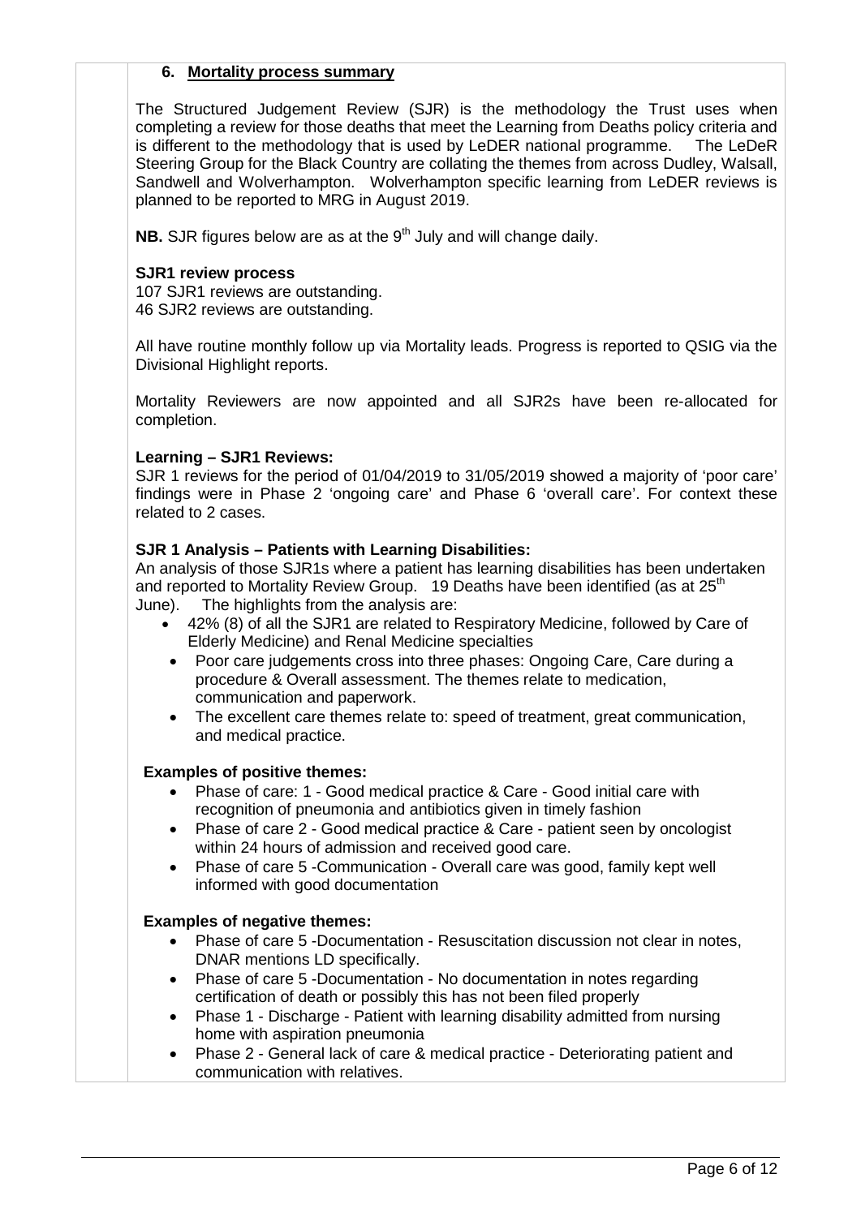## 6. Mortality process summary

The Structured Judgement Review (SJR) is the methodology the Trust uses when completing a review for those deaths that meet the Learning from Deaths policy criteria and is different to the methodology that is used by LeDER national programme. The LeDeR Steering Group for the Black Country are collating the themes from across Dudley, Walsall, Sandwell and Wolverhampton. Wolverhampton specific learning from LeDER reviews is planned to be reported to MRG in August 2019.

**NB.** SJR figures below are as at the 9th July and will change daily.

**SJR1 review process**

107 SJR1 reviews are outstanding.
46 SJR2 reviews are outstanding.

All have routine monthly follow up via Mortality leads. Progress is reported to QSIG via the Divisional Highlight reports.

Mortality Reviewers are now appointed and all SJR2s have been re-allocated for completion.

**Learning – SJR1 Reviews:**

SJR 1 reviews for the period of 01/04/2019 to 31/05/2019 showed a majority of 'poor care' findings were in Phase 2 'ongoing care' and Phase 6 'overall care'. For context these related to 2 cases.

**SJR 1 Analysis – Patients with Learning Disabilities:**

An analysis of those SJR1s where a patient has learning disabilities has been undertaken and reported to Mortality Review Group. 19 Deaths have been identified (as at 25th June). The highlights from the analysis are:

- 42% (8) of all the SJR1 are related to Respiratory Medicine, followed by Care of Elderly Medicine) and Renal Medicine specialties
- Poor care judgements cross into three phases: Ongoing Care, Care during a procedure & Overall assessment. The themes relate to medication, communication and paperwork.
- The excellent care themes relate to: speed of treatment, great communication, and medical practice.

**Examples of positive themes:**

- Phase of care: 1 - Good medical practice & Care - Good initial care with recognition of pneumonia and antibiotics given in timely fashion
- Phase of care 2 - Good medical practice & Care - patient seen by oncologist within 24 hours of admission and received good care.
- Phase of care 5 -Communication - Overall care was good, family kept well informed with good documentation

**Examples of negative themes:**

- Phase of care 5 -Documentation - Resuscitation discussion not clear in notes, DNAR mentions LD specifically.
- Phase of care 5 -Documentation - No documentation in notes regarding certification of death or possibly this has not been filed properly
- Phase 1 - Discharge - Patient with learning disability admitted from nursing home with aspiration pneumonia
- Phase 2 - General lack of care & medical practice - Deteriorating patient and communication with relatives.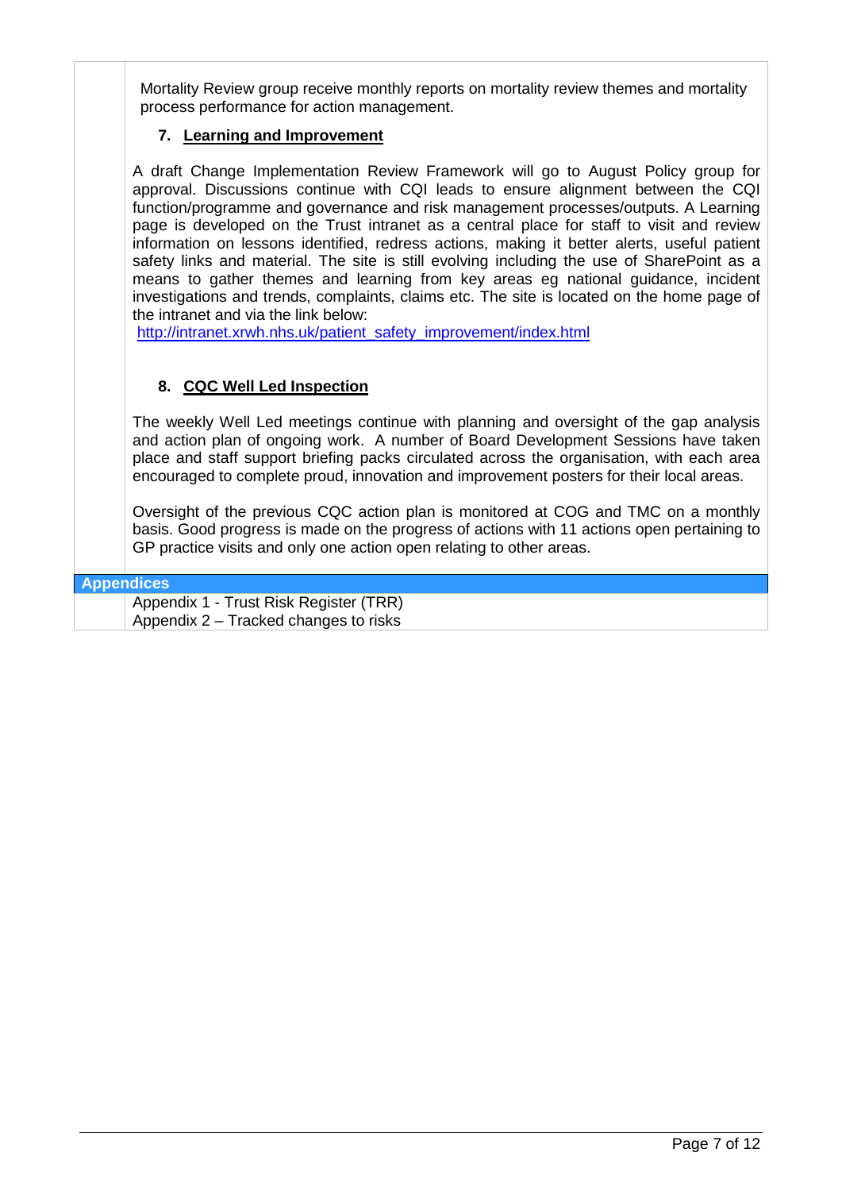Mortality Review group receive monthly reports on mortality review themes and mortality process performance for action management.

## 7. Learning and Improvement

A draft Change Implementation Review Framework will go to August Policy group for approval. Discussions continue with CQI leads to ensure alignment between the CQI function/programme and governance and risk management processes/outputs. A Learning page is developed on the Trust intranet as a central place for staff to visit and review information on lessons identified, redress actions, making it better alerts, useful patient safety links and material. The site is still evolving including the use of SharePoint as a means to gather themes and learning from key areas eg national guidance, incident investigations and trends, complaints, claims etc. The site is located on the home page of the intranet and via the link below:
http://intranet.xrwh.nhs.uk/patient_safety_improvement/index.html

## 8. CQC Well Led Inspection

The weekly Well Led meetings continue with planning and oversight of the gap analysis and action plan of ongoing work. A number of Board Development Sessions have taken place and staff support briefing packs circulated across the organisation, with each area encouraged to complete proud, innovation and improvement posters for their local areas.

Oversight of the previous CQC action plan is monitored at COG and TMC on a monthly basis. Good progress is made on the progress of actions with 11 actions open pertaining to GP practice visits and only one action open relating to other areas.

**Appendices**

Appendix 1 - Trust Risk Register (TRR)
Appendix 2 – Tracked changes to risks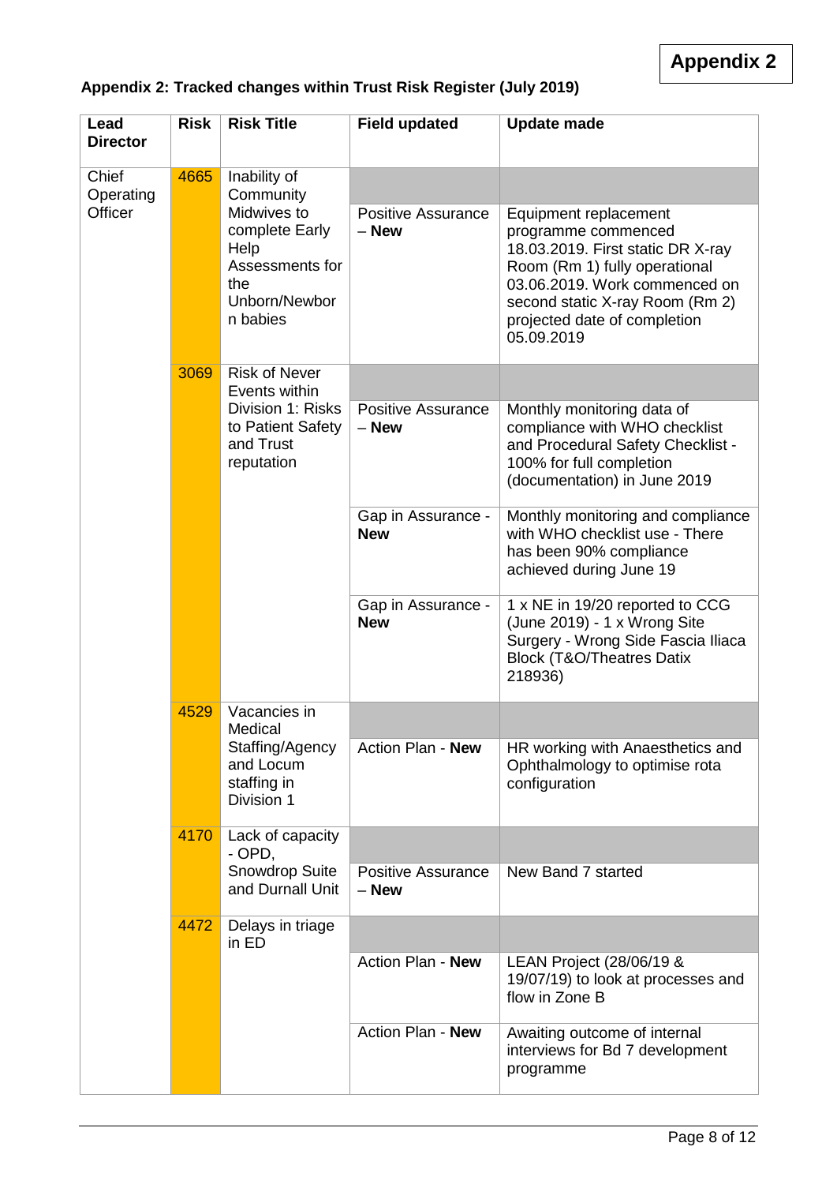**Appendix 2**

### Appendix 2: Tracked changes within Trust Risk Register (July 2019)

| Lead Director | Risk | Risk Title | Field updated | Update made |
|---|---|---|---|---|
| Chief Operating Officer | 4665 | Inability of Community Midwives to complete Early Help Assessments for the Unborn/Newborn babies | | |
| | | | Positive Assurance – **New** | Equipment replacement programme commenced 18.03.2019. First static DR X-ray Room (Rm 1) fully operational 03.06.2019. Work commenced on second static X-ray Room (Rm 2) projected date of completion 05.09.2019 |
| | 3069 | Risk of Never Events within Division 1: Risks to Patient Safety and Trust reputation | | |
| | | | Positive Assurance – **New** | Monthly monitoring data of compliance with WHO checklist and Procedural Safety Checklist - 100% for full completion (documentation) in June 2019 |
| | | | Gap in Assurance - **New** | Monthly monitoring and compliance with WHO checklist use - There has been 90% compliance achieved during June 19 |
| | | | Gap in Assurance - **New** | 1 x NE in 19/20 reported to CCG (June 2019) - 1 x Wrong Site Surgery - Wrong Side Fascia Iliaca Block (T&O/Theatres Datix 218936) |
| | 4529 | Vacancies in Medical Staffing/Agency and Locum staffing in Division 1 | | |
| | | | Action Plan - **New** | HR working with Anaesthetics and Ophthalmology to optimise rota configuration |
| | 4170 | Lack of capacity - OPD, Snowdrop Suite and Durnall Unit | | |
| | | | Positive Assurance – **New** | New Band 7 started |
| | 4472 | Delays in triage in ED | | |
| | | | Action Plan - **New** | LEAN Project (28/06/19 & 19/07/19) to look at processes and flow in Zone B |
| | | | Action Plan - **New** | Awaiting outcome of internal interviews for Bd 7 development programme |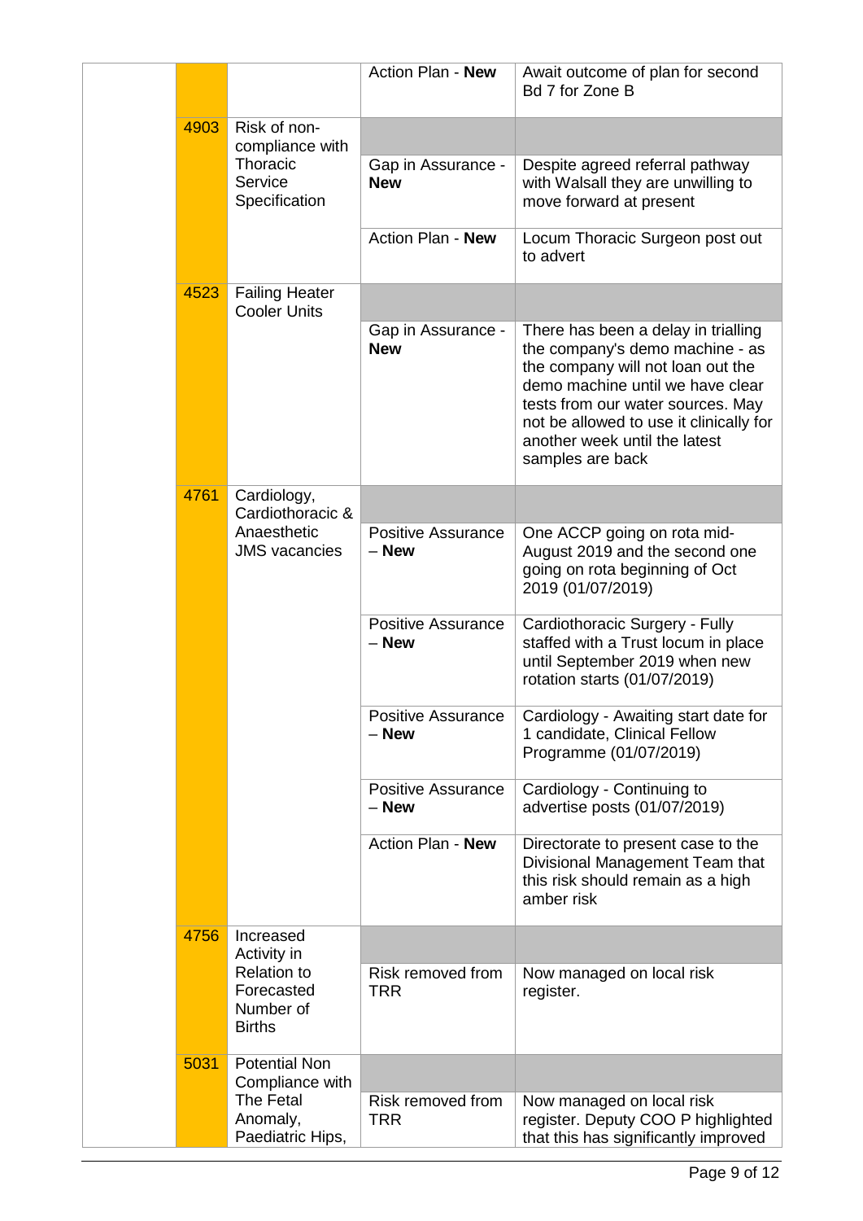| | | | | |
|---|---|---|---|---|
| | | | Action Plan - **New** | Await outcome of plan for second Bd 7 for Zone B |
| | 4903 | Risk of non-compliance with Thoracic Service Specification | | |
| | | | Gap in Assurance - **New** | Despite agreed referral pathway with Walsall they are unwilling to move forward at present |
| | | | Action Plan - **New** | Locum Thoracic Surgeon post out to advert |
| | 4523 | Failing Heater Cooler Units | | |
| | | | Gap in Assurance - **New** | There has been a delay in trialling the company's demo machine - as the company will not loan out the demo machine until we have clear tests from our water sources. May not be allowed to use it clinically for another week until the latest samples are back |
| | 4761 | Cardiology, Cardiothoracic & Anaesthetic JMS vacancies | | |
| | | | Positive Assurance – **New** | One ACCP going on rota mid-August 2019 and the second one going on rota beginning of Oct 2019 (01/07/2019) |
| | | | Positive Assurance – **New** | Cardiothoracic Surgery - Fully staffed with a Trust locum in place until September 2019 when new rotation starts (01/07/2019) |
| | | | Positive Assurance – **New** | Cardiology - Awaiting start date for 1 candidate, Clinical Fellow Programme (01/07/2019) |
| | | | Positive Assurance – **New** | Cardiology - Continuing to advertise posts (01/07/2019) |
| | | | Action Plan - **New** | Directorate to present case to the Divisional Management Team that this risk should remain as a high amber risk |
| | 4756 | Increased Activity in Relation to Forecasted Number of Births | | |
| | | | Risk removed from TRR | Now managed on local risk register. |
| | 5031 | Potential Non Compliance with The Fetal Anomaly, Paediatric Hips, | | |
| | | | Risk removed from TRR | Now managed on local risk register. Deputy COO P highlighted that this has significantly improved |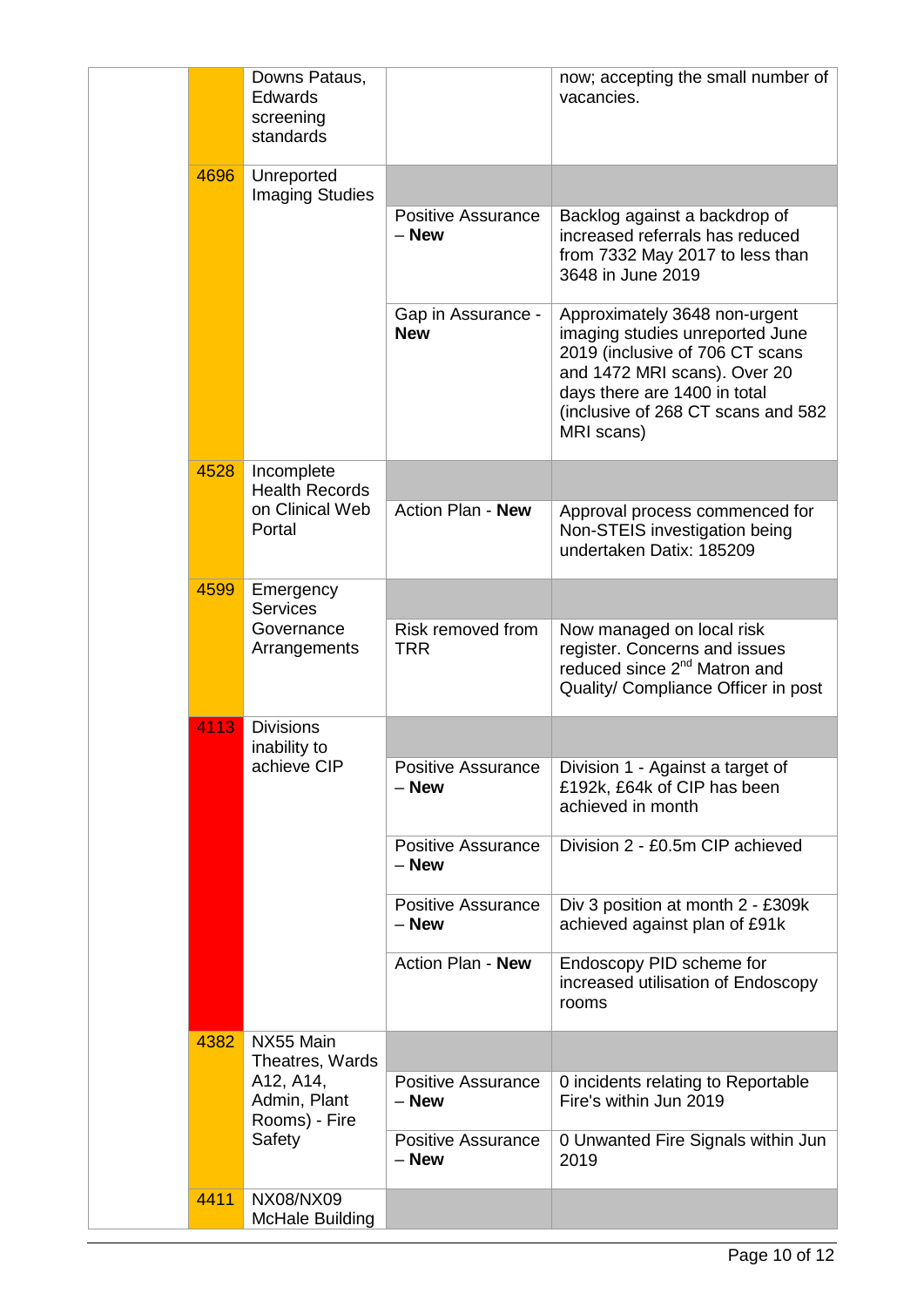| | | | | |
|---|---|---|---|---|
| | | Downs Pataus, Edwards screening standards | | now; accepting the small number of vacancies. |
| | 4696 | Unreported Imaging Studies | | |
| | | | Positive Assurance – **New** | Backlog against a backdrop of increased referrals has reduced from 7332 May 2017 to less than 3648 in June 2019 |
| | | | Gap in Assurance - **New** | Approximately 3648 non-urgent imaging studies unreported June 2019 (inclusive of 706 CT scans and 1472 MRI scans). Over 20 days there are 1400 in total (inclusive of 268 CT scans and 582 MRI scans) |
| | 4528 | Incomplete Health Records on Clinical Web Portal | | |
| | | | Action Plan - **New** | Approval process commenced for Non-STEIS investigation being undertaken Datix: 185209 |
| | 4599 | Emergency Services Governance Arrangements | | |
| | | | Risk removed from TRR | Now managed on local risk register. Concerns and issues reduced since 2nd Matron and Quality/ Compliance Officer in post |
| | 4113 | Divisions inability to achieve CIP | | |
| | | | Positive Assurance – **New** | Division 1 - Against a target of £192k, £64k of CIP has been achieved in month |
| | | | Positive Assurance – **New** | Division 2 - £0.5m CIP achieved |
| | | | Positive Assurance – **New** | Div 3 position at month 2 - £309k achieved against plan of £91k |
| | | | Action Plan - **New** | Endoscopy PID scheme for increased utilisation of Endoscopy rooms |
| | 4382 | NX55 Main Theatres, Wards A12, A14, Admin, Plant Rooms) - Fire Safety | | |
| | | | Positive Assurance – **New** | 0 incidents relating to Reportable Fire's within Jun 2019 |
| | | | Positive Assurance – **New** | 0 Unwanted Fire Signals within Jun 2019 |
| | 4411 | NX08/NX09 McHale Building | | |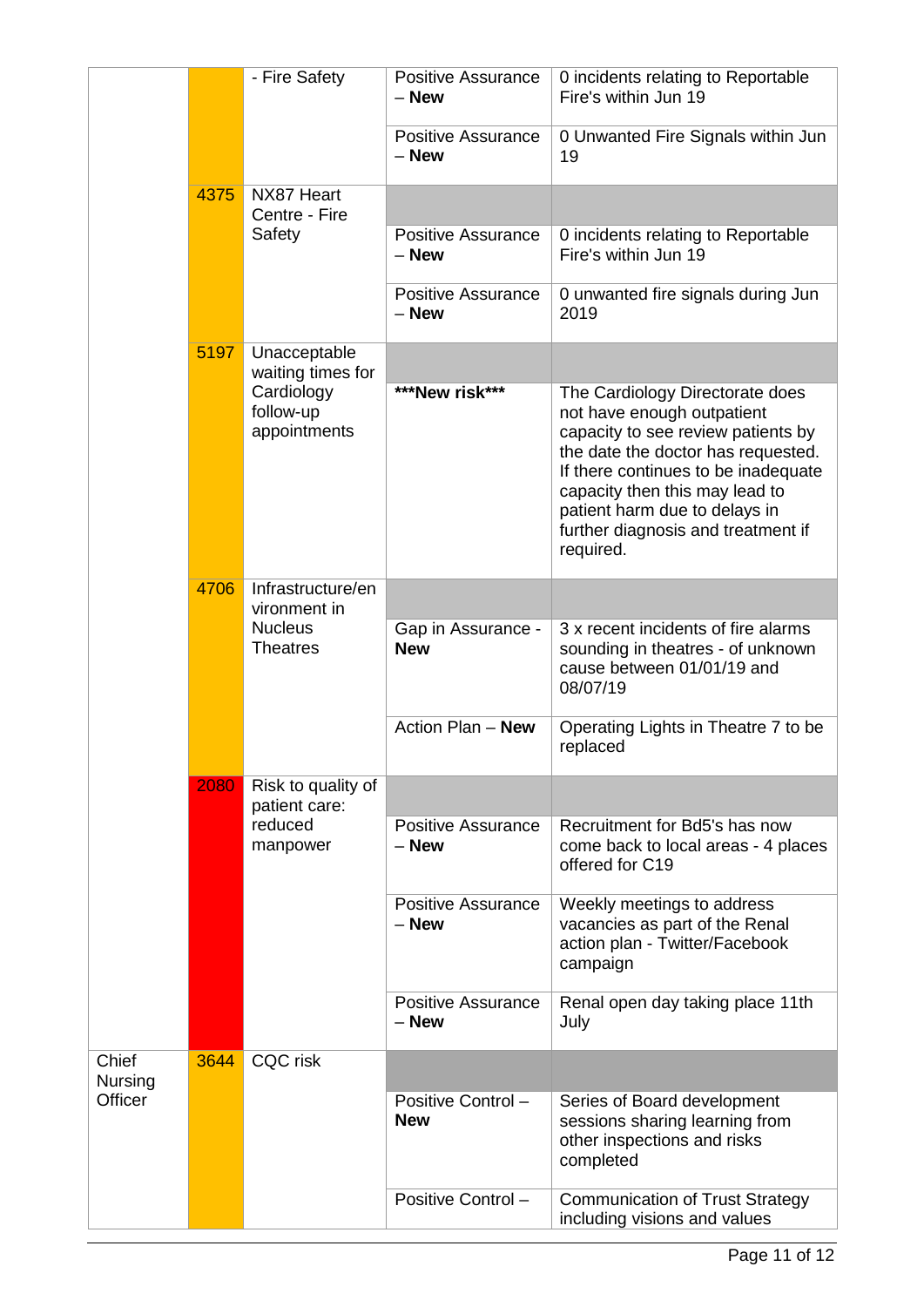|  |  |  |  |  |
|---|---|---|---|---|
|  |  | - Fire Safety | Positive Assurance – **New** | 0 incidents relating to Reportable Fire's within Jun 19 |
|  |  |  | Positive Assurance – **New** | 0 Unwanted Fire Signals within Jun 19 |
|  | 4375 | NX87 Heart Centre - Fire Safety |  |  |
|  |  |  | Positive Assurance – **New** | 0 incidents relating to Reportable Fire's within Jun 19 |
|  |  |  | Positive Assurance – **New** | 0 unwanted fire signals during Jun 2019 |
|  | 5197 | Unacceptable waiting times for Cardiology follow-up appointments |  |  |
|  |  |  | **\*\*\*New risk\*\*\*** | The Cardiology Directorate does not have enough outpatient capacity to see review patients by the date the doctor has requested. If there continues to be inadequate capacity then this may lead to patient harm due to delays in further diagnosis and treatment if required. |
|  | 4706 | Infrastructure/environment in Nucleus Theatres |  |  |
|  |  |  | Gap in Assurance - **New** | 3 x recent incidents of fire alarms sounding in theatres - of unknown cause between 01/01/19 and 08/07/19 |
|  |  |  | Action Plan – **New** | Operating Lights in Theatre 7 to be replaced |
|  | 2080 | Risk to quality of patient care: reduced manpower |  |  |
|  |  |  | Positive Assurance – **New** | Recruitment for Bd5's has now come back to local areas - 4 places offered for C19 |
|  |  |  | Positive Assurance – **New** | Weekly meetings to address vacancies as part of the Renal action plan - Twitter/Facebook campaign |
|  |  |  | Positive Assurance – **New** | Renal open day taking place 11th July |
| Chief Nursing Officer | 3644 | CQC risk |  |  |
|  |  |  | Positive Control – **New** | Series of Board development sessions sharing learning from other inspections and risks completed |
|  |  |  | Positive Control – | Communication of Trust Strategy including visions and values |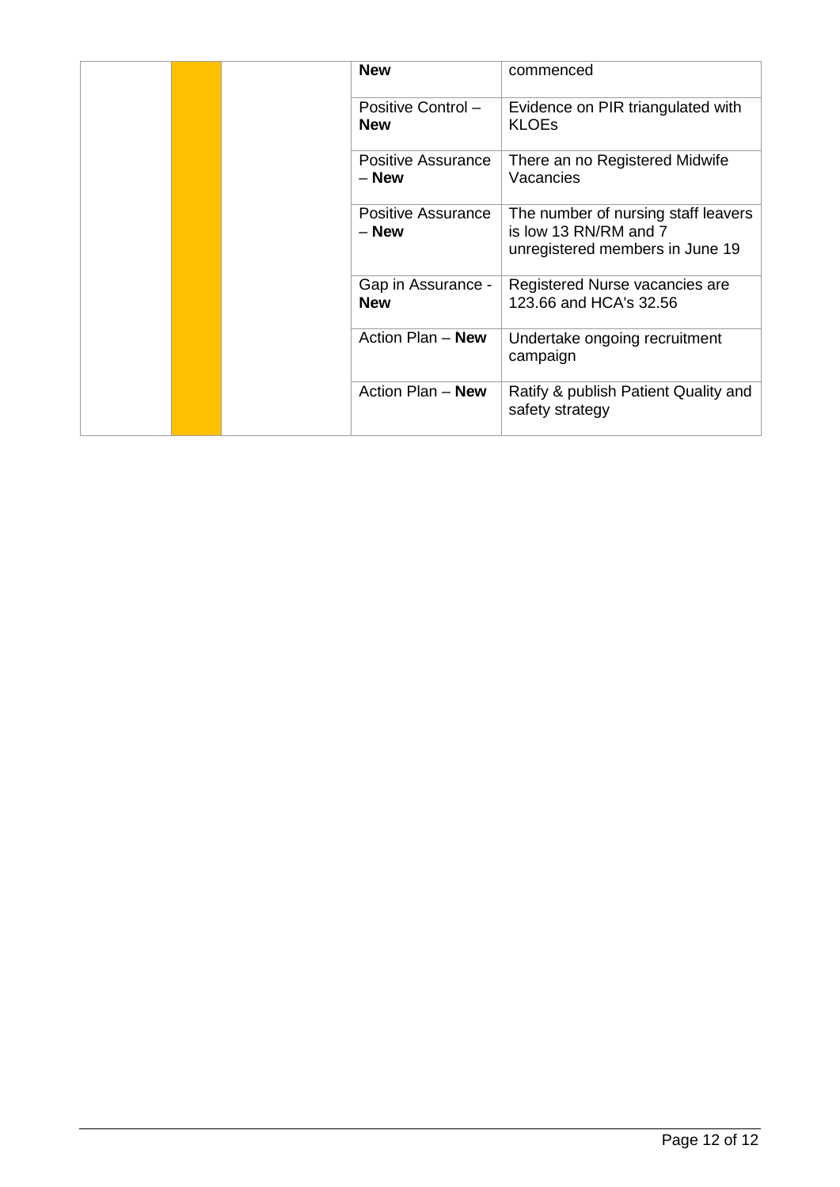| | | | | |
|---|---|---|---|---|
| | | | **New** | commenced |
| | | | Positive Control – **New** | Evidence on PIR triangulated with KLOEs |
| | | | Positive Assurance – **New** | There an no Registered Midwife Vacancies |
| | | | Positive Assurance – **New** | The number of nursing staff leavers is low 13 RN/RM and 7 unregistered members in June 19 |
| | | | Gap in Assurance - **New** | Registered Nurse vacancies are 123.66 and HCA's 32.56 |
| | | | Action Plan – **New** | Undertake ongoing recruitment campaign |
| | | | Action Plan – **New** | Ratify & publish Patient Quality and safety strategy |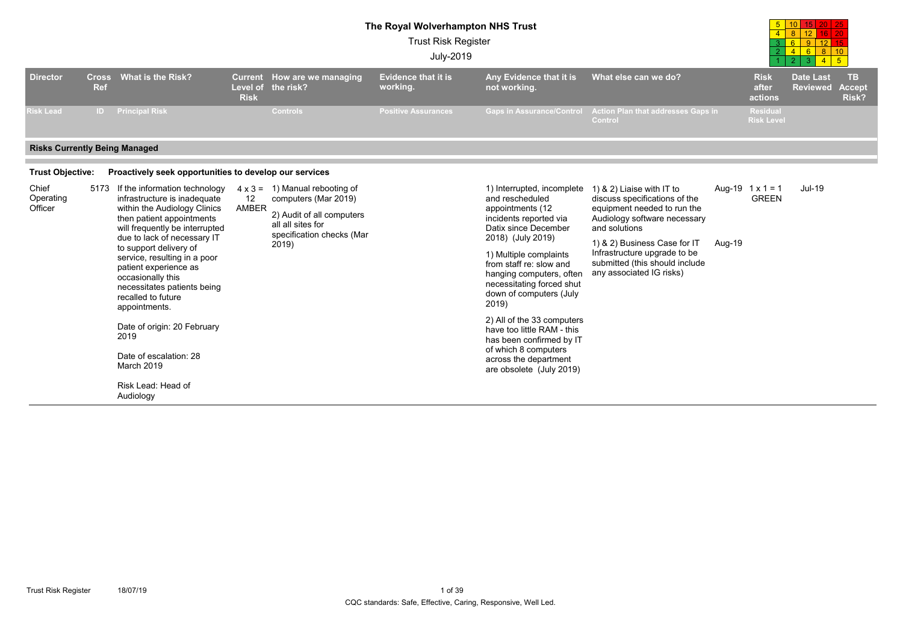# The Royal Wolverhampton NHS Trust

Trust Risk Register

July-2019

| 5 | 10 | 15 | 20 | 25 |
|---|---|---|---|---|
| 4 | 8 | 12 | 16 | 20 |
| 3 | 6 | 9 | 12 | 15 |
| 2 | 4 | 6 | 8 | 10 |
| 1 | 2 | 3 | 4 | 5 |

| Director | Cross Ref | What is the Risk? | Current Level of Risk | How are we managing the risk? | Evidence that it is working. | Any Evidence that it is not working. | What else can we do? | | Risk after actions | Date Last Reviewed | TB Accept Risk? |
|---|---|---|---|---|---|---|---|---|---|---|---|
| Risk Lead | ID | Principal Risk | | Controls | Positive Assurances | Gaps in Assurance/Control | Action Plan that addresses Gaps in Control | | Residual Risk Level | | |
| **Risks Currently Being Managed** | | | | | | | | | | | |
| **Trust Objective:** | | **Proactively seek opportunities to develop our services** | | | | | | | | | |
| Chief Operating Officer | 5173 | If the information technology infrastructure is inadequate within the Audiology Clinics then patient appointments will frequently be interrupted due to lack of necessary IT to support delivery of service, resulting in a poor patient experience as occasionally this necessitates patients being recalled to future appointments.<br><br>Date of origin: 20 February 2019<br><br>Date of escalation: 28 March 2019<br><br>Risk Lead: Head of Audiology | 4 x 3 = 12 AMBER | 1) Manual rebooting of computers (Mar 2019)<br><br>2) Audit of all computers all all sites for specification checks (Mar 2019) | | 1) Interrupted, incomplete and rescheduled appointments (12 incidents reported via Datix since December 2018) (July 2019)<br><br>1) Multiple complaints from staff re: slow and hanging computers, often necessitating forced shut down of computers (July 2019)<br><br>2) All of the 33 computers have too little RAM - this has been confirmed by IT of which 8 computers across the department are obsolete (July 2019) | 1) & 2) Liaise with IT to discuss specifications of the equipment needed to run the Audiology software necessary and solutions<br><br>1) & 2) Business Case for IT Infrastructure upgrade to be submitted (this should include any associated IG risks) | Aug-19<br><br>Aug-19 | 1 x 1 = 1 GREEN | Jul-19 | |

CQC standards: Safe, Effective, Caring, Responsive, Well Led.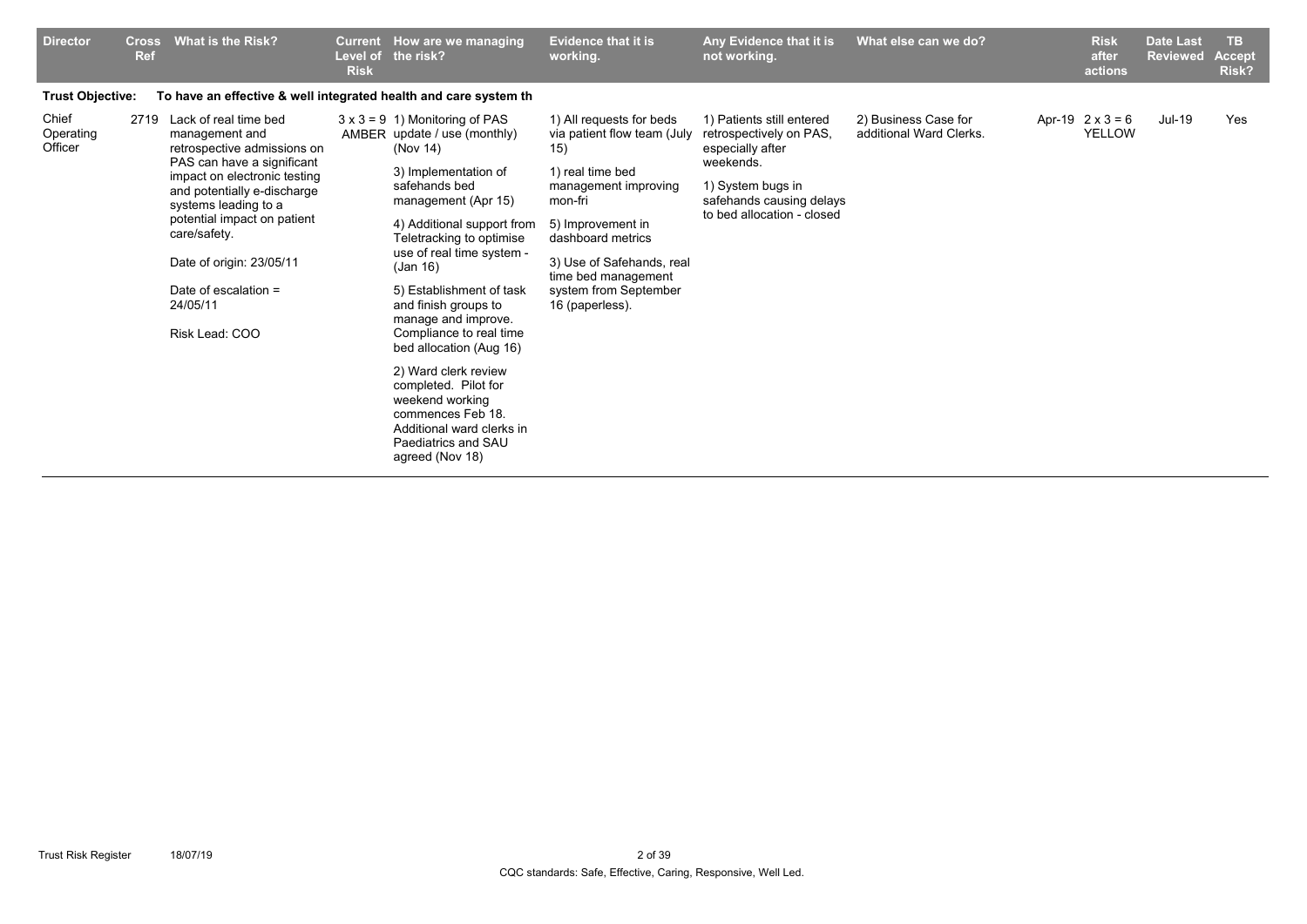| Director | Cross Ref | What is the Risk? | Current Level of Risk | How are we managing the risk? | Evidence that it is working. | Any Evidence that it is not working. | What else can we do? | Risk after actions | Date Last Reviewed | TB Accept Risk? |
|---|---|---|---|---|---|---|---|---|---|---|
| **Trust Objective:** | | **To have an effective & well integrated health and care system th** | | | | | | | | |
| Chief Operating Officer | 2719 | Lack of real time bed management and retrospective admissions on PAS can have a significant impact on electronic testing and potentially e-discharge systems leading to a potential impact on patient care/safety.<br><br>Date of origin: 23/05/11<br><br>Date of escalation = 24/05/11<br><br>Risk Lead: COO | 3 x 3 = 9 AMBER | 1) Monitoring of PAS update / use (monthly) (Nov 14)<br><br>3) Implementation of safehands bed management (Apr 15)<br><br>4) Additional support from Teletracking to optimise use of real time system - (Jan 16)<br><br>5) Establishment of task and finish groups to manage and improve. Compliance to real time bed allocation (Aug 16)<br><br>2) Ward clerk review completed. Pilot for weekend working commences Feb 18. Additional ward clerks in Paediatrics and SAU agreed (Nov 18) | 1) All requests for beds via patient flow team (July 15)<br><br>1) real time bed management improving mon-fri<br><br>5) Improvement in dashboard metrics<br><br>3) Use of Safehands, real time bed management system from September 16 (paperless). | 1) Patients still entered retrospectively on PAS, especially after weekends.<br><br>1) System bugs in safehands causing delays to bed allocation - closed | 2) Business Case for additional Ward Clerks. | Apr-19 2 x 3 = 6 YELLOW | Jul-19 | Yes |

CQC standards: Safe, Effective, Caring, Responsive, Well Led.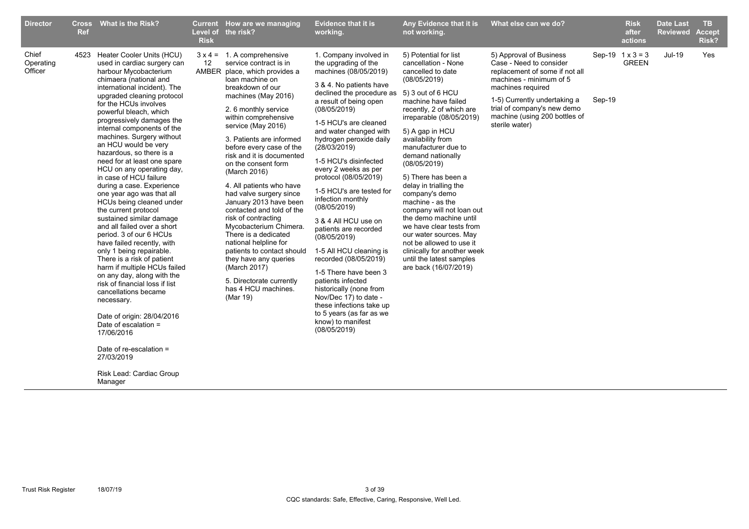| Director | Cross Ref | What is the Risk? | Current Level of Risk | How are we managing the risk? | Evidence that it is working. | Any Evidence that it is not working. | What else can we do? | | Risk after actions | Date Last Reviewed | TB Accept Risk? |
|---|---|---|---|---|---|---|---|---|---|---|---|
| Chief Operating Officer | 4523 | Heater Cooler Units (HCU) used in cardiac surgery can harbour Mycobacterium chimaera (national and international incident). The upgraded cleaning protocol for the HCUs involves powerful bleach, which progressively damages the internal components of the machines. Surgery without an HCU would be very hazardous, so there is a need for at least one spare HCU on any operating day, in case of HCU failure during a case. Experience one year ago was that all HCUs being cleaned under the current protocol sustained similar damage and all failed over a short period. 3 of our 6 HCUs have failed recently, with only 1 being repairable. There is a risk of patient harm if multiple HCUs failed on any day, along with the risk of financial loss if list cancellations became necessary.<br><br>Date of origin: 28/04/2016<br>Date of escalation = 17/06/2016<br><br>Date of re-escalation = 27/03/2019<br><br>Risk Lead: Cardiac Group Manager | 3 x 4 = 12 AMBER | 1. A comprehensive service contract is in place, which provides a loan machine on breakdown of our machines (May 2016)<br><br>2. 6 monthly service within comprehensive service (May 2016)<br><br>3. Patients are informed before every case of the risk and it is documented on the consent form (March 2016)<br><br>4. All patients who have had valve surgery since January 2013 have been contacted and told of the risk of contracting Mycobacterium Chimera. There is a dedicated national helpline for patients to contact should they have any queries (March 2017)<br><br>5. Directorate currently has 4 HCU machines. (Mar 19) | 1. Company involved in the upgrading of the machines (08/05/2019)<br><br>3 & 4. No patients have declined the procedure as a result of being open (08/05/2019)<br><br>1-5 HCU's are cleaned and water changed with hydrogen peroxide daily (28/03/2019)<br><br>1-5 HCU's disinfected every 2 weeks as per protocol (08/05/2019)<br><br>1-5 HCU's are tested for infection monthly (08/05/2019)<br><br>3 & 4 All HCU use on patients are recorded (08/05/2019)<br><br>1-5 All HCU cleaning is recorded (08/05/2019)<br><br>1-5 There have been 3 patients infected historically (none from Nov/Dec 17) to date - these infections take up to 5 years (as far as we know) to manifest (08/05/2019) | 5) Potential for list cancellation - None cancelled to date (08/05/2019)<br><br>5) 3 out of 6 HCU machine have failed recently, 2 of which are irreparable (08/05/2019)<br><br>5) A gap in HCU availability from manufacturer due to demand nationally (08/05/2019)<br><br>5) There has been a delay in trialling the company's demo machine - as the company will not loan out the demo machine until we have clear tests from our water sources. May not be allowed to use it clinically for another week until the latest samples are back (16/07/2019) | 5) Approval of Business Case - Need to consider replacement of some if not all machines - minimum of 5 machines required<br><br>1-5) Currently undertaking a trial of company's new demo machine (using 200 bottles of sterile water) | Sep-19<br><br>Sep-19 | 1 x 3 = 3 GREEN | Jul-19 | Yes |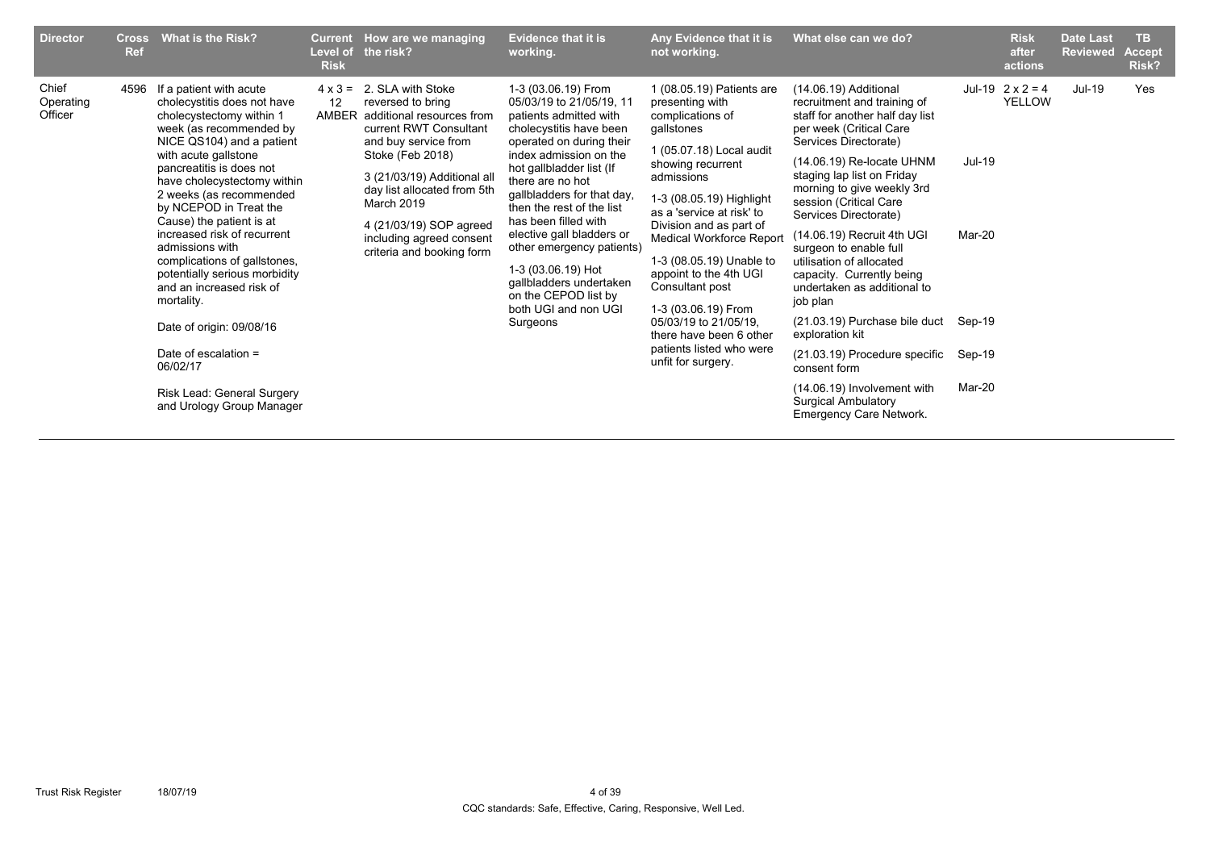| Director | Cross Ref | What is the Risk? | Current Level of Risk | How are we managing the risk? | Evidence that it is working. | Any Evidence that it is not working. | What else can we do? | | Risk after actions | Date Last Reviewed | TB Accept Risk? |
|---|---|---|---|---|---|---|---|---|---|---|---|
| Chief Operating Officer | 4596 | If a patient with acute cholecystitis does not have cholecystectomy within 1 week (as recommended by NICE QS104) and a patient with acute gallstone pancreatitis is does not have cholecystectomy within 2 weeks (as recommended by NCEPOD in Treat the Cause) the patient is at increased risk of recurrent admissions with complications of gallstones, potentially serious morbidity and an increased risk of mortality.<br><br>Date of origin: 09/08/16<br><br>Date of escalation = 06/02/17<br><br>Risk Lead: General Surgery and Urology Group Manager | 4 x 3 = 12 AMBER | 2. SLA with Stoke reversed to bring additional resources from current RWT Consultant and buy service from Stoke (Feb 2018)<br><br>3 (21/03/19) Additional all day list allocated from 5th March 2019<br><br>4 (21/03/19) SOP agreed including agreed consent criteria and booking form | 1-3 (03.06.19) From 05/03/19 to 21/05/19, 11 patients admitted with cholecystitis have been operated on during their index admission on the hot gallbladder list (If there are no hot gallbladders for that day, then the rest of the list has been filled with elective gall bladders or other emergency patients)<br><br>1-3 (03.06.19) Hot gallbladders undertaken on the CEPOD list by both UGI and non UGI Surgeons | 1 (08.05.19) Patients are presenting with complications of gallstones<br><br>1 (05.07.18) Local audit showing recurrent admissions<br><br>1-3 (08.05.19) Highlight as a 'service at risk' to Division and as part of Medical Workforce Report<br><br>1-3 (08.05.19) Unable to appoint to the 4th UGI Consultant post<br><br>1-3 (03.06.19) From 05/03/19 to 21/05/19, there have been 6 other patients listed who were unfit for surgery. | (14.06.19) Additional recruitment and training of staff for another half day list per week (Critical Care Services Directorate)<br><br>(14.06.19) Re-locate UHNM staging lap list on Friday morning to give weekly 3rd session (Critical Care Services Directorate)<br><br>(14.06.19) Recruit 4th UGI surgeon to enable full utilisation of allocated capacity. Currently being undertaken as additional to job plan<br><br>(21.03.19) Purchase bile duct exploration kit<br><br>(21.03.19) Procedure specific consent form<br><br>(14.06.19) Involvement with Surgical Ambulatory Emergency Care Network. | Jul-19<br><br>Jul-19<br><br>Mar-20<br><br>Sep-19<br><br>Sep-19<br><br>Mar-20 | 2 x 2 = 4 YELLOW | Jul-19 | Yes |

CQC standards: Safe, Effective, Caring, Responsive, Well Led.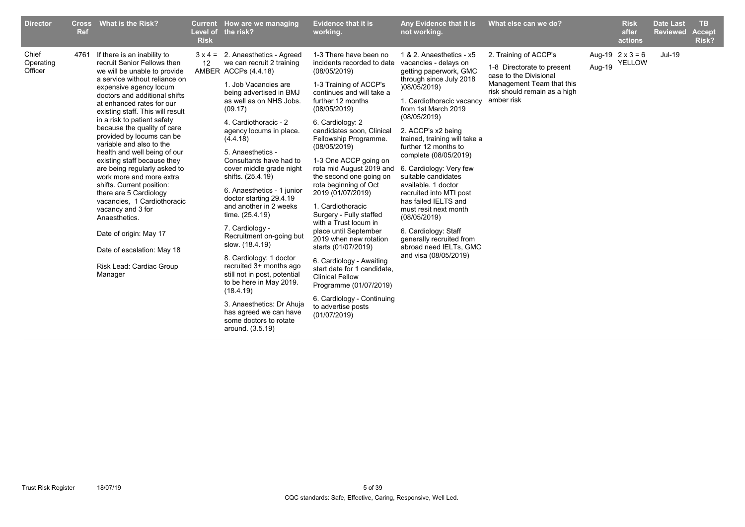| Director | Cross Ref | What is the Risk? | Current Level of Risk | How are we managing the risk? | Evidence that it is working. | Any Evidence that it is not working. | What else can we do? | | Risk after actions | Date Last Reviewed | TB Accept Risk? |
|---|---|---|---|---|---|---|---|---|---|---|---|
| Chief Operating Officer | 4761 | If there is an inability to recruit Senior Fellows then we will be unable to provide a service without reliance on expensive agency locum doctors and additional shifts at enhanced rates for our existing staff. This will result in a risk to patient safety because the quality of care provided by locums can be variable and also to the health and well being of our existing staff because they are being regularly asked to work more and more extra shifts. Current position: there are 5 Cardiology vacancies, 1 Cardiothoracic vacancy and 3 for Anaesthetics.<br><br>Date of origin: May 17<br><br>Date of escalation: May 18<br><br>Risk Lead: Cardiac Group Manager | 3 x 4 = 12 AMBER | 2. Anaesthetics - Agreed we can recruit 2 training ACCPs (4.4.18)<br><br>1. Job Vacancies are being advertised in BMJ as well as on NHS Jobs. (09.17)<br><br>4. Cardiothoracic - 2 agency locums in place. (4.4.18)<br><br>5. Anaesthetics - Consultants have had to cover middle grade night shifts. (25.4.19)<br><br>6. Anaesthetics - 1 junior doctor starting 29.4.19 and another in 2 weeks time. (25.4.19)<br><br>7. Cardiology - Recruitment on-going but slow. (18.4.19)<br><br>8. Cardiology: 1 doctor recruited 3+ months ago still not in post, potential to be here in May 2019. (18.4.19)<br><br>3. Anaesthetics: Dr Ahuja has agreed we can have some doctors to rotate around. (3.5.19) | 1-3 There have been no incidents recorded to date (08/05/2019)<br><br>1-3 Training of ACCP's continues and will take a further 12 months (08/05/2019)<br><br>6. Cardiology: 2 candidates soon, Clinical Fellowship Programme. (08/05/2019)<br><br>1-3 One ACCP going on rota mid August 2019 and the second one going on rota beginning of Oct 2019 (01/07/2019)<br><br>1. Cardiothoracic Surgery - Fully staffed with a Trust locum in place until September 2019 when new rotation starts (01/07/2019)<br><br>6. Cardiology - Awaiting start date for 1 candidate, Clinical Fellow Programme (01/07/2019)<br><br>6. Cardiology - Continuing to advertise posts (01/07/2019) | 1 & 2. Anaesthetics - x5 vacancies - delays on getting paperwork, GMC through since July 2018 )08/05/2019)<br><br>1. Cardiothoracic vacancy from 1st March 2019 (08/05/2019)<br><br>2. ACCP's x2 being trained, training will take a further 12 months to complete (08/05/2019)<br><br>6. Cardiology: Very few suitable candidates available. 1 doctor recruited into MTI post has failed IELTS and must resit next month (08/05/2019)<br><br>6. Cardiology: Staff generally recruited from abroad need IELTs, GMC and visa (08/05/2019) | 2. Training of ACCP's<br><br>1-8 Directorate to present case to the Divisional Management Team that this risk should remain as a high amber risk | Aug-19<br>Aug-19 | 2 x 3 = 6 YELLOW | Jul-19 | |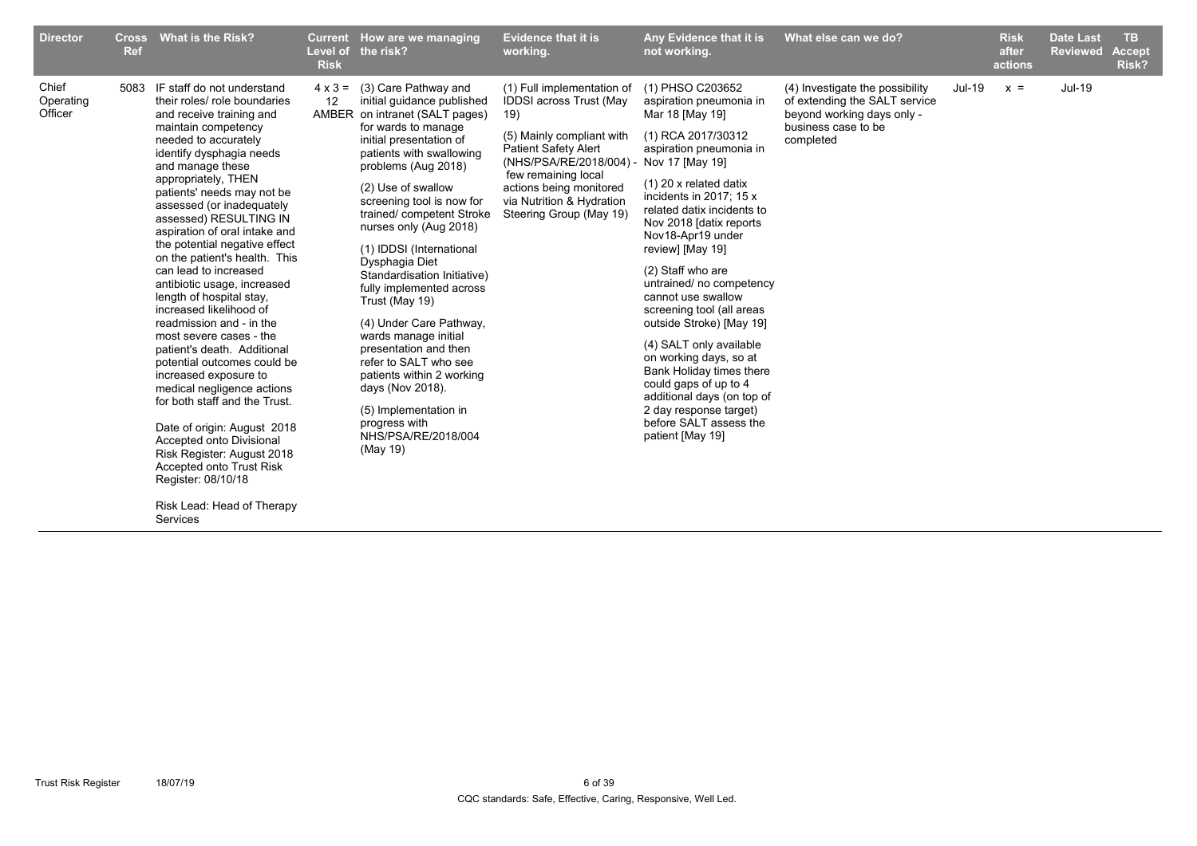| Director | Cross Ref | What is the Risk? | Current Level of Risk | How are we managing the risk? | Evidence that it is working. | Any Evidence that it is not working. | What else can we do? | | Risk after actions | Date Last Reviewed | TB Accept Risk? |
|---|---|---|---|---|---|---|---|---|---|---|---|
| Chief Operating Officer | 5083 | IF staff do not understand their roles/ role boundaries and receive training and maintain competency needed to accurately identify dysphagia needs and manage these appropriately, THEN patients' needs may not be assessed (or inadequately assessed) RESULTING IN aspiration of oral intake and the potential negative effect on the patient's health. This can lead to increased antibiotic usage, increased length of hospital stay, increased likelihood of readmission and - in the most severe cases - the patient's death. Additional potential outcomes could be increased exposure to medical negligence actions for both staff and the Trust.<br><br>Date of origin: August 2018<br>Accepted onto Divisional Risk Register: August 2018<br>Accepted onto Trust Risk Register: 08/10/18<br><br>Risk Lead: Head of Therapy Services | 4 x 3 = 12 AMBER | (3) Care Pathway and initial guidance published on intranet (SALT pages) for wards to manage initial presentation of patients with swallowing problems (Aug 2018)<br><br>(2) Use of swallow screening tool is now for trained/ competent Stroke nurses only (Aug 2018)<br><br>(1) IDDSI (International Dysphagia Diet Standardisation Initiative) fully implemented across Trust (May 19)<br><br>(4) Under Care Pathway, wards manage initial presentation and then refer to SALT who see patients within 2 working days (Nov 2018).<br><br>(5) Implementation in progress with NHS/PSA/RE/2018/004 (May 19) | (1) Full implementation of IDDSI across Trust (May 19)<br><br>(5) Mainly compliant with Patient Safety Alert (NHS/PSA/RE/2018/004) - few remaining local actions being monitored via Nutrition & Hydration Steering Group (May 19) | (1) PHSO C203652 aspiration pneumonia in Mar 18 [May 19]<br><br>(1) RCA 2017/30312 aspiration pneumonia in Nov 17 [May 19]<br><br>(1) 20 x related datix incidents in 2017; 15 x related datix incidents to Nov 2018 [datix reports Nov18-Apr19 under review] [May 19]<br><br>(2) Staff who are untrained/ no competency cannot use swallow screening tool (all areas outside Stroke) [May 19]<br><br>(4) SALT only available on working days, so at Bank Holiday times there could gaps of up to 4 additional days (on top of 2 day response target) before SALT assess the patient [May 19] | (4) Investigate the possibility of extending the SALT service beyond working days only - business case to be completed | Jul-19 | x = | Jul-19 | |

CQC standards: Safe, Effective, Caring, Responsive, Well Led.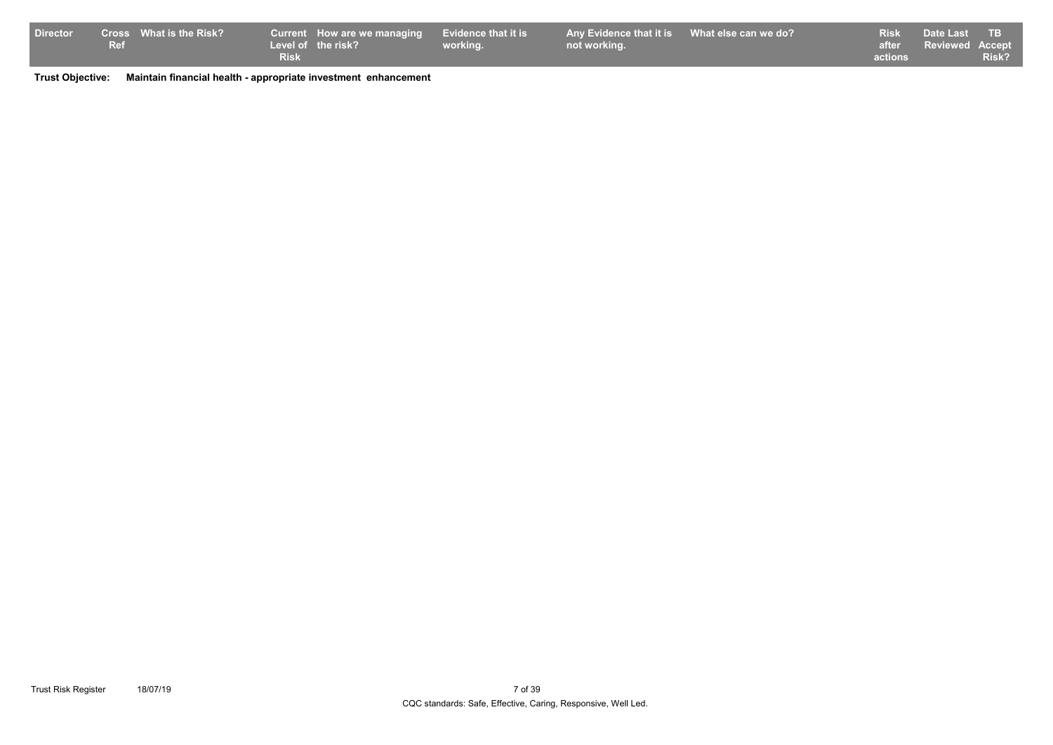| Director | Cross Ref | What is the Risk? | Current Level of Risk | How are we managing the risk? | Evidence that it is working. | Any Evidence that it is not working. | What else can we do? | Risk after actions | Date Last Reviewed | TB Accept Risk? |
|---|---|---|---|---|---|---|---|---|---|---|

**Trust Objective:** **Maintain financial health - appropriate investment enhancement**

CQC standards: Safe, Effective, Caring, Responsive, Well Led.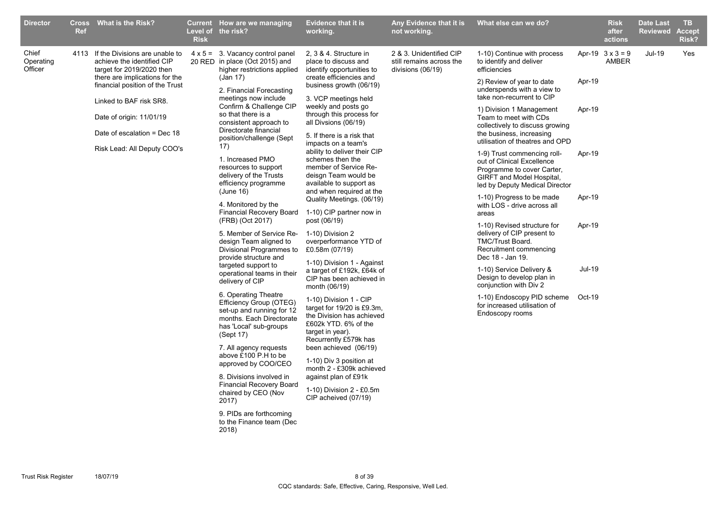| Director | Cross Ref | What is the Risk? | Current Level of Risk | How are we managing the risk? | Evidence that it is working. | Any Evidence that it is not working. | What else can we do? | | Risk after actions | Date Last Reviewed | TB Accept Risk? |
|---|---|---|---|---|---|---|---|---|---|---|---|
| Chief Operating Officer | 4113 | If the Divisions are unable to achieve the identified CIP target for 2019/2020 then there are implications for the financial position of the Trust<br><br>Linked to BAF risk SR8.<br><br>Date of origin: 11/01/19<br><br>Date of escalation = Dec 18<br><br>Risk Lead: All Deputy COO's | 4 x 5 = 20 RED | 3. Vacancy control panel in place (Oct 2015) and higher restrictions applied (Jan 17)<br><br>2. Financial Forecasting meetings now include Confirm & Challenge CIP so that there is a consistent approach to Directorate financial position/challenge (Sept 17)<br><br>1. Increased PMO resources to support delivery of the Trusts efficiency programme (June 16)<br><br>4. Monitored by the Financial Recovery Board (FRB) (Oct 2017)<br><br>5. Member of Service Re-design Team aligned to Divisional Programmes to provide structure and targeted support to operational teams in their delivery of CIP<br><br>6. Operating Theatre Efficiency Group (OTEG) set-up and running for 12 months. Each Directorate has 'Local' sub-groups (Sept 17)<br><br>7. All agency requests above £100 P.H to be approved by COO/CEO<br><br>8. Divisions involved in Financial Recovery Board chaired by CEO (Nov 2017)<br><br>9. PIDs are forthcoming to the Finance team (Dec 2018) | 2, 3 & 4. Structure in place to discuss and identify opportunities to create efficiencies and business growth (06/19)<br><br>3. VCP meetings held weekly and posts go through this process for all Divsions (06/19)<br><br>5. If there is a risk that impacts on a team's ability to deliver their CIP schemes then the member of Service Re-deisgn Team would be available to support as and when required at the Quality Meetings. (06/19)<br><br>1-10) CIP partner now in post (06/19)<br><br>1-10) Division 2 overperformance YTD of £0.58m (07/19)<br><br>1-10) Division 1 - Against a target of £192k, £64k of CIP has been achieved in month (06/19)<br><br>1-10) Division 1 - CIP target for 19/20 is £9.3m, the Division has achieved £602k YTD. 6% of the target in year). Recurrently £579k has been achieved (06/19)<br><br>1-10) Div 3 position at month 2 - £309k achieved against plan of £91k<br><br>1-10) Division 2 - £0.5m CIP acheived (07/19) | 2 & 3. Unidentified CIP still remains across the divisions (06/19) | 1-10) Continue with process to identify and deliver efficiencies<br><br>2) Review of year to date underspends with a view to take non-recurrent to CIP<br><br>1) Division 1 Management Team to meet with CDs collectively to discuss growing the business, increasing utilisation of theatres and OPD<br><br>1-9) Trust commencing roll-out of Clinical Excellence Programme to cover Carter, GIRFT and Model Hospital, led by Deputy Medical Director<br><br>1-10) Progress to be made with LOS - drive across all areas<br><br>1-10) Revised structure for delivery of CIP present to TMC/Trust Board. Recruitment commencing Dec 18 - Jan 19.<br><br>1-10) Service Delivery & Design to develop plan in conjunction with Div 2<br><br>1-10) Endoscopy PID scheme for increased utilisation of Endoscopy rooms | Apr-19<br><br>Apr-19<br><br>Apr-19<br><br>Apr-19<br><br>Apr-19<br><br>Apr-19<br><br>Jul-19<br><br>Oct-19 | 3 x 3 = 9 AMBER | Jul-19 | Yes |

CQC standards: Safe, Effective, Caring, Responsive, Well Led.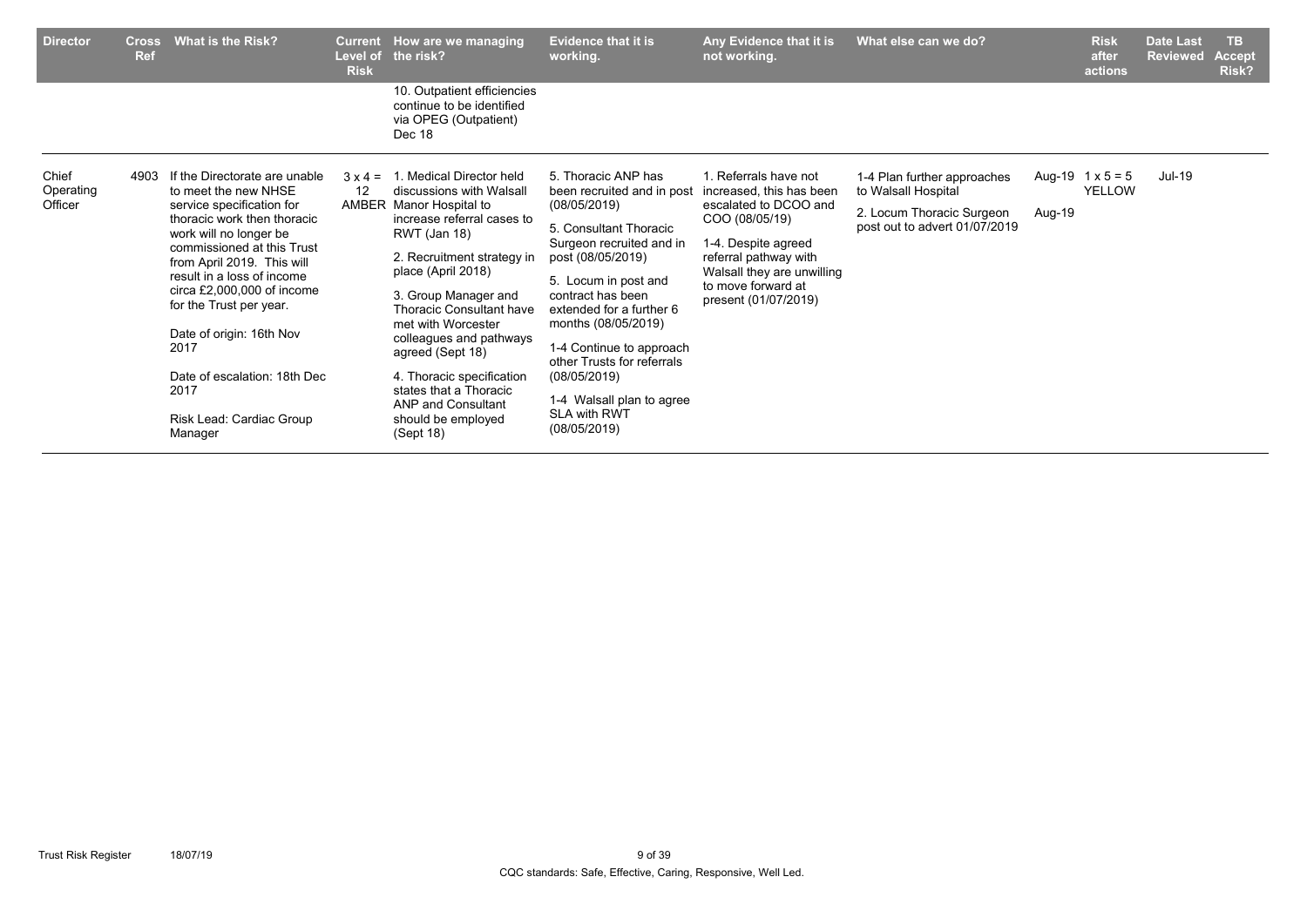| Director | Cross Ref | What is the Risk? | Current Level of Risk | How are we managing the risk? | Evidence that it is working. | Any Evidence that it is not working. | What else can we do? | | Risk after actions | Date Last Reviewed | TB Accept Risk? |
|---|---|---|---|---|---|---|---|---|---|---|---|
| | | | | 10. Outpatient efficiencies continue to be identified via OPEG (Outpatient) Dec 18 | | | | | | | |
| Chief Operating Officer | 4903 | If the Directorate are unable to meet the new NHSE service specification for thoracic work then thoracic work will no longer be commissioned at this Trust from April 2019. This will result in a loss of income circa £2,000,000 of income for the Trust per year.<br><br>Date of origin: 16th Nov 2017<br><br>Date of escalation: 18th Dec 2017<br><br>Risk Lead: Cardiac Group Manager | 3 x 4 = 12 AMBER | 1. Medical Director held discussions with Walsall Manor Hospital to increase referral cases to RWT (Jan 18)<br><br>2. Recruitment strategy in place (April 2018)<br><br>3. Group Manager and Thoracic Consultant have met with Worcester colleagues and pathways agreed (Sept 18)<br><br>4. Thoracic specification states that a Thoracic ANP and Consultant should be employed (Sept 18) | 5. Thoracic ANP has been recruited and in post (08/05/2019)<br><br>5. Consultant Thoracic Surgeon recruited and in post (08/05/2019)<br><br>5. Locum in post and contract has been extended for a further 6 months (08/05/2019)<br><br>1-4 Continue to approach other Trusts for referrals (08/05/2019)<br><br>1-4 Walsall plan to agree SLA with RWT (08/05/2019) | 1. Referrals have not increased, this has been escalated to DCOO and COO (08/05/19)<br><br>1-4. Despite agreed referral pathway with Walsall they are unwilling to move forward at present (01/07/2019) | 1-4 Plan further approaches to Walsall Hospital<br><br>2. Locum Thoracic Surgeon post out to advert 01/07/2019 | Aug-19<br><br>Aug-19 | 1 x 5 = 5 YELLOW | Jul-19 | |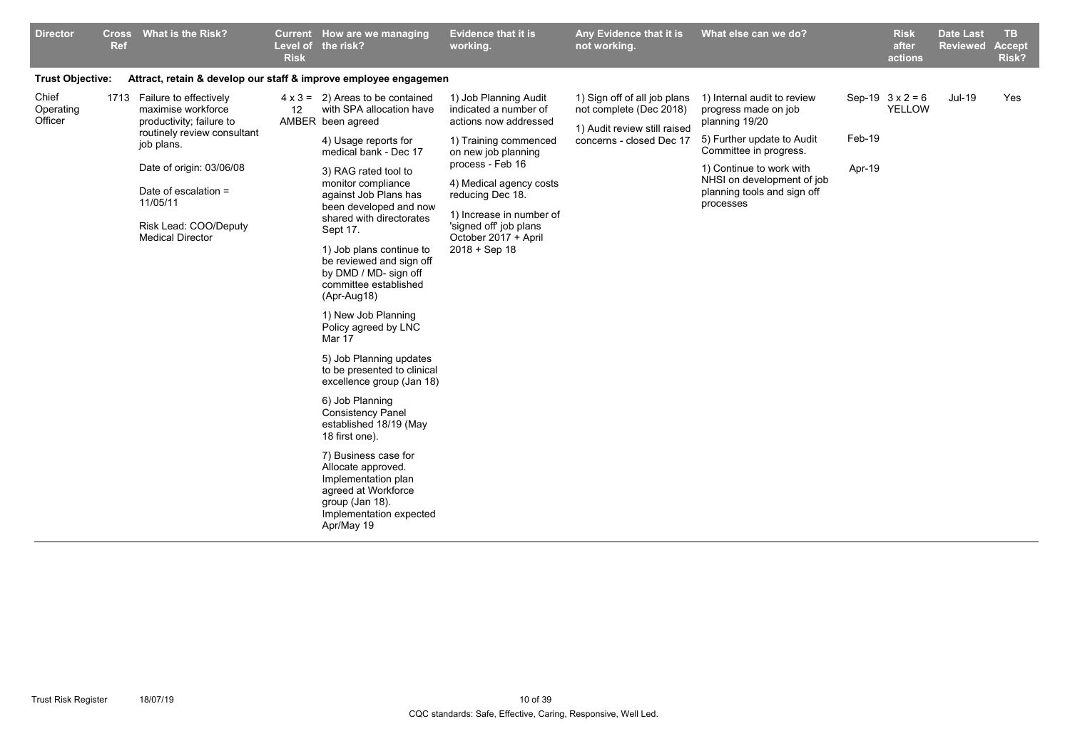| Director | Cross Ref | What is the Risk? | Current Level of Risk | How are we managing the risk? | Evidence that it is working. | Any Evidence that it is not working. | What else can we do? | | Risk after actions | Date Last Reviewed | TB Accept Risk? |
|---|---|---|---|---|---|---|---|---|---|---|---|
| **Trust Objective:** | | **Attract, retain & develop our staff & improve employee engagemen** | | | | | | | | | |
| Chief Operating Officer | 1713 | Failure to effectively maximise workforce productivity; failure to routinely review consultant job plans.<br><br>Date of origin: 03/06/08<br><br>Date of escalation = 11/05/11<br><br>Risk Lead: COO/Deputy Medical Director | 4 x 3 = 12 AMBER | 2) Areas to be contained with SPA allocation have been agreed<br><br>4) Usage reports for medical bank - Dec 17<br><br>3) RAG rated tool to monitor compliance against Job Plans has been developed and now shared with directorates Sept 17.<br><br>1) Job plans continue to be reviewed and sign off by DMD / MD- sign off committee established (Apr-Aug18)<br><br>1) New Job Planning Policy agreed by LNC Mar 17<br><br>5) Job Planning updates to be presented to clinical excellence group (Jan 18)<br><br>6) Job Planning Consistency Panel established 18/19 (May 18 first one).<br><br>7) Business case for Allocate approved. Implementation plan agreed at Workforce group (Jan 18). Implementation expected Apr/May 19 | 1) Job Planning Audit indicated a number of actions now addressed<br><br>1) Training commenced on new job planning process - Feb 16<br><br>4) Medical agency costs reducing Dec 18.<br><br>1) Increase in number of 'signed off' job plans October 2017 + April 2018 + Sep 18 | 1) Sign off of all job plans not complete (Dec 2018)<br><br>1) Audit review still raised concerns - closed Dec 17 | 1) Internal audit to review progress made on job planning 19/20<br><br>5) Further update to Audit Committee in progress.<br><br>1) Continue to work with NHSI on development of job planning tools and sign off processes | Sep-19<br><br>Feb-19<br><br>Apr-19 | 3 x 2 = 6 YELLOW | Jul-19 | Yes |

Trust Risk Register 18/07/19

CQC standards: Safe, Effective, Caring, Responsive, Well Led.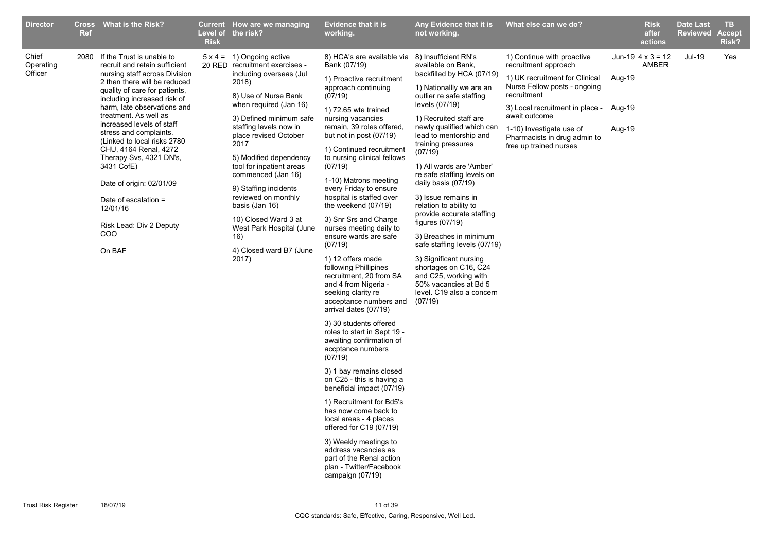| Director | Cross Ref | What is the Risk? | Current Level of the Risk | How are we managing the risk? | Evidence that it is working. | Any Evidence that it is not working. | What else can we do? | | Risk after actions | Date Last Reviewed | TB Accept Risk? |
|---|---|---|---|---|---|---|---|---|---|---|---|
| Chief Operating Officer | 2080 | If the Trust is unable to recruit and retain sufficient nursing staff across Division 2 then there will be reduced quality of care for patients, including increased risk of harm, late observations and treatment. As well as increased levels of staff stress and complaints. (Linked to local risks 2780 CHU, 4164 Renal, 4272 Therapy Svs, 4321 DN's, 3431 CofE)<br><br>Date of origin: 02/01/09<br><br>Date of escalation = 12/01/16<br><br>Risk Lead: Div 2 Deputy COO<br><br>On BAF | 5 x 4 = 20 RED | 1) Ongoing active recruitment exercises - including overseas (Jul 2018)<br><br>8) Use of Nurse Bank when required (Jan 16)<br><br>3) Defined minimum safe staffing levels now in place revised October 2017<br><br>5) Modified dependency tool for inpatient areas commenced (Jan 16)<br><br>9) Staffing incidents reviewed on monthly basis (Jan 16)<br><br>10) Closed Ward 3 at West Park Hospital (June 16)<br><br>4) Closed ward B7 (June 2017) | 8) HCA's are available via Bank (07/19)<br><br>1) Proactive recruitment approach continuing (07/19)<br><br>1) 72.65 wte trained nursing vacancies remain, 39 roles offered, but not in post (07/19)<br><br>1) Continued recruitment to nursing clinical fellows (07/19)<br><br>1-10) Matrons meeting every Friday to ensure hospital is staffed over the weekend (07/19)<br><br>3) Snr Srs and Charge nurses meeting daily to ensure wards are safe (07/19)<br><br>1) 12 offers made following Phillipines recruitment, 20 from SA and 4 from Nigeria - seeking clarity re acceptance numbers and arrival dates (07/19)<br><br>3) 30 students offered roles to start in Sept 19 - awaiting confirmation of accptance numbers (07/19)<br><br>3) 1 bay remains closed on C25 - this is having a beneficial impact (07/19)<br><br>1) Recruitment for Bd5's has now come back to local areas - 4 places offered for C19 (07/19)<br><br>3) Weekly meetings to address vacancies as part of the Renal action plan - Twitter/Facebook campaign (07/19) | 8) Insufficient RN's available on Bank, backfilled by HCA (07/19)<br><br>1) Nationallly we are an outlier re safe staffing levels (07/19)<br><br>1) Recruited staff are newly qualified which can lead to mentorship and training pressures (07/19)<br><br>1) All wards are 'Amber' re safe staffing levels on daily basis (07/19)<br><br>3) Issue remains in relation to ability to provide accurate staffing figures (07/19)<br><br>3) Breaches in minimum safe staffing levels (07/19)<br><br>3) Significant nursing shortages on C16, C24 and C25, working with 50% vacancies at Bd 5 level. C19 also a concern (07/19) | 1) Continue with proactive recruitment approach<br><br>1) UK recruitment for Clinical Nurse Fellow posts - ongoing recruitment<br><br>3) Local recruitment in place - await outcome<br><br>1-10) Investigate use of Pharmacists in drug admin to free up trained nurses | Jun-19<br><br>Aug-19<br><br>Aug-19<br><br>Aug-19 | 4 x 3 = 12 AMBER | Jul-19 | Yes |

CQC standards: Safe, Effective, Caring, Responsive, Well Led.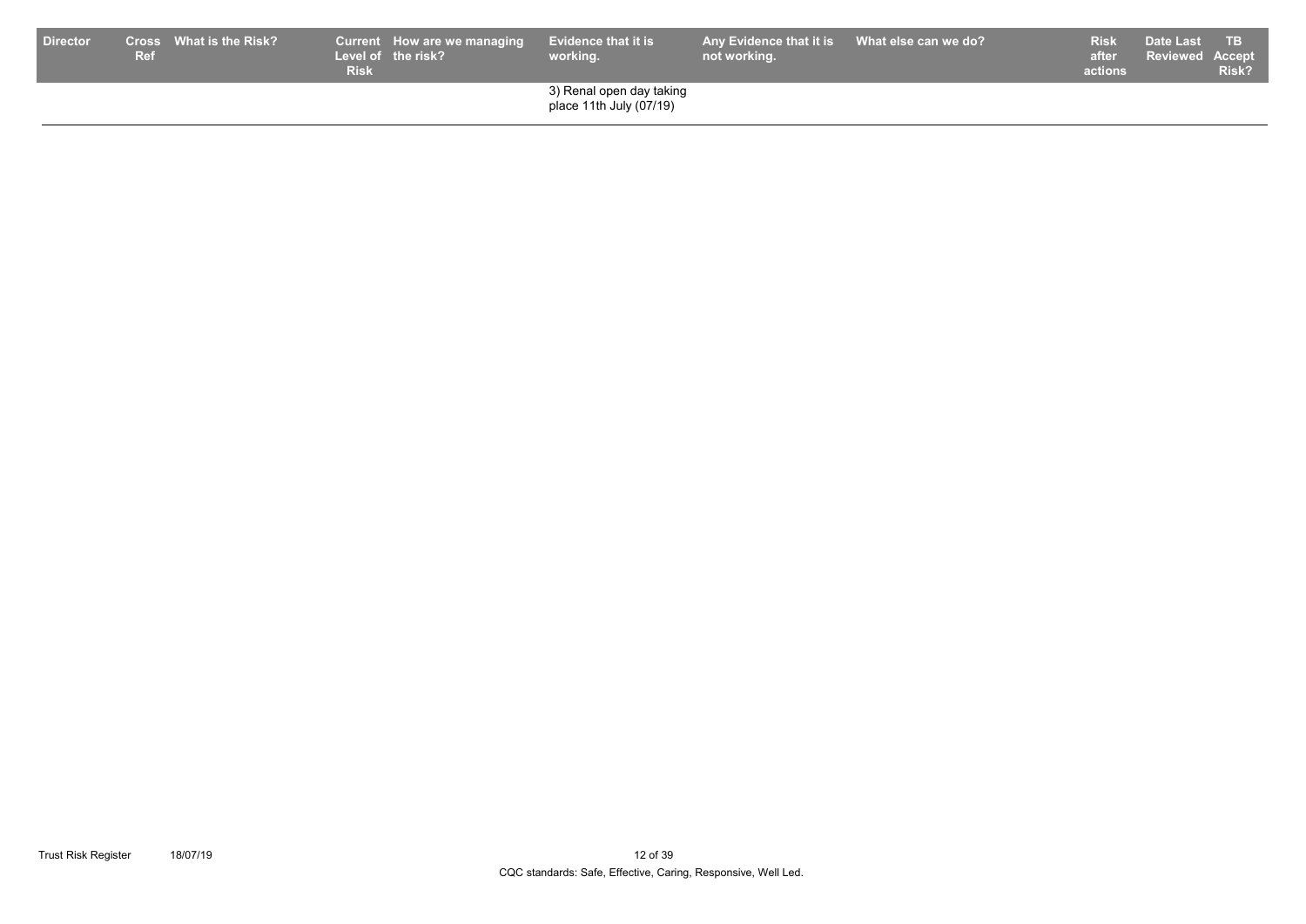| Director | Cross Ref | What is the Risk? | Current Level of Risk | How are we managing the risk? | Evidence that it is working. | Any Evidence that it is not working. | What else can we do? | Risk after actions | Date Last Reviewed | TB Accept Risk? |
|---|---|---|---|---|---|---|---|---|---|---|
| | | | | | 3) Renal open day taking place 11th July (07/19) | | | | | |

CQC standards: Safe, Effective, Caring, Responsive, Well Led.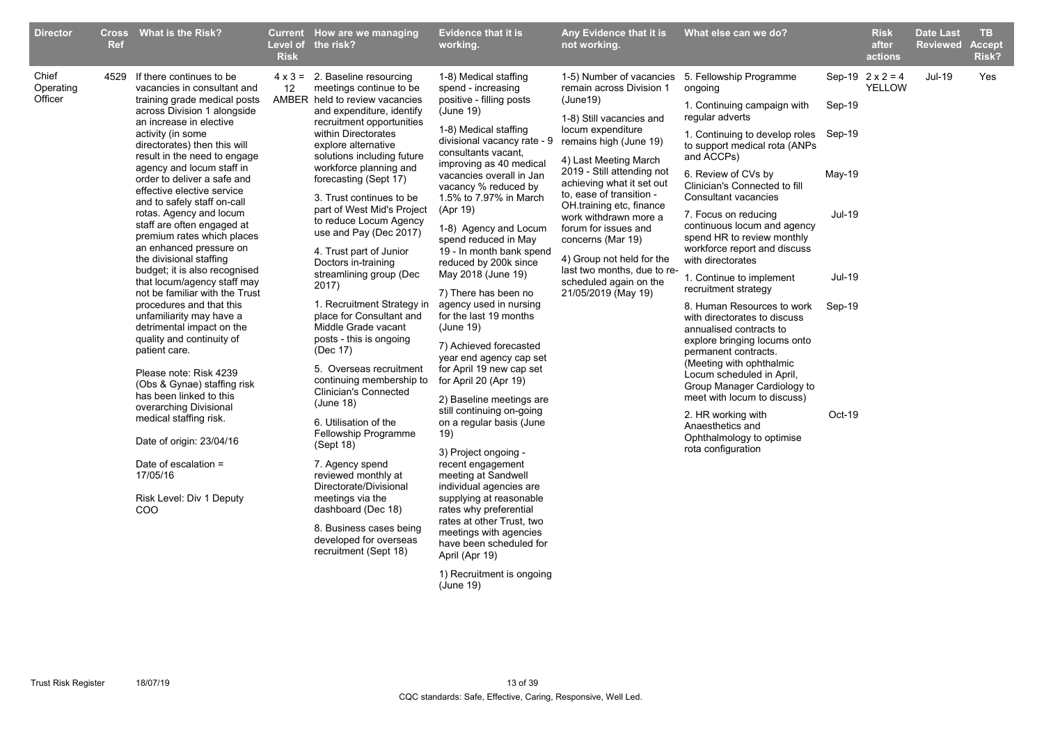| Director | Cross Ref | What is the Risk? | Current Level of Risk | How are we managing the risk? | Evidence that it is working. | Any Evidence that it is not working. | What else can we do? | | Risk after actions | Date Last Reviewed | TB Accept Risk? |
|---|---|---|---|---|---|---|---|---|---|---|---|
| Chief Operating Officer | 4529 | If there continues to be vacancies in consultant and training grade medical posts across Division 1 alongside an increase in elective activity (in some directorates) then this will result in the need to engage agency and locum staff in order to deliver a safe and effective elective service and to safely staff on-call rotas. Agency and locum staff are often engaged at premium rates which places an enhanced pressure on the divisional staffing budget; it is also recognised that locum/agency staff may not be familiar with the Trust procedures and that this unfamiliarity may have a detrimental impact on the quality and continuity of patient care.<br><br>Please note: Risk 4239 (Obs & Gynae) staffing risk has been linked to this overarching Divisional medical staffing risk.<br><br>Date of origin: 23/04/16<br><br>Date of escalation = 17/05/16<br><br>Risk Level: Div 1 Deputy COO | 4 x 3 = 12 AMBER | 2. Baseline resourcing meetings continue to be held to review vacancies and expenditure, identify recruitment opportunities within Directorates explore alternative solutions including future workforce planning and forecasting (Sept 17)<br><br>3. Trust continues to be part of West Mid's Project to reduce Locum Agency use and Pay (Dec 2017)<br><br>4. Trust part of Junior Doctors in-training streamlining group (Dec 2017)<br><br>1. Recruitment Strategy in place for Consultant and Middle Grade vacant posts - this is ongoing (Dec 17)<br><br>5. Overseas recruitment continuing membership to Clinician's Connected (June 18)<br><br>6. Utilisation of the Fellowship Programme (Sept 18)<br><br>7. Agency spend reviewed monthly at Directorate/Divisional meetings via the dashboard (Dec 18)<br><br>8. Business cases being developed for overseas recruitment (Sept 18) | 1-8) Medical staffing spend - increasing positive - filling posts (June 19)<br><br>1-8) Medical staffing divisional vacancy rate - 9 consultants vacant, improving as 40 medical vacancies overall in Jan vacancy % reduced by 1.5% to 7.97% in March (Apr 19)<br><br>1-8) Agency and Locum spend reduced in May 19 - In month bank spend reduced by 200k since May 2018 (June 19)<br><br>7) There has been no agency used in nursing for the last 19 months (June 19)<br><br>7) Achieved forecasted year end agency cap set for April 19 new cap set for April 20 (Apr 19)<br><br>2) Baseline meetings are still continuing on-going on a regular basis (June 19)<br><br>3) Project ongoing - recent engagement meeting at Sandwell individual agencies are supplying at reasonable rates why preferential rates at other Trust, two meetings with agencies have been scheduled for April (Apr 19)<br><br>1) Recruitment is ongoing (June 19) | 1-5) Number of vacancies remain across Division 1 (June19)<br><br>1-8) Still vacancies and locum expenditure remains high (June 19)<br><br>4) Last Meeting March 2019 - Still attending not achieving what it set out to, ease of transition - OH.training etc, finance work withdrawn more a forum for issues and concerns (Mar 19)<br><br>4) Group not held for the last two months, due to re-scheduled again on the 21/05/2019 (May 19) | 5. Fellowship Programme ongoing<br><br>1. Continuing campaign with regular adverts<br><br>1. Continuing to develop roles to support medical rota (ANPs and ACCPs)<br><br>6. Review of CVs by Clinician's Connected to fill Consultant vacancies<br><br>7. Focus on reducing continuous locum and agency spend HR to review monthly workforce report and discuss with directorates<br><br>1. Continue to implement recruitment strategy<br><br>8. Human Resources to work with directorates to discuss annualised contracts to explore bringing locums onto permanent contracts. (Meeting with ophthalmic Locum scheduled in April, Group Manager Cardiology to meet with locum to discuss)<br><br>2. HR working with Anaesthetics and Ophthalmology to optimise rota configuration | Sep-19<br><br>Sep-19<br><br>Sep-19<br><br>May-19<br><br>Jul-19<br><br>Jul-19<br><br>Sep-19<br><br>Oct-19 | 2 x 2 = 4 YELLOW | Jul-19 | Yes |

CQC standards: Safe, Effective, Caring, Responsive, Well Led.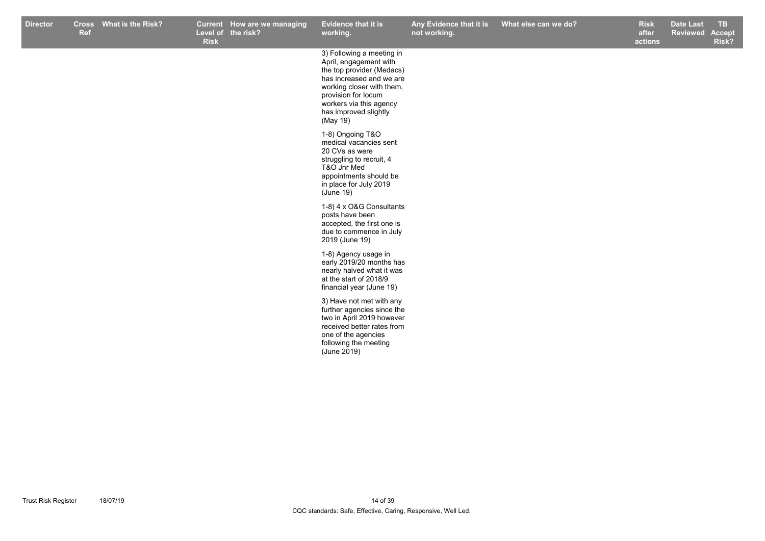| Director | Cross Ref | What is the Risk? | Current Level of Risk | How are we managing the risk? | Evidence that it is working. | Any Evidence that it is not working. | What else can we do? | Risk after actions | Date Last Reviewed | TB Accept Risk? |
|---|---|---|---|---|---|---|---|---|---|---|
| | | | | | 3) Following a meeting in April, engagement with the top provider (Medacs) has increased and we are working closer with them, provision for locum workers via this agency has improved slightly (May 19)<br><br>1-8) Ongoing T&O medical vacancies sent 20 CVs as were struggling to recruit, 4 T&O Jnr Med appointments should be in place for July 2019 (June 19)<br><br>1-8) 4 x O&G Consultants posts have been accepted, the first one is due to commence in July 2019 (June 19)<br><br>1-8) Agency usage in early 2019/20 months has nearly halved what it was at the start of 2018/9 financial year (June 19)<br><br>3) Have not met with any further agencies since the two in April 2019 however received better rates from one of the agencies following the meeting (June 2019) | | | | | |

Trust Risk Register 18/07/19

CQC standards: Safe, Effective, Caring, Responsive, Well Led.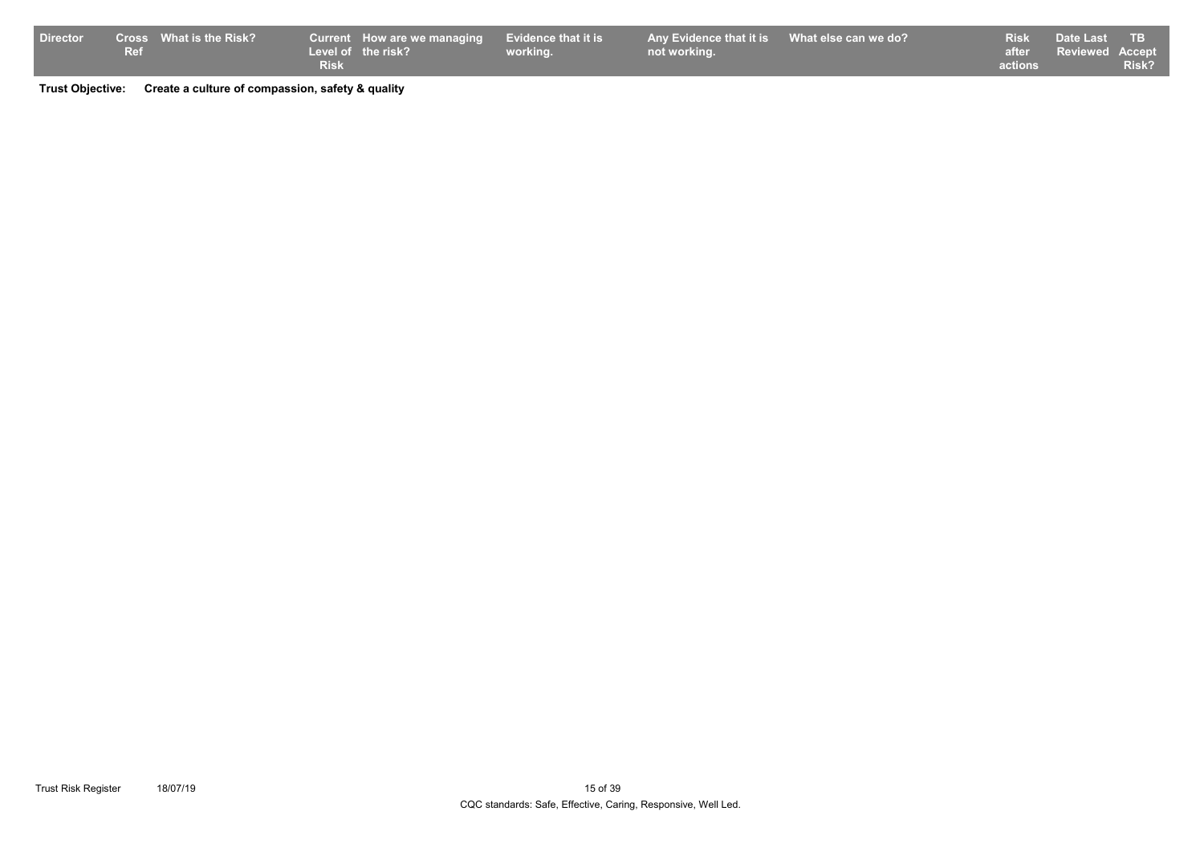| Director | Cross Ref | What is the Risk? | Current Level of Risk | How are we managing the risk? | Evidence that it is working. | Any Evidence that it is not working. | What else can we do? | Risk after actions | Date Last Reviewed | TB Accept Risk? |
|---|---|---|---|---|---|---|---|---|---|---|

**Trust Objective:** **Create a culture of compassion, safety & quality**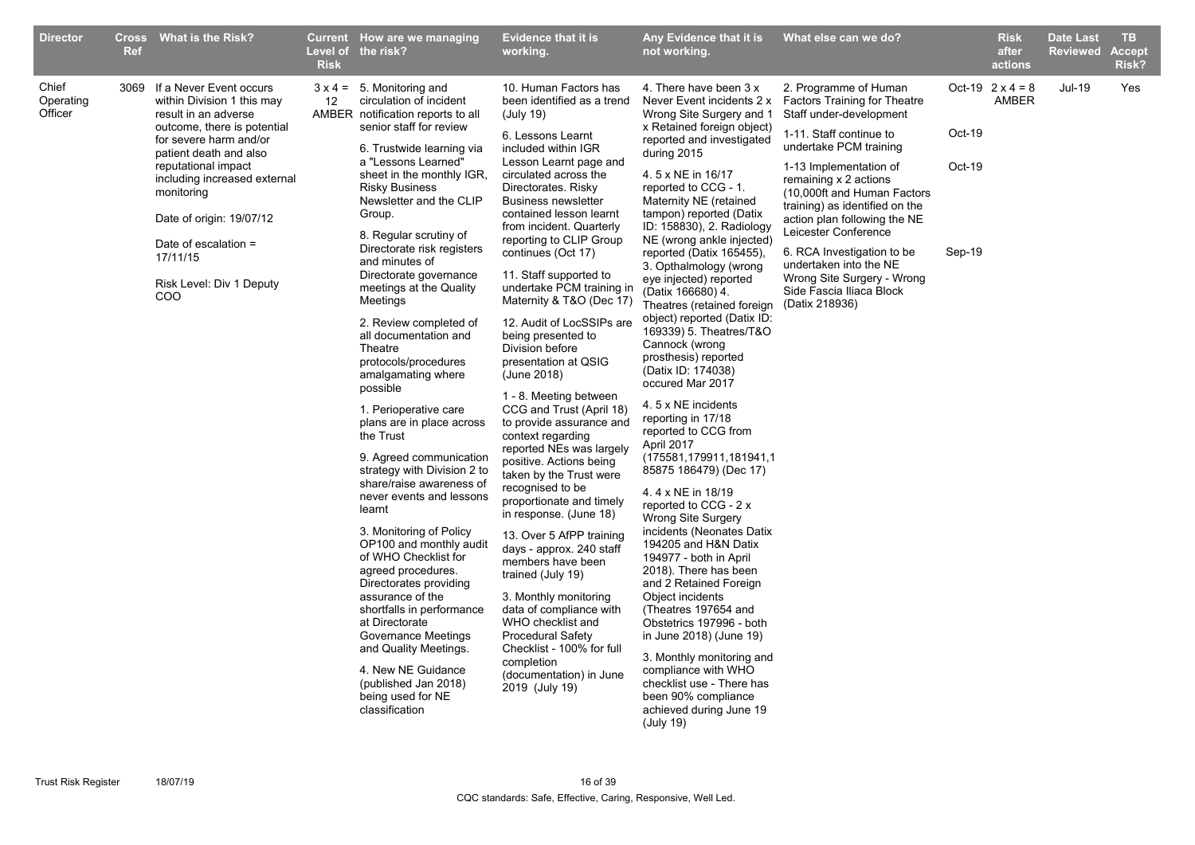| Director | Cross Ref | What is the Risk? | Current Level of Risk | How are we managing the risk? | Evidence that it is working. | Any Evidence that it is not working. | What else can we do? | | Risk after actions | Date Last Reviewed | TB Accept Risk? |
|---|---|---|---|---|---|---|---|---|---|---|---|
| Chief Operating Officer | 3069 | If a Never Event occurs within Division 1 this may result in an adverse outcome, there is potential for severe harm and/or patient death and also reputational impact including increased external monitoring<br><br>Date of origin: 19/07/12<br><br>Date of escalation = 17/11/15<br><br>Risk Level: Div 1 Deputy COO | 3 x 4 = 12 AMBER | 5. Monitoring and circulation of incident notification reports to all senior staff for review<br><br>6. Trustwide learning via a "Lessons Learned" sheet in the monthly IGR, Risky Business Newsletter and the CLIP Group.<br><br>8. Regular scrutiny of Directorate risk registers and minutes of Directorate governance meetings at the Quality Meetings<br><br>2. Review completed of all documentation and Theatre protocols/procedures amalgamating where possible<br><br>1. Perioperative care plans are in place across the Trust<br><br>9. Agreed communication strategy with Division 2 to share/raise awareness of never events and lessons learnt<br><br>3. Monitoring of Policy OP100 and monthly audit of WHO Checklist for agreed procedures. Directorates providing assurance of the shortfalls in performance at Directorate Governance Meetings and Quality Meetings.<br><br>4. New NE Guidance (published Jan 2018) being used for NE classification | 10. Human Factors has been identified as a trend (July 19)<br><br>6. Lessons Learnt included within IGR Lesson Learnt page and circulated across the Directorates. Risky Business newsletter contained lesson learnt from incident. Quarterly reporting to CLIP Group continues (Oct 17)<br><br>11. Staff supported to undertake PCM training in Maternity & T&O (Dec 17)<br><br>12. Audit of LocSSIPs are being presented to Division before presentation at QSIG (June 2018)<br><br>1 - 8. Meeting between CCG and Trust (April 18) to provide assurance and context regarding reported NEs was largely positive. Actions being taken by the Trust were recognised to be proportionate and timely in response. (June 18)<br><br>13. Over 5 AfPP training days - approx. 240 staff members have been trained (July 19)<br><br>3. Monthly monitoring data of compliance with WHO checklist and Procedural Safety Checklist - 100% for full completion (documentation) in June 2019 (July 19) | 4. There have been 3 x Never Event incidents 2 x Wrong Site Surgery and 1 x Retained foreign object) reported and investigated during 2015<br><br>4. 5 x NE in 16/17 reported to CCG - 1. Maternity NE (retained tampon) reported (Datix ID: 158830), 2. Radiology NE (wrong ankle injected) reported (Datix 165455), 3. Opthalmology (wrong eye injected) reported (Datix 166680) 4. Theatres (retained foreign object) reported (Datix ID: 169339) 5. Theatres/T&O Cannock (wrong prosthesis) reported (Datix ID: 174038) occured Mar 2017<br><br>4. 5 x NE incidents reporting in 17/18 reported to CCG from April 2017 (175581,179911,181941,185875 186479) (Dec 17)<br><br>4. 4 x NE in 18/19 reported to CCG - 2 x Wrong Site Surgery incidents (Neonates Datix 194205 and H&N Datix 194977 - both in April 2018). There has been and 2 Retained Foreign Object incidents (Theatres 197654 and Obstetrics 197996 - both in June 2018) (June 19)<br><br>3. Monthly monitoring and compliance with WHO checklist use - There has been 90% compliance achieved during June 19 (July 19) | 2. Programme of Human Factors Training for Theatre Staff under-development<br><br>1-11. Staff continue to undertake PCM training<br><br>1-13 Implementation of remaining x 2 actions (10,000ft and Human Factors training) as identified on the action plan following the NE Leicester Conference<br><br>6. RCA Investigation to be undertaken into the NE Wrong Site Surgery - Wrong Side Fascia Iliaca Block (Datix 218936) | Oct-19<br><br>Oct-19<br><br>Oct-19<br><br>Sep-19 | 2 x 4 = 8 AMBER | Jul-19 | Yes |

CQC standards: Safe, Effective, Caring, Responsive, Well Led.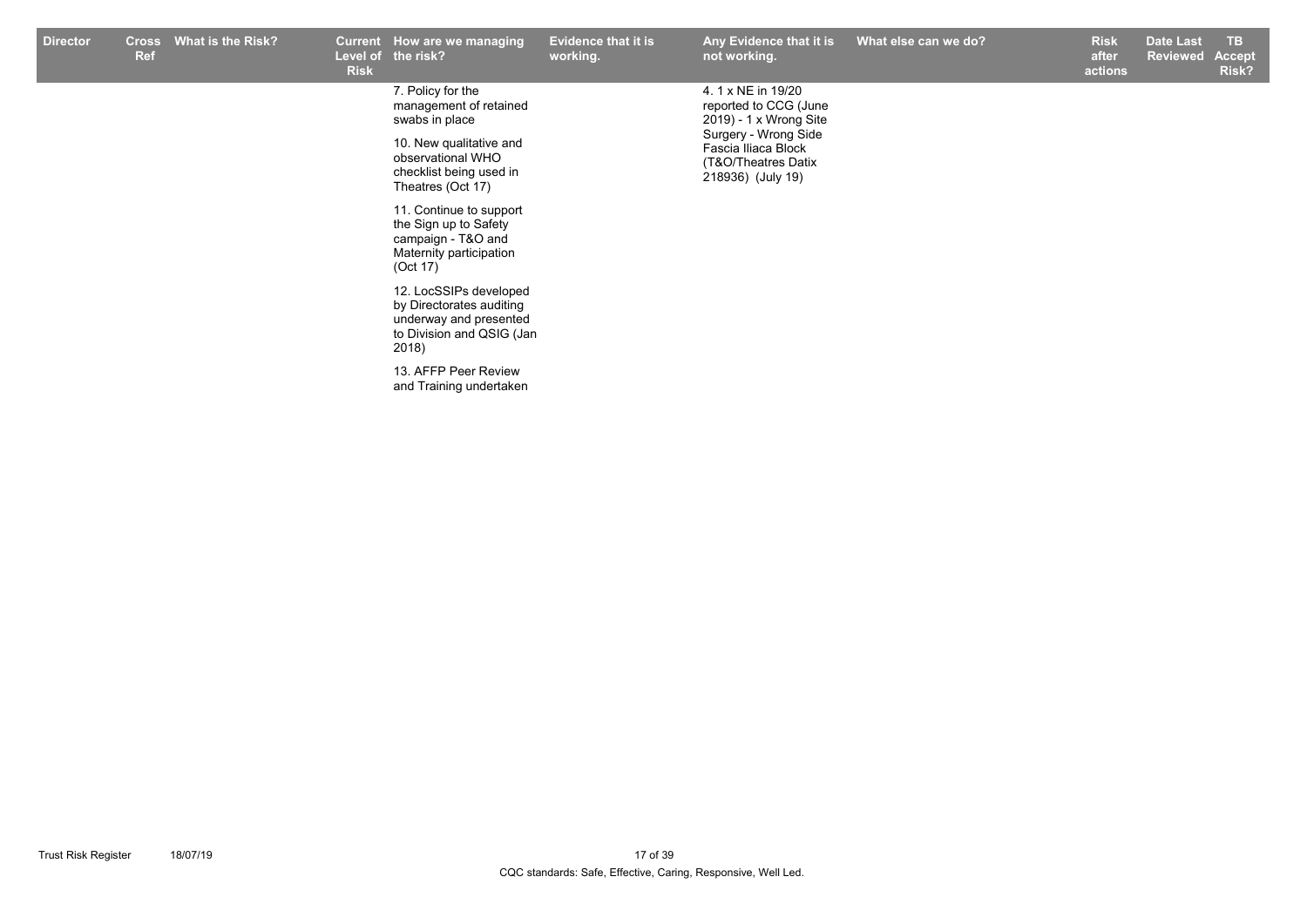| Director | Cross Ref | What is the Risk? | Current Level of Risk | How are we managing the risk? | Evidence that it is working. | Any Evidence that it is not working. | What else can we do? | Risk after actions | Date Last Reviewed | TB Accept Risk? |
|---|---|---|---|---|---|---|---|---|---|---|
| | | | | 7. Policy for the management of retained swabs in place<br><br>10. New qualitative and observational WHO checklist being used in Theatres (Oct 17)<br><br>11. Continue to support the Sign up to Safety campaign - T&O and Maternity participation (Oct 17)<br><br>12. LocSSIPs developed by Directorates auditing underway and presented to Division and QSIG (Jan 2018)<br><br>13. AFFP Peer Review and Training undertaken | | 4. 1 x NE in 19/20 reported to CCG (June 2019) - 1 x Wrong Site Surgery - Wrong Side Fascia Iliaca Block (T&O/Theatres Datix 218936) (July 19) | | | | |

CQC standards: Safe, Effective, Caring, Responsive, Well Led.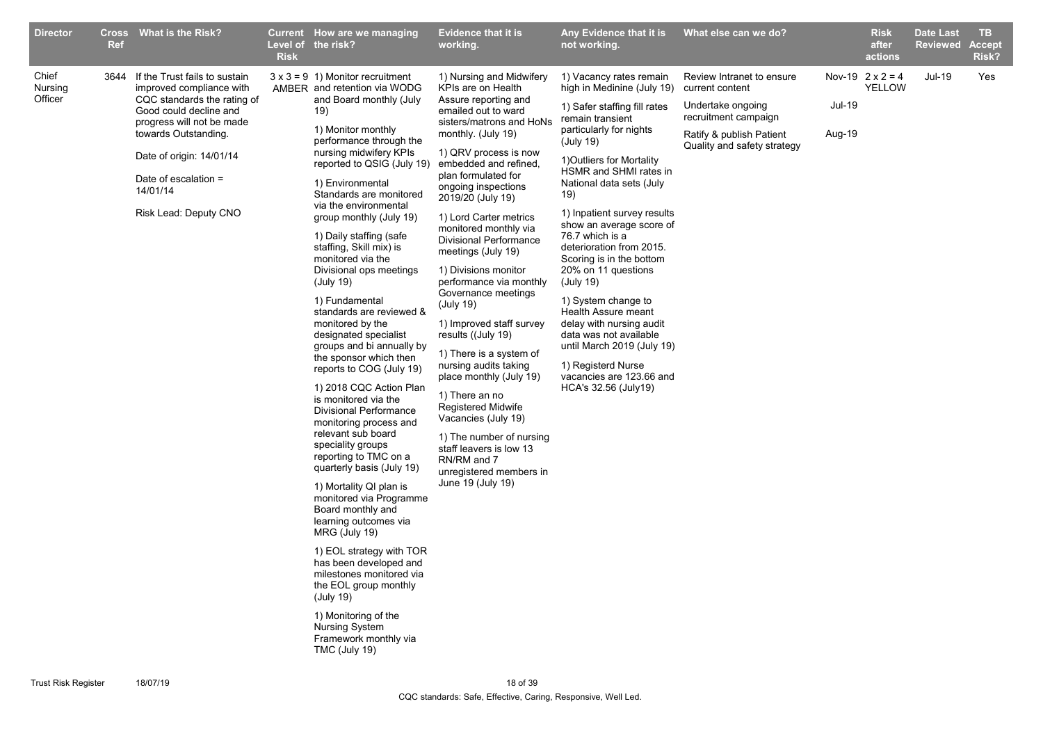| Director | Cross Ref | What is the Risk? | Current Level of Risk | How are we managing the risk? | Evidence that it is working. | Any Evidence that it is not working. | What else can we do? | | Risk after actions | Date Last Reviewed | TB Accept Risk? |
|---|---|---|---|---|---|---|---|---|---|---|---|
| Chief Nursing Officer | 3644 | If the Trust fails to sustain improved compliance with CQC standards the rating of Good could decline and progress will not be made towards Outstanding.<br><br>Date of origin: 14/01/14<br><br>Date of escalation = 14/01/14<br><br>Risk Lead: Deputy CNO | 3 x 3 = 9 AMBER | 1) Monitor recruitment and retention via WODG and Board monthly (July 19)<br><br>1) Monitor monthly performance through the nursing midwifery KPIs reported to QSIG (July 19)<br><br>1) Environmental Standards are monitored via the environmental group monthly (July 19)<br><br>1) Daily staffing (safe staffing, Skill mix) is monitored via the Divisional ops meetings (July 19)<br><br>1) Fundamental standards are reviewed & monitored by the designated specialist groups and bi annually by the sponsor which then reports to COG (July 19)<br><br>1) 2018 CQC Action Plan is monitored via the Divisional Performance monitoring process and relevant sub board speciality groups reporting to TMC on a quarterly basis (July 19)<br><br>1) Mortality QI plan is monitored via Programme Board monthly and learning outcomes via MRG (July 19)<br><br>1) EOL strategy with TOR has been developed and milestones monitored via the EOL group monthly (July 19)<br><br>1) Monitoring of the Nursing System Framework monthly via TMC (July 19) | 1) Nursing and Midwifery KPIs are on Health Assure reporting and emailed out to ward sisters/matrons and HoNs monthly. (July 19)<br><br>1) QRV process is now embedded and refined, plan formulated for ongoing inspections 2019/20 (July 19)<br><br>1) Lord Carter metrics monitored monthly via Divisional Performance meetings (July 19)<br><br>1) Divisions monitor performance via monthly Governance meetings (July 19)<br><br>1) Improved staff survey results ((July 19)<br><br>1) There is a system of nursing audits taking place monthly (July 19)<br><br>1) There an no Registered Midwife Vacancies (July 19)<br><br>1) The number of nursing staff leavers is low 13 RN/RM and 7 unregistered members in June 19 (July 19) | 1) Vacancy rates remain high in Medinine (July 19)<br><br>1) Safer staffing fill rates remain transient particularly for nights (July 19)<br><br>1)Outliers for Mortality HSMR and SHMI rates in National data sets (July 19)<br><br>1) Inpatient survey results show an average score of 76.7 which is a deterioration from 2015. Scoring is in the bottom 20% on 11 questions (July 19)<br><br>1) System change to Health Assure meant delay with nursing audit data was not available until March 2019 (July 19)<br><br>1) Registerd Nurse vacancies are 123.66 and HCA's 32.56 (July19) | Review Intranet to ensure current content<br><br>Undertake ongoing recruitment campaign<br><br>Ratify & publish Patient Quality and safety strategy | Nov-19<br><br>Jul-19<br><br>Aug-19 | 2 x 2 = 4 YELLOW | Jul-19 | Yes |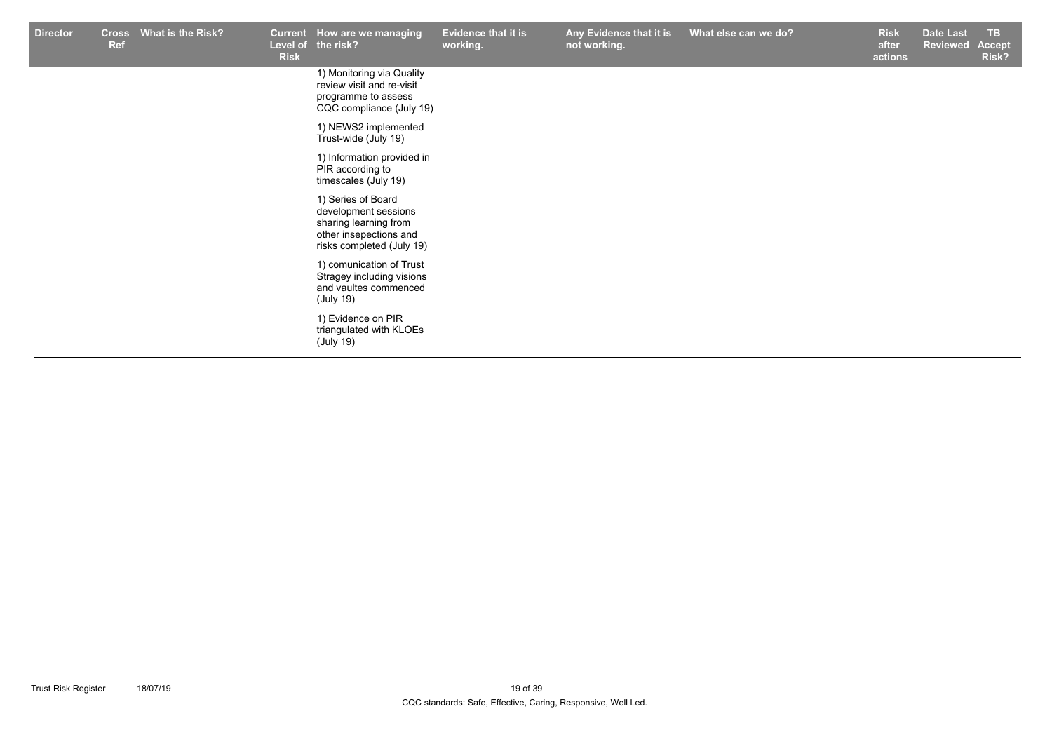| Director | Cross Ref | What is the Risk? | Current Level of Risk | How are we managing the risk? | Evidence that it is working. | Any Evidence that it is not working. | What else can we do? | Risk after actions | Date Last Reviewed | TB Accept Risk? |
|---|---|---|---|---|---|---|---|---|---|---|
| | | | | 1) Monitoring via Quality review visit and re-visit programme to assess CQC compliance (July 19) | | | | | | |
| | | | | 1) NEWS2 implemented Trust-wide (July 19) | | | | | | |
| | | | | 1) Information provided in PIR according to timescales (July 19) | | | | | | |
| | | | | 1) Series of Board development sessions sharing learning from other insepections and risks completed (July 19) | | | | | | |
| | | | | 1) comunication of Trust Stragey including visions and vaultes commenced (July 19) | | | | | | |
| | | | | 1) Evidence on PIR triangulated with KLOEs (July 19) | | | | | | |

CQC standards: Safe, Effective, Caring, Responsive, Well Led.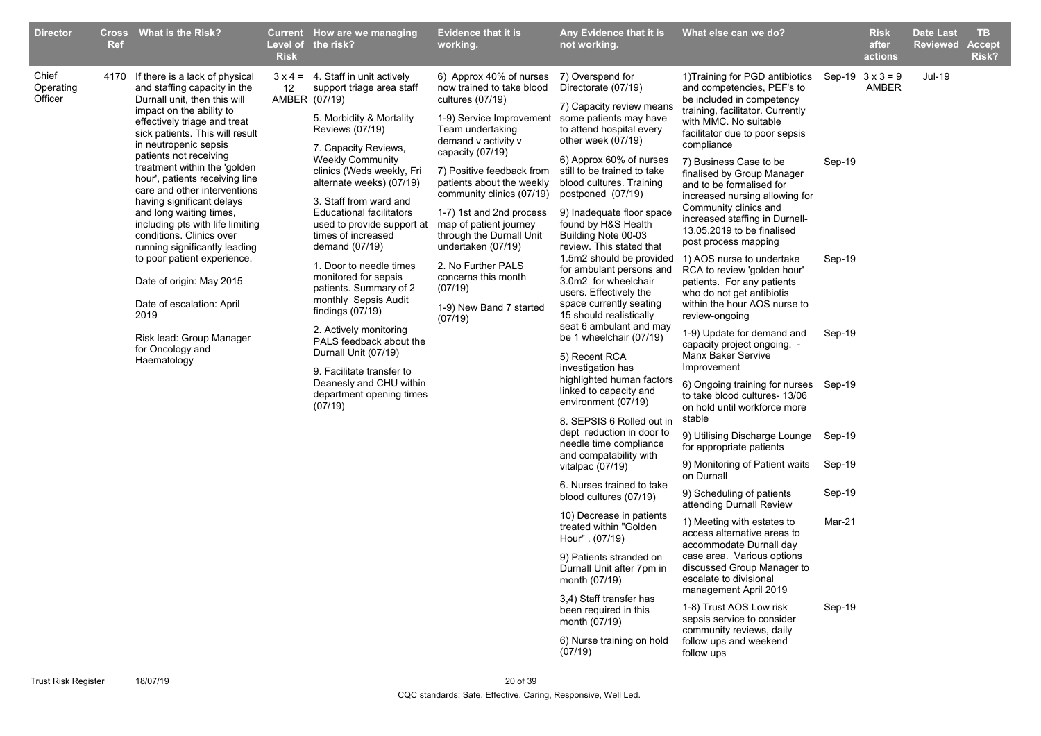| Director | Cross Ref | What is the Risk? | Current Level of Risk | How are we managing the risk? | Evidence that it is working. | Any Evidence that it is not working. | What else can we do? | | Risk after actions | Date Last Reviewed | TB Accept Risk? |
|---|---|---|---|---|---|---|---|---|---|---|---|
| Chief Operating Officer | 4170 | If there is a lack of physical and staffing capacity in the Durnall unit, then this will impact on the ability to effectively triage and treat sick patients. This will result in neutropenic sepsis patients not receiving treatment within the 'golden hour', patients receiving line care and other interventions having significant delays and long waiting times, including pts with life limiting conditions. Clinics over running significantly leading to poor patient experience.<br><br>Date of origin: May 2015<br><br>Date of escalation: April 2019<br><br>Risk lead: Group Manager for Oncology and Haematology | 3 x 4 = 12 AMBER | 4. Staff in unit actively support triage area staff (07/19)<br><br>5. Morbidity & Mortality Reviews (07/19)<br><br>7. Capacity Reviews, Weekly Community clinics (Weds weekly, Fri alternate weeks) (07/19)<br><br>3. Staff from ward and Educational facilitators used to provide support at times of increased demand (07/19)<br><br>1. Door to needle times monitored for sepsis patients. Summary of 2 monthly Sepsis Audit findings (07/19)<br><br>2. Actively monitoring PALS feedback about the Durnall Unit (07/19)<br><br>9. Facilitate transfer to Deanesly and CHU within department opening times (07/19) | 6) Approx 40% of nurses now trained to take blood cultures (07/19)<br><br>1-9) Service Improvement Team undertaking demand v activity v capacity (07/19)<br><br>7) Positive feedback from patients about the weekly community clinics (07/19)<br><br>1-7) 1st and 2nd process map of patient journey through the Durnall Unit undertaken (07/19)<br><br>2. No Further PALS concerns this month (07/19)<br><br>1-9) New Band 7 started (07/19) | 7) Overspend for Directorate (07/19)<br><br>7) Capacity review means some patients may have to attend hospital every other week (07/19)<br><br>6) Approx 60% of nurses still to be trained to take blood cultures. Training postponed (07/19)<br><br>9) Inadequate floor space found by H&S Health Building Note 00-03 review. This stated that 1.5m2 should be provided for ambulant persons and 3.0m2 for wheelchair users. Effectively the space currently seating 15 should realistically seat 6 ambulant and may be 1 wheelchair (07/19)<br><br>5) Recent RCA investigation has highlighted human factors linked to capacity and environment (07/19)<br><br>8. SEPSIS 6 Rolled out in dept reduction in door to needle time compliance and compatability with vitalpac (07/19)<br><br>6. Nurses trained to take blood cultures (07/19)<br><br>10) Decrease in patients treated within "Golden Hour". (07/19)<br><br>9) Patients stranded on Durnall Unit after 7pm in month (07/19)<br><br>3,4) Staff transfer has been required in this month (07/19)<br><br>6) Nurse training on hold (07/19) | 1)Training for PGD antibiotics and competencies, PEF's to be included in competency training, facilitator. Currently with MMC. No suitable facilitator due to poor sepsis compliance<br><br>7) Business Case to be finalised by Group Manager and to be formalised for increased nursing allowing for Community clinics and increased staffing in Durnell-13.05.2019 to be finalised post process mapping<br><br>1) AOS nurse to undertake RCA to review 'golden hour' patients. For any patients who do not get antibiotis within the hour AOS nurse to review-ongoing<br><br>1-9) Update for demand and capacity project ongoing. - Manx Baker Servive Improvement<br><br>6) Ongoing training for nurses to take blood cultures- 13/06 on hold until workforce more stable<br><br>9) Utilising Discharge Lounge for appropriate patients<br><br>9) Monitoring of Patient waits on Durnall<br><br>9) Scheduling of patients attending Durnall Review<br><br>1) Meeting with estates to access alternative areas to accommodate Durnall day case area. Various options discussed Group Manager to escalate to divisional management April 2019<br><br>1-8) Trust AOS Low risk sepsis service to consider community reviews, daily follow ups and weekend follow ups | Sep-19<br><br>Sep-19<br><br>Sep-19<br><br>Sep-19<br><br>Sep-19<br><br>Sep-19<br><br>Sep-19<br><br>Sep-19<br><br>Mar-21<br><br>Sep-19 | 3 x 3 = 9 AMBER | Jul-19 | |

CQC standards: Safe, Effective, Caring, Responsive, Well Led.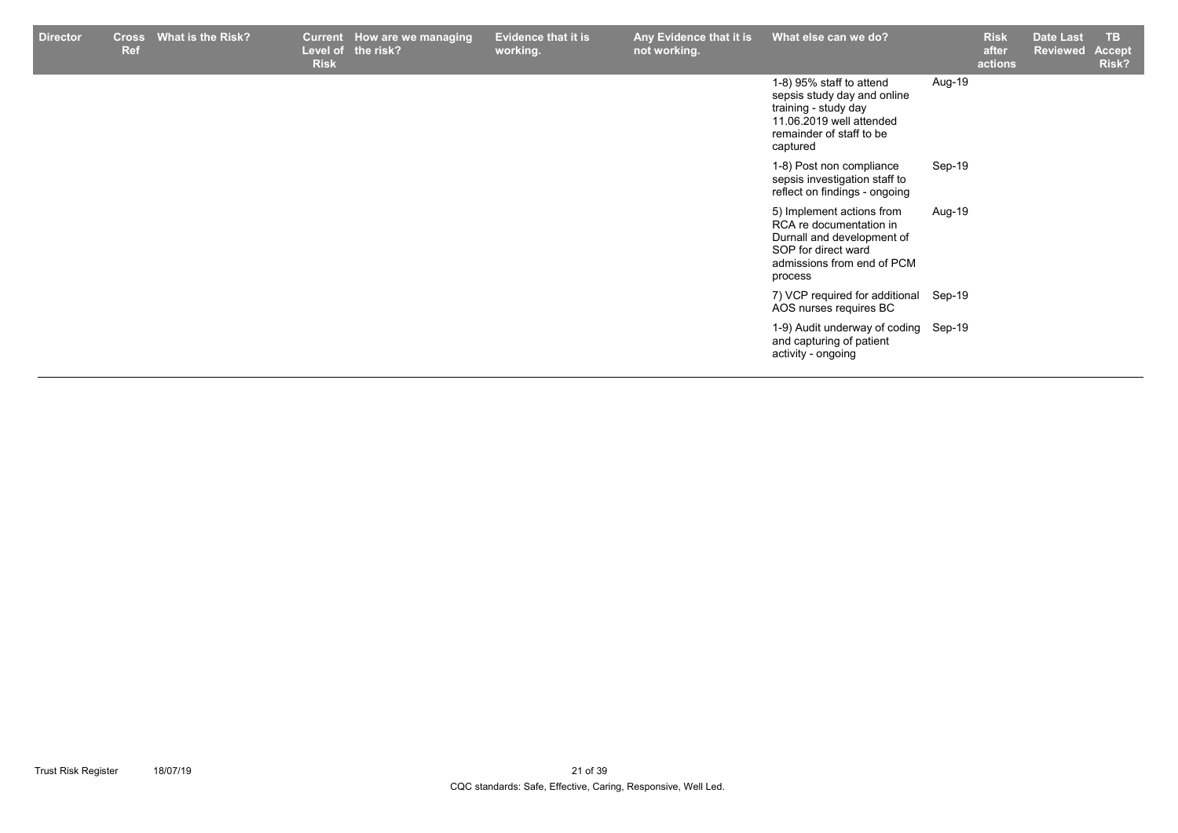| Director | Cross Ref | What is the Risk? | Current Level of Risk | How are we managing the risk? | Evidence that it is working. | Any Evidence that it is not working. | What else can we do? | | Risk after actions | Date Last Reviewed | TB Accept Risk? |
|---|---|---|---|---|---|---|---|---|---|---|---|
| | | | | | | | 1-8) 95% staff to attend sepsis study day and online training - study day 11.06.2019 well attended remainder of staff to be captured | Aug-19 | | | |
| | | | | | | | 1-8) Post non compliance sepsis investigation staff to reflect on findings - ongoing | Sep-19 | | | |
| | | | | | | | 5) Implement actions from RCA re documentation in Durnall and development of SOP for direct ward admissions from end of PCM process | Aug-19 | | | |
| | | | | | | | 7) VCP required for additional AOS nurses requires BC | Sep-19 | | | |
| | | | | | | | 1-9) Audit underway of coding and capturing of patient activity - ongoing | Sep-19 | | | |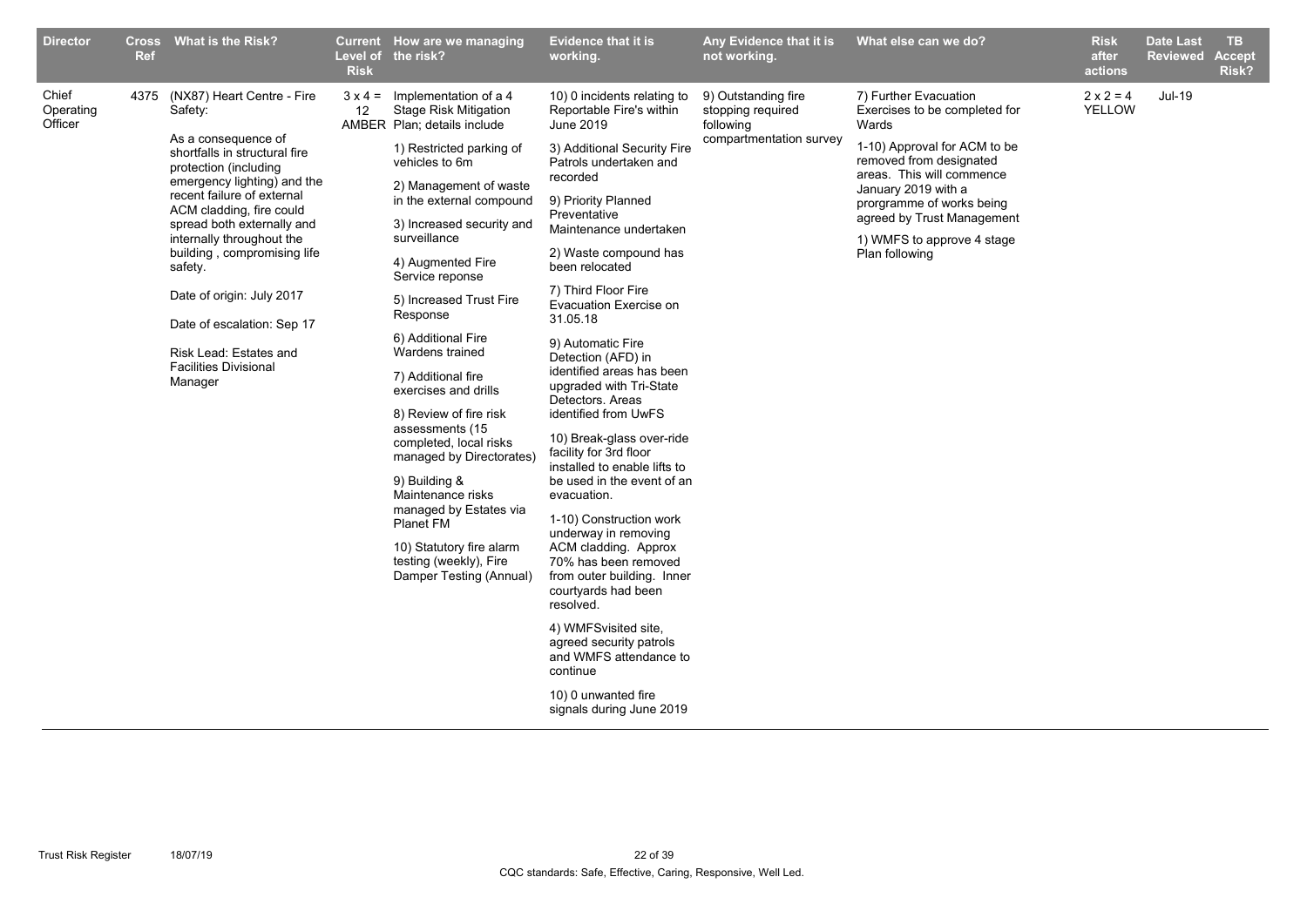| Director | Cross Ref | What is the Risk? | Current Level of Risk | How are we managing the risk? | Evidence that it is working. | Any Evidence that it is not working. | What else can we do? | Risk after actions | Date Last Reviewed | TB Accept Risk? |
|---|---|---|---|---|---|---|---|---|---|---|
| Chief Operating Officer | 4375 | (NX87) Heart Centre - Fire Safety:<br><br>As a consequence of shortfalls in structural fire protection (including emergency lighting) and the recent failure of external ACM cladding, fire could spread both externally and internally throughout the building , compromising life safety.<br><br>Date of origin: July 2017<br><br>Date of escalation: Sep 17<br><br>Risk Lead: Estates and Facilities Divisional Manager | 3 x 4 = 12 AMBER | Implementation of a 4 Stage Risk Mitigation Plan; details include<br><br>1) Restricted parking of vehicles to 6m<br><br>2) Management of waste in the external compound<br><br>3) Increased security and surveillance<br><br>4) Augmented Fire Service reponse<br><br>5) Increased Trust Fire Response<br><br>6) Additional Fire Wardens trained<br><br>7) Additional fire exercises and drills<br><br>8) Review of fire risk assessments (15 completed, local risks managed by Directorates)<br><br>9) Building & Maintenance risks managed by Estates via Planet FM<br><br>10) Statutory fire alarm testing (weekly), Fire Damper Testing (Annual) | 10) 0 incidents relating to Reportable Fire's within June 2019<br><br>3) Additional Security Fire Patrols undertaken and recorded<br><br>9) Priority Planned Preventative Maintenance undertaken<br><br>2) Waste compound has been relocated<br><br>7) Third Floor Fire Evacuation Exercise on 31.05.18<br><br>9) Automatic Fire Detection (AFD) in identified areas has been upgraded with Tri-State Detectors. Areas identified from UwFS<br><br>10) Break-glass over-ride facility for 3rd floor installed to enable lifts to be used in the event of an evacuation.<br><br>1-10) Construction work underway in removing ACM cladding. Approx 70% has been removed from outer building. Inner courtyards had been resolved.<br><br>4) WMFSvisited site, agreed security patrols and WMFS attendance to continue<br><br>10) 0 unwanted fire signals during June 2019 | 9) Outstanding fire stopping required following compartmentation survey | 7) Further Evacuation Exercises to be completed for Wards<br><br>1-10) Approval for ACM to be removed from designated areas. This will commence January 2019 with a prorgramme of works being agreed by Trust Management<br><br>1) WMFS to approve 4 stage Plan following | 2 x 2 = 4 YELLOW | Jul-19 | |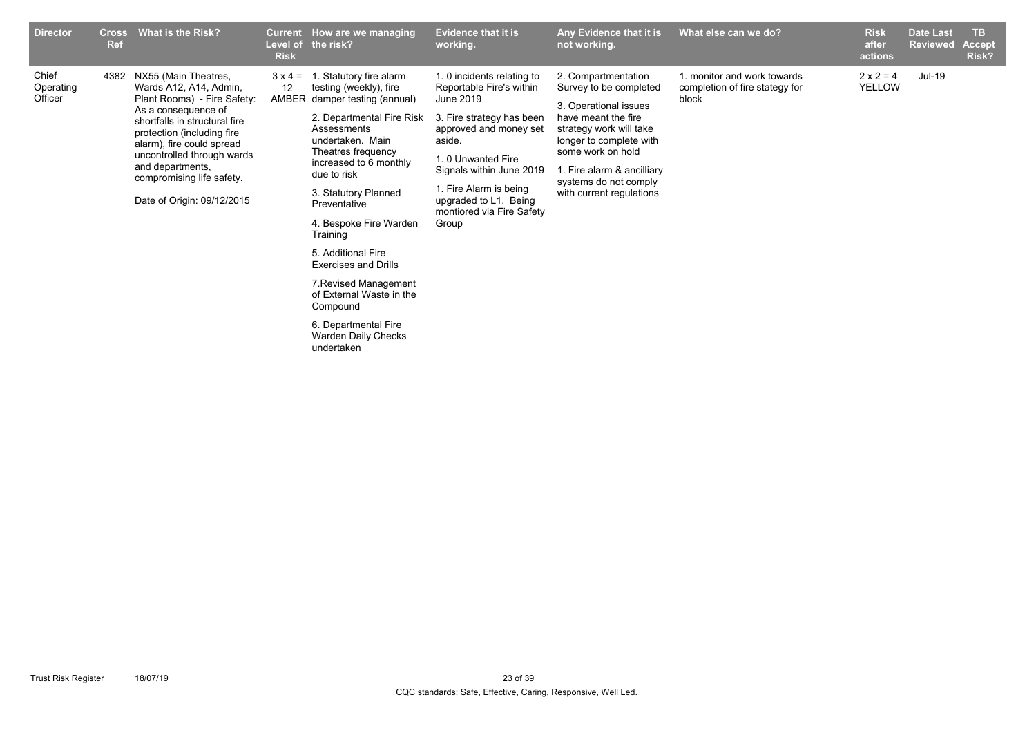| Director | Cross Ref | What is the Risk? | Current Level of Risk | How are we managing the risk? | Evidence that it is working. | Any Evidence that it is not working. | What else can we do? | Risk after actions | Date Last Reviewed | TB Accept Risk? |
|---|---|---|---|---|---|---|---|---|---|---|
| Chief Operating Officer | 4382 | NX55 (Main Theatres, Wards A12, A14, Admin, Plant Rooms) - Fire Safety: As a consequence of shortfalls in structural fire protection (including fire alarm), fire could spread uncontrolled through wards and departments, compromising life safety.<br><br>Date of Origin: 09/12/2015 | 3 x 4 = 12 AMBER | 1. Statutory fire alarm testing (weekly), fire damper testing (annual)<br><br>2. Departmental Fire Risk Assessments undertaken. Main Theatres frequency increased to 6 monthly due to risk<br><br>3. Statutory Planned Preventative<br><br>4. Bespoke Fire Warden Training<br><br>5. Additional Fire Exercises and Drills<br><br>7.Revised Management of External Waste in the Compound<br><br>6. Departmental Fire Warden Daily Checks undertaken | 1. 0 incidents relating to Reportable Fire's within June 2019<br><br>3. Fire strategy has been approved and money set aside.<br><br>1. 0 Unwanted Fire Signals within June 2019<br><br>1. Fire Alarm is being upgraded to L1. Being montiored via Fire Safety Group | 2. Compartmentation Survey to be completed<br><br>3. Operational issues have meant the fire strategy work will take longer to complete with some work on hold<br><br>1. Fire alarm & ancilliary systems do not comply with current regulations | 1. monitor and work towards completion of fire stategy for block | 2 x 2 = 4 YELLOW | Jul-19 | |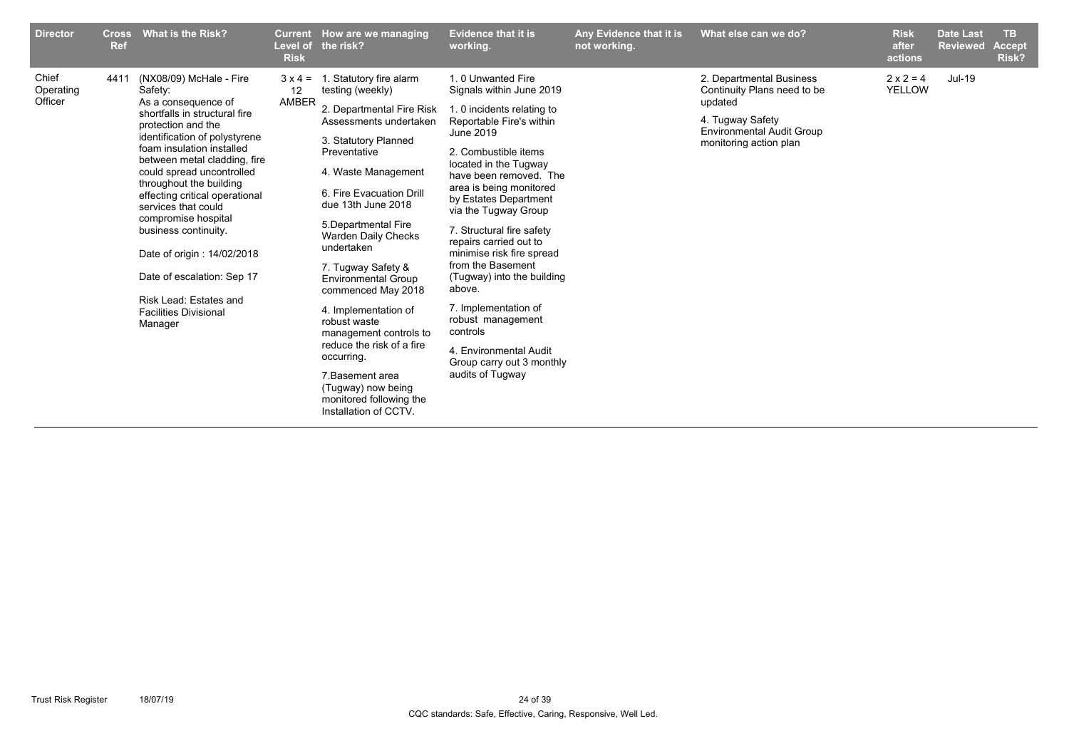| Director | Cross Ref | What is the Risk? | Current Level of Risk | How are we managing the risk? | Evidence that it is working. | Any Evidence that it is not working. | What else can we do? | Risk after actions | Date Last Reviewed | TB Accept Risk? |
|---|---|---|---|---|---|---|---|---|---|---|
| Chief Operating Officer | 4411 | (NX08/09) McHale - Fire Safety:<br>As a consequence of shortfalls in structural fire protection and the identification of polystyrene foam insulation installed between metal cladding, fire could spread uncontrolled throughout the building effecting critical operational services that could compromise hospital business continuity.<br><br>Date of origin : 14/02/2018<br><br>Date of escalation: Sep 17<br><br>Risk Lead: Estates and Facilities Divisional Manager | 3 x 4 = 12 AMBER | 1. Statutory fire alarm testing (weekly)<br><br>2. Departmental Fire Risk Assessments undertaken<br><br>3. Statutory Planned Preventative<br><br>4. Waste Management<br><br>6. Fire Evacuation Drill due 13th June 2018<br><br>5.Departmental Fire Warden Daily Checks undertaken<br><br>7. Tugway Safety & Environmental Group commenced May 2018<br><br>4. Implementation of robust waste management controls to reduce the risk of a fire occurring.<br><br>7.Basement area (Tugway) now being monitored following the Installation of CCTV. | 1. 0 Unwanted Fire Signals within June 2019<br><br>1. 0 incidents relating to Reportable Fire's within June 2019<br><br>2. Combustible items located in the Tugway have been removed. The area is being monitored by Estates Department via the Tugway Group<br><br>7. Structural fire safety repairs carried out to minimise risk fire spread from the Basement (Tugway) into the building above.<br><br>7. Implementation of robust management controls<br><br>4. Environmental Audit Group carry out 3 monthly audits of Tugway | | 2. Departmental Business Continuity Plans need to be updated<br><br>4. Tugway Safety Environmental Audit Group monitoring action plan | 2 x 2 = 4 YELLOW | Jul-19 | |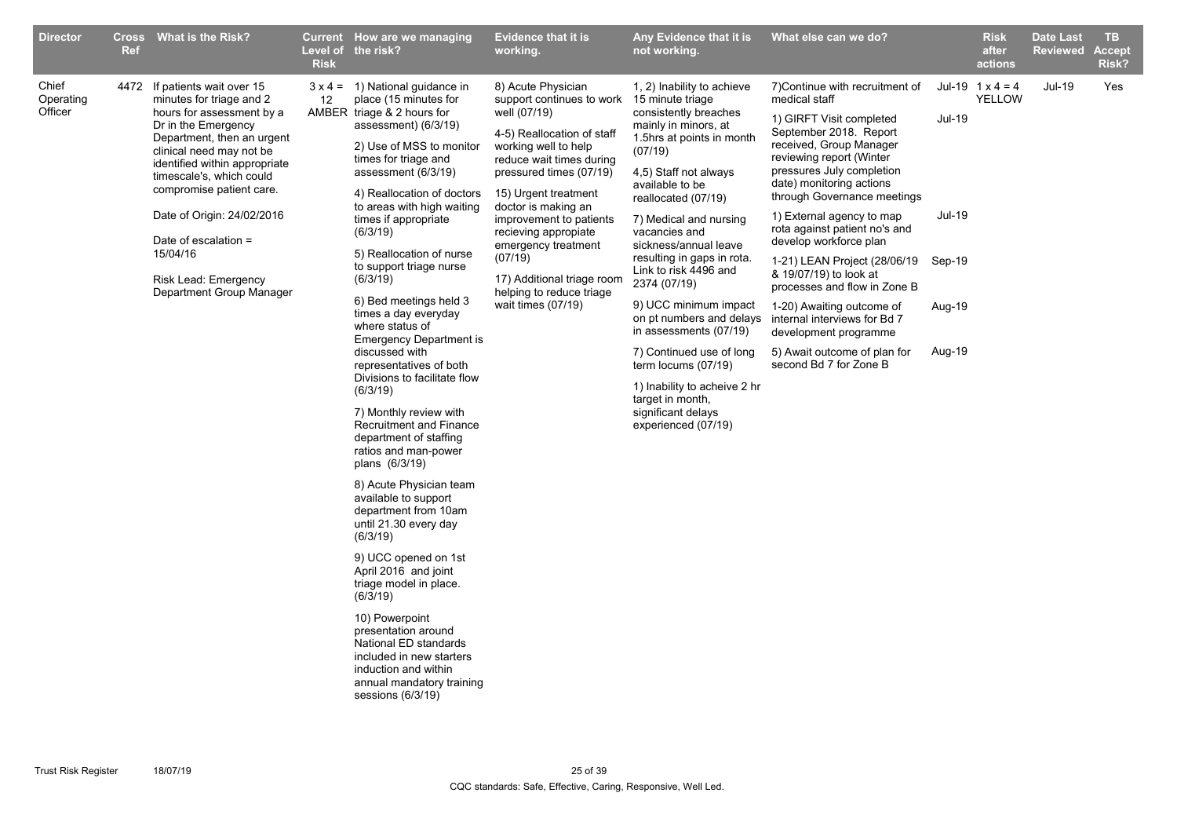| Director | Cross Ref | What is the Risk? | Current Level of Risk | How are we managing the risk? | Evidence that it is working. | Any Evidence that it is not working. | What else can we do? | | Risk after actions | Date Last Reviewed | TB Accept Risk? |
|---|---|---|---|---|---|---|---|---|---|---|---|
| Chief Operating Officer | 4472 | If patients wait over 15 minutes for triage and 2 hours for assessment by a Dr in the Emergency Department, then an urgent clinical need may not be identified within appropriate timescale's, which could compromise patient care.<br><br>Date of Origin: 24/02/2016<br><br>Date of escalation = 15/04/16<br><br>Risk Lead: Emergency Department Group Manager | 3 x 4 = 12 AMBER | 1) National guidance in place (15 minutes for triage & 2 hours for assessment) (6/3/19)<br><br>2) Use of MSS to monitor times for triage and assessment (6/3/19)<br><br>4) Reallocation of doctors to areas with high waiting times if appropriate (6/3/19)<br><br>5) Reallocation of nurse to support triage nurse (6/3/19)<br><br>6) Bed meetings held 3 times a day everyday where status of Emergency Department is discussed with representatives of both Divisions to facilitate flow (6/3/19)<br><br>7) Monthly review with Recruitment and Finance department of staffing ratios and man-power plans (6/3/19)<br><br>8) Acute Physician team available to support department from 10am until 21.30 every day (6/3/19)<br><br>9) UCC opened on 1st April 2016 and joint triage model in place. (6/3/19)<br><br>10) Powerpoint presentation around National ED standards included in new starters induction and within annual mandatory training sessions (6/3/19) | 8) Acute Physician support continues to work well (07/19)<br><br>4-5) Reallocation of staff working well to help reduce wait times during pressured times (07/19)<br><br>15) Urgent treatment doctor is making an improvement to patients recieving appropiate emergency treatment (07/19)<br><br>17) Additional triage room helping to reduce triage wait times (07/19) | 1, 2) Inability to achieve 15 minute triage consistently breaches mainly in minors, at 1.5hrs at points in month (07/19)<br><br>4,5) Staff not always available to be reallocated (07/19)<br><br>7) Medical and nursing vacancies and sickness/annual leave resulting in gaps in rota. Link to risk 4496 and 2374 (07/19)<br><br>9) UCC minimum impact on pt numbers and delays in assessments (07/19)<br><br>7) Continued use of long term locums (07/19)<br><br>1) Inability to acheive 2 hr target in month, significant delays experienced (07/19) | 7)Continue with recruitment of medical staff<br><br>1) GIRFT Visit completed September 2018. Report received, Group Manager reviewing report (Winter pressures July completion date) monitoring actions through Governance meetings<br><br>1) External agency to map rota against patient no's and develop workforce plan<br><br>1-21) LEAN Project (28/06/19 & 19/07/19) to look at processes and flow in Zone B<br><br>1-20) Awaiting outcome of internal interviews for Bd 7 development programme<br><br>5) Await outcome of plan for second Bd 7 for Zone B | Jul-19<br><br>Jul-19<br><br>Jul-19<br><br>Sep-19<br><br>Aug-19<br><br>Aug-19 | 1 x 4 = 4 YELLOW | Jul-19 | Yes |

CQC standards: Safe, Effective, Caring, Responsive, Well Led.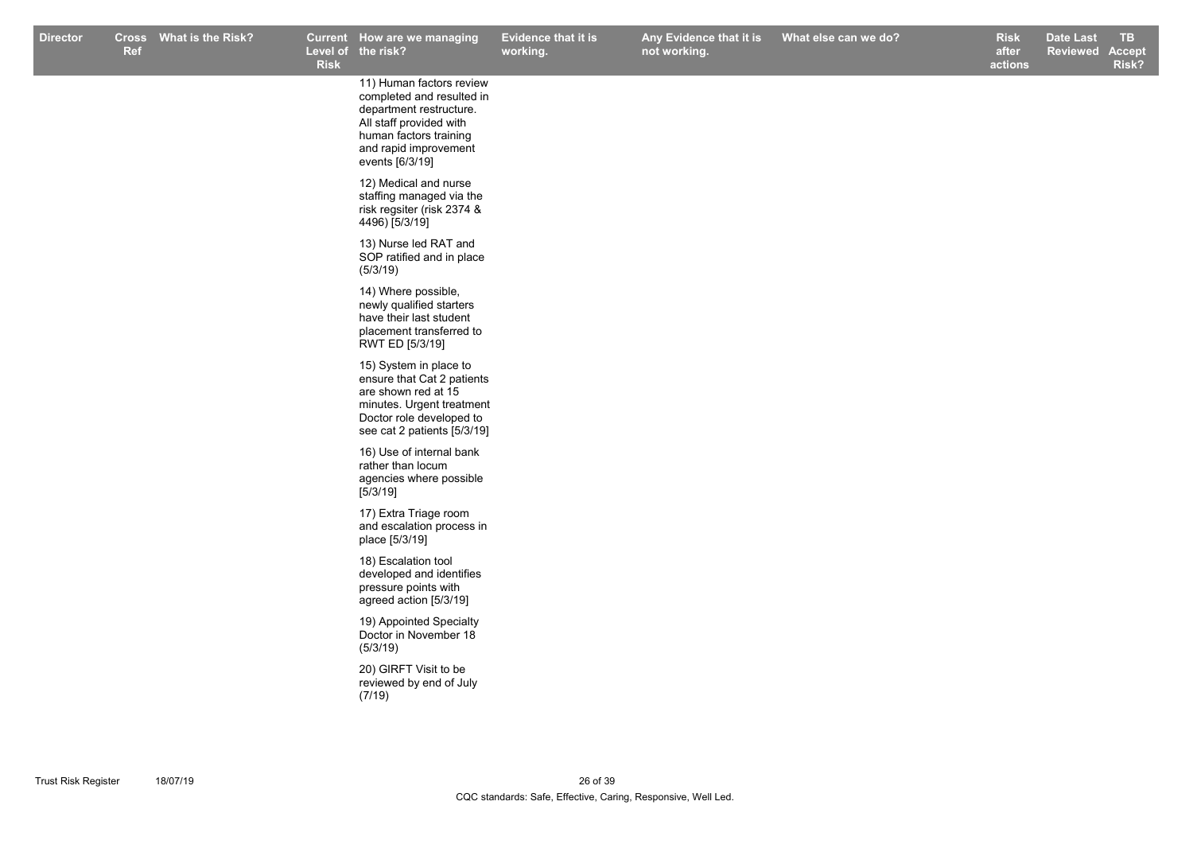| Director | Cross Ref | What is the Risk? | Current Level of Risk | How are we managing the risk? | Evidence that it is working. | Any Evidence that it is not working. | What else can we do? | Risk after actions | Date Last Reviewed | TB Accept Risk? |
|---|---|---|---|---|---|---|---|---|---|---|
| | | | | 11) Human factors review completed and resulted in department restructure. All staff provided with human factors training and rapid improvement events [6/3/19]<br><br>12) Medical and nurse staffing managed via the risk regsiter (risk 2374 & 4496) [5/3/19]<br><br>13) Nurse led RAT and SOP ratified and in place (5/3/19)<br><br>14) Where possible, newly qualified starters have their last student placement transferred to RWT ED [5/3/19]<br><br>15) System in place to ensure that Cat 2 patients are shown red at 15 minutes. Urgent treatment Doctor role developed to see cat 2 patients [5/3/19]<br><br>16) Use of internal bank rather than locum agencies where possible [5/3/19]<br><br>17) Extra Triage room and escalation process in place [5/3/19]<br><br>18) Escalation tool developed and identifies pressure points with agreed action [5/3/19]<br><br>19) Appointed Specialty Doctor in November 18 (5/3/19)<br><br>20) GIRFT Visit to be reviewed by end of July (7/19) | | | | | | |

CQC standards: Safe, Effective, Caring, Responsive, Well Led.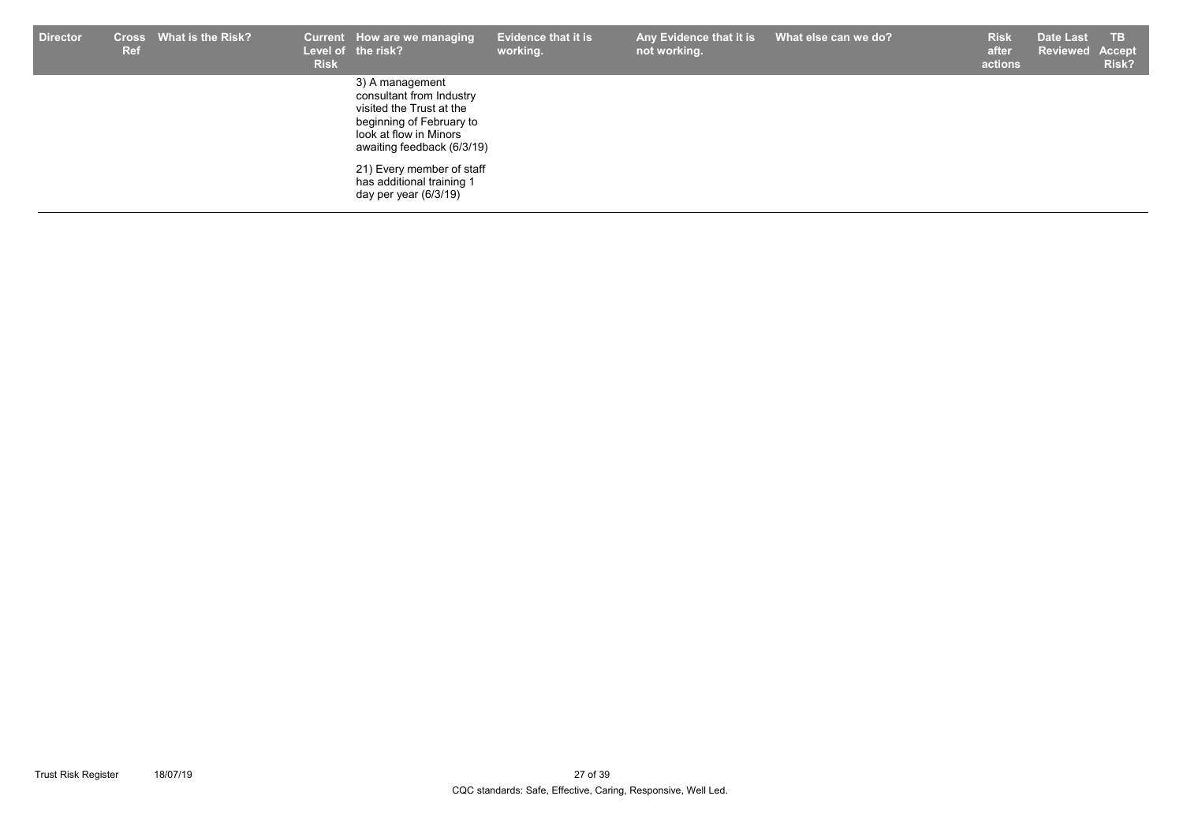| Director | Cross Ref | What is the Risk? | Current Level of Risk | How are we managing the risk? | Evidence that it is working. | Any Evidence that it is not working. | What else can we do? | Risk after actions | Date Last Reviewed | TB Accept Risk? |
|---|---|---|---|---|---|---|---|---|---|---|
| | | | | 3) A management consultant from Industry visited the Trust at the beginning of February to look at flow in Minors awaiting feedback (6/3/19)<br><br>21) Every member of staff has additional training 1 day per year (6/3/19) | | | | | | |

Trust Risk Register 18/07/19

CQC standards: Safe, Effective, Caring, Responsive, Well Led.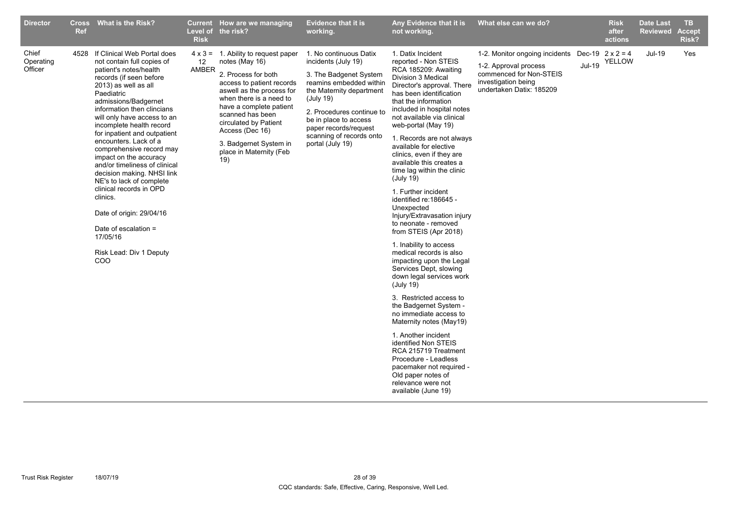| Director | Cross Ref | What is the Risk? | Current Level of Risk | How are we managing the risk? | Evidence that it is working. | Any Evidence that it is not working. | What else can we do? | | Risk after actions | Date Last Reviewed | TB Accept Risk? |
|---|---|---|---|---|---|---|---|---|---|---|---|
| Chief Operating Officer | 4528 | If Clinical Web Portal does not contain full copies of patient's notes/health records (if seen before 2013) as well as all Paediatric admissions/Badgernet information then clincians will only have access to an incomplete health record for inpatient and outpatient encounters. Lack of a comprehensive record may impact on the accuracy and/or timeliness of clinical decision making. NHSI link NE's to lack of complete clinical records in OPD clinics.<br><br>Date of origin: 29/04/16<br><br>Date of escalation = 17/05/16<br><br>Risk Lead: Div 1 Deputy COO | 4 x 3 = 12 AMBER | 1. Ability to request paper notes (May 16)<br><br>2. Process for both access to patient records aswell as the process for when there is a need to have a complete patient scanned has been circulated by Patient Access (Dec 16)<br><br>3. Badgernet System in place in Maternity (Feb 19) | 1. No continuous Datix incidents (July 19)<br><br>3. The Badgenet System reamins embedded within the Maternity department (July 19)<br><br>2. Procedures continue to be in place to access paper records/request scanning of records onto portal (July 19) | 1. Datix Incident reported - Non STEIS RCA 185209: Awaiting Division 3 Medical Director's approval. There has been identification that the information included in hospital notes not available via clinical web-portal (May 19)<br><br>1. Records are not always available for elective clinics, even if they are available this creates a time lag within the clinic (July 19)<br><br>1. Further incident identified re:186645 - Unexpected Injury/Extravasation injury to neonate - removed from STEIS (Apr 2018)<br><br>1. Inability to access medical records is also impacting upon the Legal Services Dept, slowing down legal services work (July 19)<br><br>3. Restricted access to the Badgernet System - no immediate access to Maternity notes (May19)<br><br>1. Another incident identified Non STEIS RCA 215719 Treatment Procedure - Leadless pacemaker not required - Old paper notes of relevance were not available (June 19) | 1-2. Monitor ongoing incidents<br><br>1-2. Approval process commenced for Non-STEIS investigation being undertaken Datix: 185209 | Dec-19<br><br>Jul-19 | 2 x 2 = 4 YELLOW | Jul-19 | Yes |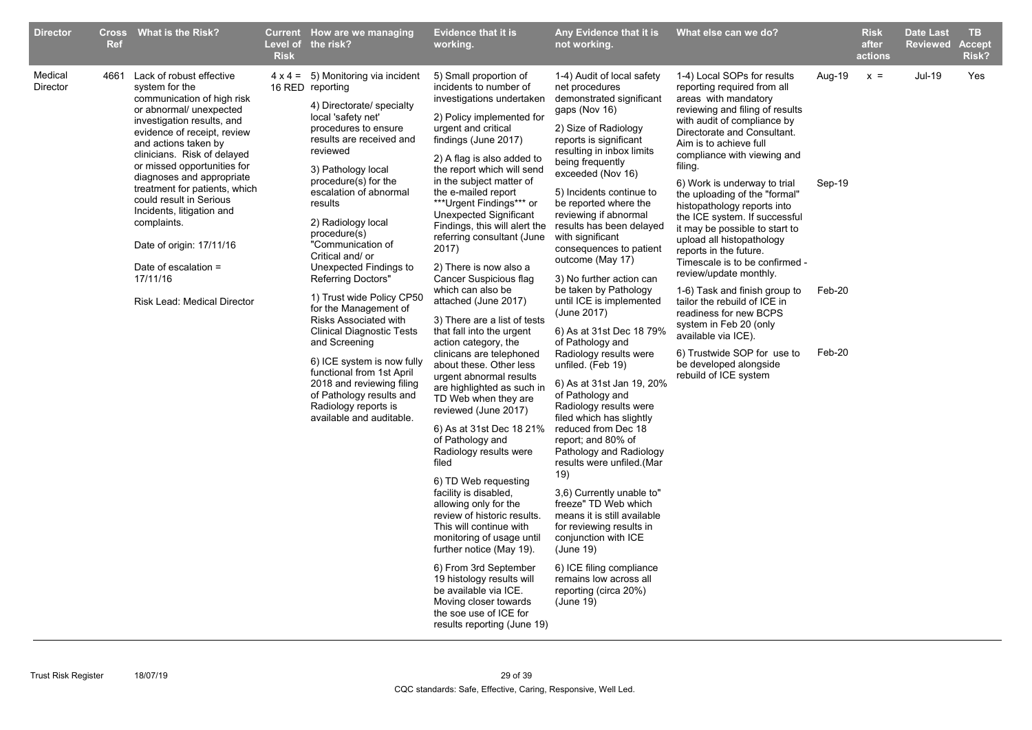| Director | Cross Ref | What is the Risk? | Current Level of Risk | How are we managing the risk? | Evidence that it is working. | Any Evidence that it is not working. | What else can we do? | | Risk after actions | Date Last Reviewed | TB Accept Risk? |
|---|---|---|---|---|---|---|---|---|---|---|---|
| Medical Director | 4661 | Lack of robust effective system for the communication of high risk or abnormal/ unexpected investigation results, and evidence of receipt, review and actions taken by clinicians. Risk of delayed or missed opportunities for diagnoses and appropriate treatment for patients, which could result in Serious Incidents, litigation and complaints.<br><br>Date of origin: 17/11/16<br><br>Date of escalation = 17/11/16<br><br>Risk Lead: Medical Director | 4 x 4 = 16 RED | 5) Monitoring via incident reporting<br><br>4) Directorate/ specialty local 'safety net' procedures to ensure results are received and reviewed<br><br>3) Pathology local procedure(s) for the escalation of abnormal results<br><br>2) Radiology local procedure(s) "Communication of Critical and/ or Unexpected Findings to Referring Doctors"<br><br>1) Trust wide Policy CP50 for the Management of Risks Associated with Clinical Diagnostic Tests and Screening<br><br>6) ICE system is now fully functional from 1st April 2018 and reviewing filing of Pathology results and Radiology reports is available and auditable. | 5) Small proportion of incidents to number of investigations undertaken<br><br>2) Policy implemented for urgent and critical findings (June 2017)<br><br>2) A flag is also added to the report which will send in the subject matter of the e-mailed report ***Urgent Findings*** or Unexpected Significant Findings, this will alert the referring consultant (June 2017)<br><br>2) There is now also a Cancer Suspicious flag which can also be attached (June 2017)<br><br>3) There are a list of tests that fall into the urgent action category, the clinicans are telephoned about these. Other less urgent abnormal results are highlighted as such in TD Web when they are reviewed (June 2017)<br><br>6) As at 31st Dec 18 21% of Pathology and Radiology results were filed<br><br>6) TD Web requesting facility is disabled, allowing only for the review of historic results. This will continue with monitoring of usage until further notice (May 19).<br><br>6) From 3rd September 19 histology results will be available via ICE. Moving closer towards the soe use of ICE for results reporting (June 19) | 1-4) Audit of local safety net procedures demonstrated significant gaps (Nov 16)<br><br>2) Size of Radiology reports is significant resulting in inbox limits being frequently exceeded (Nov 16)<br><br>5) Incidents continue to be reported where the reviewing if abnormal results has been delayed with significant consequences to patient outcome (May 17)<br><br>3) No further action can be taken by Pathology until ICE is implemented (June 2017)<br><br>6) As at 31st Dec 18 79% of Pathology and Radiology results were unfiled. (Feb 19)<br><br>6) As at 31st Jan 19, 20% of Pathology and Radiology results were filed which has slightly reduced from Dec 18 report; and 80% of Pathology and Radiology results were unfiled.(Mar 19)<br><br>3,6) Currently unable to" freeze" TD Web which means it is still available for reviewing results in conjunction with ICE (June 19)<br><br>6) ICE filing compliance remains low across all reporting (circa 20%) (June 19) | 1-4) Local SOPs for results reporting required from all areas with mandatory reviewing and filing of results with audit of compliance by Directorate and Consultant. Aim is to achieve full compliance with viewing and filing.<br><br>6) Work is underway to trial the uploading of the "formal" histopathology reports into the ICE system. If successful it may be possible to start to upload all histopathology reports in the future. Timescale is to be confirmed - review/update monthly.<br><br>1-6) Task and finish group to tailor the rebuild of ICE in readiness for new BCPS system in Feb 20 (only available via ICE).<br><br>6) Trustwide SOP for use to be developed alongside rebuild of ICE system | Aug-19<br><br>Sep-19<br><br>Feb-20<br><br>Feb-20 | x = | Jul-19 | Yes |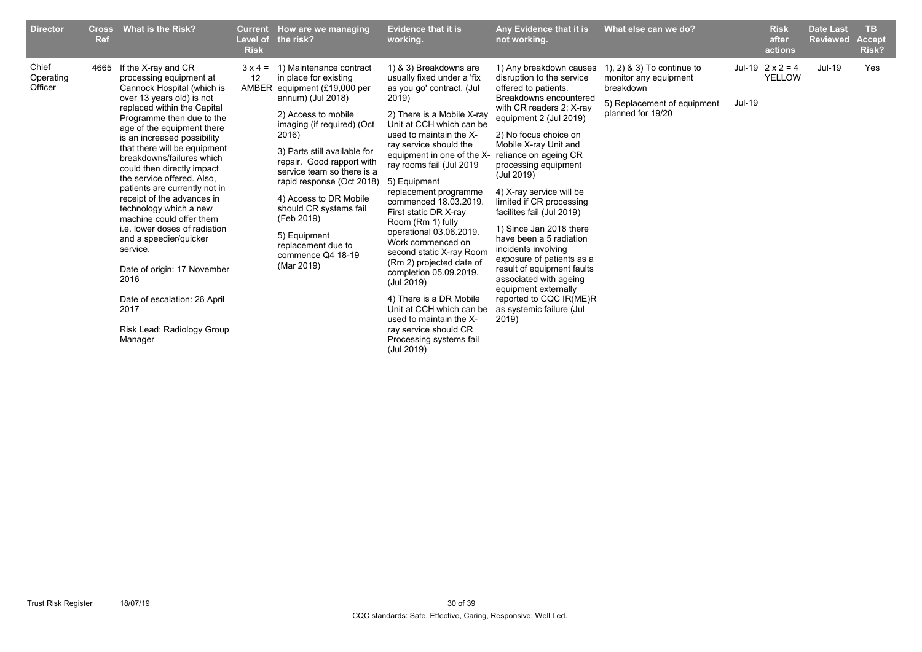| Director | Cross Ref | What is the Risk? | Current Level of Risk | How are we managing the risk? | Evidence that it is working. | Any Evidence that it is not working. | What else can we do? | | Risk after actions | Date Last Reviewed | TB Accept Risk? |
|---|---|---|---|---|---|---|---|---|---|---|---|
| Chief Operating Officer | 4665 | If the X-ray and CR processing equipment at Cannock Hospital (which is over 13 years old) is not replaced within the Capital Programme then due to the age of the equipment there is an increased possibility that there will be equipment breakdowns/failures which could then directly impact the service offered. Also, patients are currently not in receipt of the advances in technology which a new machine could offer them i.e. lower doses of radiation and a speedier/quicker service.<br><br>Date of origin: 17 November 2016<br><br>Date of escalation: 26 April 2017<br><br>Risk Lead: Radiology Group Manager | 3 x 4 = 12 AMBER | 1) Maintenance contract in place for existing equipment (£19,000 per annum) (Jul 2018)<br><br>2) Access to mobile imaging (if required) (Oct 2016)<br><br>3) Parts still available for repair. Good rapport with service team so there is a rapid response (Oct 2018)<br><br>4) Access to DR Mobile should CR systems fail (Feb 2019)<br><br>5) Equipment replacement due to commence Q4 18-19 (Mar 2019) | 1) & 3) Breakdowns are usually fixed under a 'fix as you go' contract. (Jul 2019)<br><br>2) There is a Mobile X-ray Unit at CCH which can be used to maintain the X-ray service should the equipment in one of the X-ray rooms fail (Jul 2019<br><br>5) Equipment replacement programme commenced 18.03.2019. First static DR X-ray Room (Rm 1) fully operational 03.06.2019. Work commenced on second static X-ray Room (Rm 2) projected date of completion 05.09.2019. (Jul 2019)<br><br>4) There is a DR Mobile Unit at CCH which can be used to maintain the X-ray service should CR Processing systems fail (Jul 2019) | 1) Any breakdown causes disruption to the service offered to patients. Breakdowns encountered with CR readers 2; X-ray equipment 2 (Jul 2019)<br><br>2) No focus choice on Mobile X-ray Unit and reliance on ageing CR processing equipment (Jul 2019)<br><br>4) X-ray service will be limited if CR processing facilites fail (Jul 2019)<br><br>1) Since Jan 2018 there have been a 5 radiation incidents involving exposure of patients as a result of equipment faults associated with ageing equipment externally reported to CQC IR(ME)R as systemic failure (Jul 2019) | 1), 2) & 3) To continue to monitor any equipment breakdown<br><br>5) Replacement of equipment planned for 19/20 | Jul-19<br><br>Jul-19 | 2 x 2 = 4 YELLOW | Jul-19 | Yes |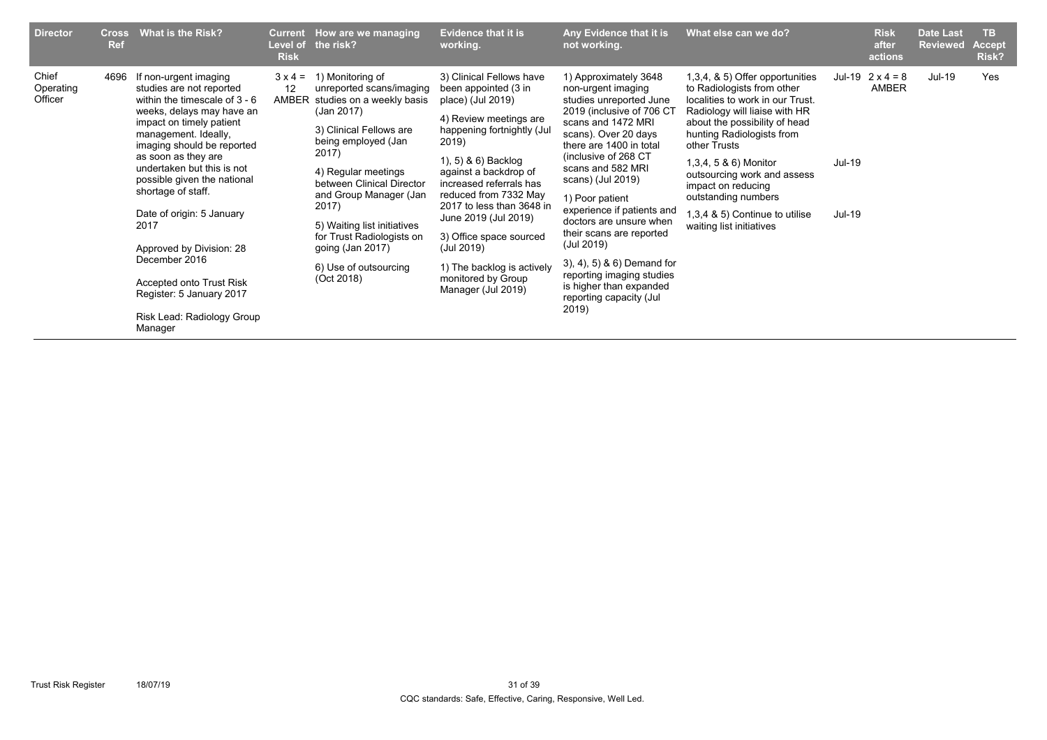| Director | Cross Ref | What is the Risk? | Current Level of Risk | How are we managing the risk? | Evidence that it is working. | Any Evidence that it is not working. | What else can we do? | | Risk after actions | Date Last Reviewed | TB Accept Risk? |
|---|---|---|---|---|---|---|---|---|---|---|---|
| Chief Operating Officer | 4696 | If non-urgent imaging studies are not reported within the timescale of 3 - 6 weeks, delays may have an impact on timely patient management. Ideally, imaging should be reported as soon as they are undertaken but this is not possible given the national shortage of staff.<br><br>Date of origin: 5 January 2017<br><br>Approved by Division: 28 December 2016<br><br>Accepted onto Trust Risk Register: 5 January 2017<br><br>Risk Lead: Radiology Group Manager | 3 x 4 = 12 AMBER | 1) Monitoring of unreported scans/imaging studies on a weekly basis (Jan 2017)<br><br>3) Clinical Fellows are being employed (Jan 2017)<br><br>4) Regular meetings between Clinical Director and Group Manager (Jan 2017)<br><br>5) Waiting list initiatives for Trust Radiologists on going (Jan 2017)<br><br>6) Use of outsourcing (Oct 2018) | 3) Clinical Fellows have been appointed (3 in place) (Jul 2019)<br><br>4) Review meetings are happening fortnightly (Jul 2019)<br><br>1), 5) & 6) Backlog against a backdrop of increased referrals has reduced from 7332 May 2017 to less than 3648 in June 2019 (Jul 2019)<br><br>3) Office space sourced (Jul 2019)<br><br>1) The backlog is actively monitored by Group Manager (Jul 2019) | 1) Approximately 3648 non-urgent imaging studies unreported June 2019 (inclusive of 706 CT scans and 1472 MRI scans). Over 20 days there are 1400 in total (inclusive of 268 CT scans and 582 MRI scans) (Jul 2019)<br><br>1) Poor patient experience if patients and doctors are unsure when their scans are reported (Jul 2019)<br><br>3), 4), 5) & 6) Demand for reporting imaging studies is higher than expanded reporting capacity (Jul 2019) | 1,3,4, & 5) Offer opportunities to Radiologists from other localities to work in our Trust. Radiology will liaise with HR about the possibility of head hunting Radiologists from other Trusts<br><br>1,3,4, 5 & 6) Monitor outsourcing work and assess impact on reducing outstanding numbers<br><br>1,3,4 & 5) Continue to utilise waiting list initiatives | Jul-19<br><br>Jul-19<br><br>Jul-19 | 2 x 4 = 8 AMBER | Jul-19 | Yes |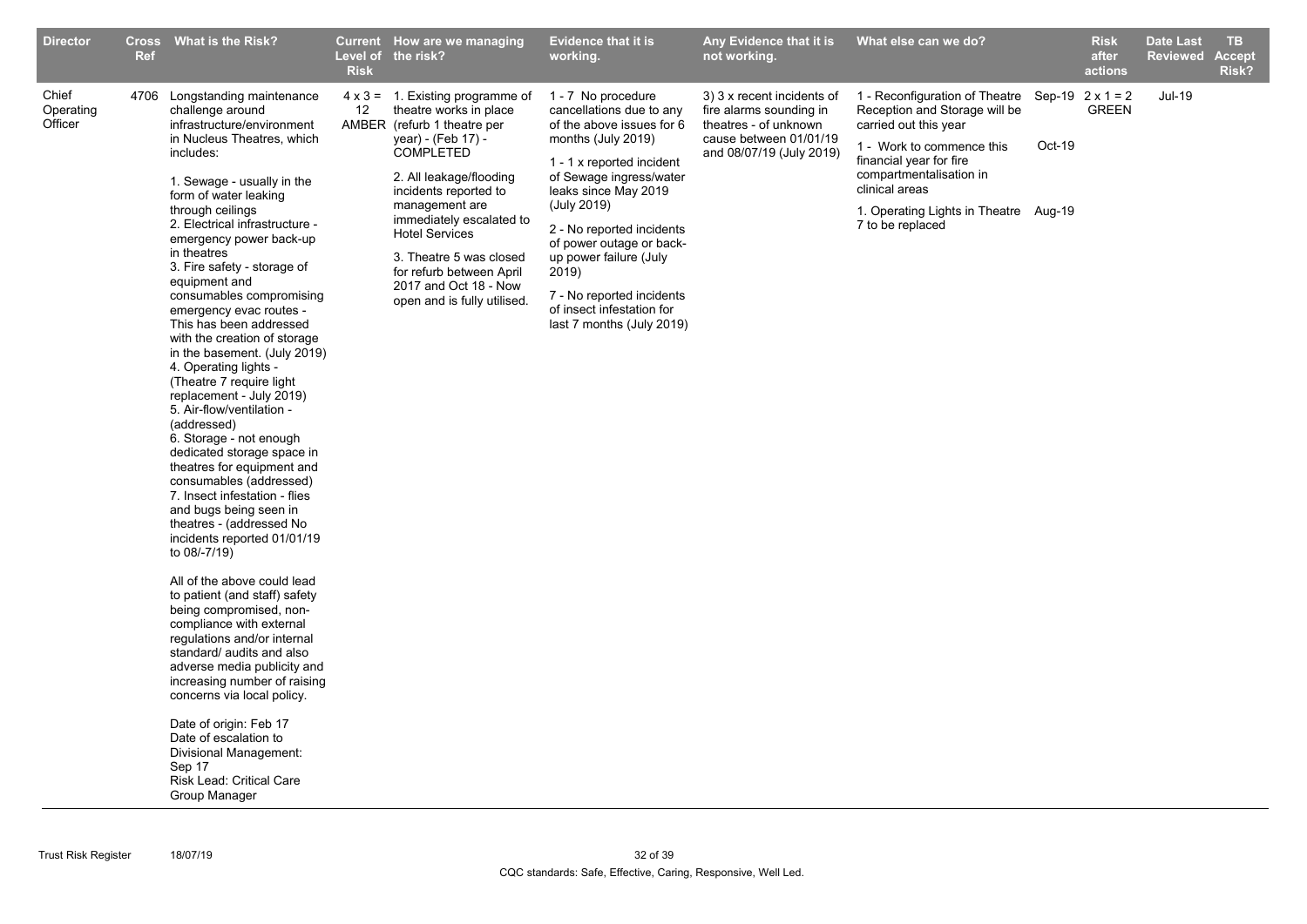| Director | Cross Ref | What is the Risk? | Current Level of Risk | How are we managing the risk? | Evidence that it is working. | Any Evidence that it is not working. | What else can we do? | | Risk after actions | Date Last Reviewed | TB Accept Risk? |
|---|---|---|---|---|---|---|---|---|---|---|---|
| Chief Operating Officer | 4706 | Longstanding maintenance challenge around infrastructure/environment in Nucleus Theatres, which includes:<br><br>1. Sewage - usually in the form of water leaking through ceilings<br>2. Electrical infrastructure - emergency power back-up in theatres<br>3. Fire safety - storage of equipment and consumables compromising emergency evac routes - This has been addressed with the creation of storage in the basement. (July 2019)<br>4. Operating lights - (Theatre 7 require light replacement - July 2019)<br>5. Air-flow/ventilation - (addressed)<br>6. Storage - not enough dedicated storage space in theatres for equipment and consumables (addressed)<br>7. Insect infestation - flies and bugs being seen in theatres - (addressed No incidents reported 01/01/19 to 08/-7/19)<br><br>All of the above could lead to patient (and staff) safety being compromised, non-compliance with external regulations and/or internal standard/ audits and also adverse media publicity and increasing number of raising concerns via local policy.<br><br>Date of origin: Feb 17<br>Date of escalation to Divisional Management: Sep 17<br>Risk Lead: Critical Care Group Manager | 4 x 3 = 12 AMBER | 1. Existing programme of theatre works in place (refurb 1 theatre per year) - (Feb 17) - COMPLETED<br><br>2. All leakage/flooding incidents reported to management are immediately escalated to Hotel Services<br><br>3. Theatre 5 was closed for refurb between April 2017 and Oct 18 - Now open and is fully utilised. | 1 - 7 No procedure cancellations due to any of the above issues for 6 months (July 2019)<br><br>1 - 1 x reported incident of Sewage ingress/water leaks since May 2019 (July 2019)<br><br>2 - No reported incidents of power outage or back-up power failure (July 2019)<br><br>7 - No reported incidents of insect infestation for last 7 months (July 2019) | 3) 3 x recent incidents of fire alarms sounding in theatres - of unknown cause between 01/01/19 and 08/07/19 (July 2019) | 1 - Reconfiguration of Theatre Reception and Storage will be carried out this year<br><br>1 - Work to commence this financial year for fire compartmentalisation in clinical areas<br><br>1. Operating Lights in Theatre 7 to be replaced | Sep-19<br><br>Oct-19<br><br>Aug-19 | 2 x 1 = 2 GREEN | Jul-19 | |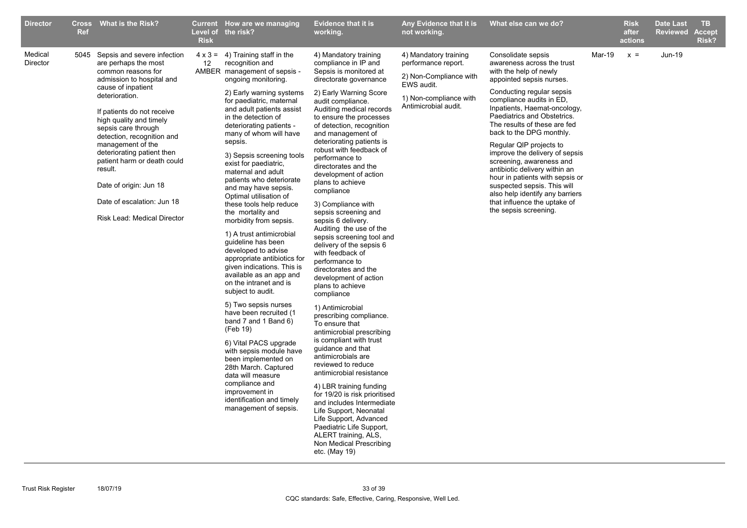| Director | Cross Ref | What is the Risk? | Current Level of Risk | How are we managing the risk? | Evidence that it is working. | Any Evidence that it is not working. | What else can we do? | | Risk after actions | Date Last Reviewed | TB Accept Risk? |
|---|---|---|---|---|---|---|---|---|---|---|---|
| Medical Director | 5045 | Sepsis and severe infection are perhaps the most common reasons for admission to hospital and cause of inpatient deterioration.<br><br>If patients do not receive high quality and timely sepsis care through detection, recognition and management of the deteriorating patient then patient harm or death could result.<br><br>Date of origin: Jun 18<br><br>Date of escalation: Jun 18<br><br>Risk Lead: Medical Director | 4 x 3 = 12 AMBER | 4) Training staff in the recognition and management of sepsis - ongoing monitoring.<br><br>2) Early warning systems for paediatric, maternal and adult patients assist in the detection of deteriorating patients - many of whom will have sepsis.<br><br>3) Sepsis screening tools exist for paediatric, maternal and adult patients who deteriorate and may have sepsis. Optimal utilisation of these tools help reduce the mortality and morbidity from sepsis.<br><br>1) A trust antimicrobial guideline has been developed to advise appropriate antibiotics for given indications. This is available as an app and on the intranet and is subject to audit.<br><br>5) Two sepsis nurses have been recruited (1 band 7 and 1 Band 6) (Feb 19)<br><br>6) Vital PACS upgrade with sepsis module have been implemented on 28th March. Captured data will measure compliance and improvement in identification and timely management of sepsis. | 4) Mandatory training compliance in IP and Sepsis is monitored at directorate governance<br><br>2) Early Warning Score audit compliance. Auditing medical records to ensure the processes of detection, recognition and management of deteriorating patients is robust with feedback of performance to directorates and the development of action plans to achieve compliance<br><br>3) Compliance with sepsis screening and sepsis 6 delivery. Auditing the use of the sepsis screening tool and delivery of the sepsis 6 with feedback of performance to directorates and the development of action plans to achieve compliance<br><br>1) Antimicrobial prescribing compliance. To ensure that antimicrobial prescribing is compliant with trust guidance and that antimicrobials are reviewed to reduce antimicrobial resistance<br><br>4) LBR training funding for 19/20 is risk prioritised and includes Intermediate Life Support, Neonatal Life Support, Advanced Paediatric Life Support, ALERT training, ALS, Non Medical Prescribing etc. (May 19) | 4) Mandatory training performance report.<br><br>2) Non-Compliance with EWS audit.<br><br>1) Non-compliance with Antimicrobial audit. | Consolidate sepsis awareness across the trust with the help of newly appointed sepsis nurses.<br><br>Conducting regular sepsis compliance audits in ED, Inpatients, Haemat-oncology, Paediatrics and Obstetrics. The results of these are fed back to the DPG monthly.<br><br>Regular QIP projects to improve the delivery of sepsis screening, awareness and antibiotic delivery within an hour in patients with sepsis or suspected sepsis. This will also help identify any barriers that influence the uptake of the sepsis screening. | Mar-19 | x = | Jun-19 | |

Trust Risk Register 18/07/19

CQC standards: Safe, Effective, Caring, Responsive, Well Led.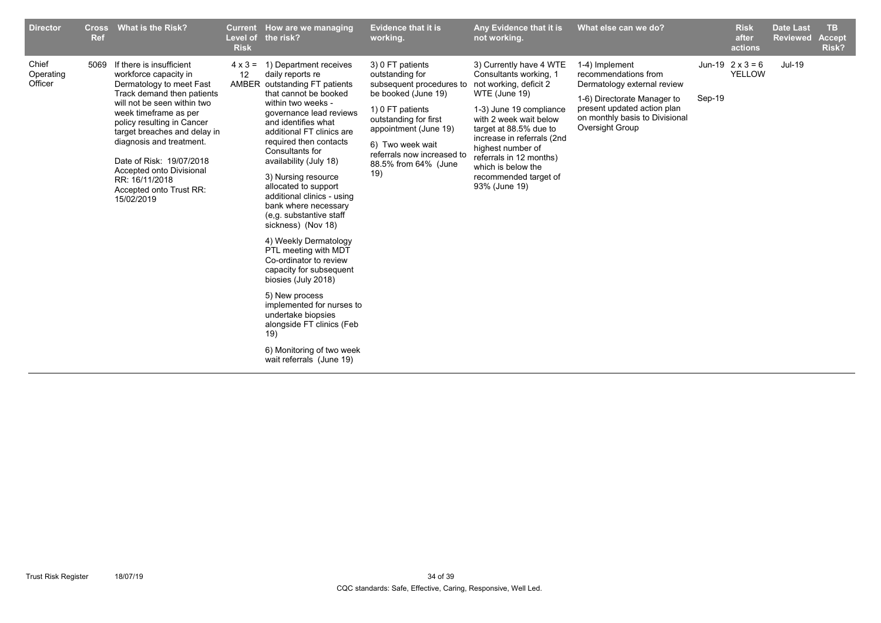| Director | Cross Ref | What is the Risk? | Current Level of the Risk | How are we managing the risk? | Evidence that it is working. | Any Evidence that it is not working. | What else can we do? | | Risk after actions | Date Last Reviewed | TB Accept Risk? |
|---|---|---|---|---|---|---|---|---|---|---|---|
| Chief Operating Officer | 5069 | If there is insufficient workforce capacity in Dermatology to meet Fast Track demand then patients will not be seen within two week timeframe as per policy resulting in Cancer target breaches and delay in diagnosis and treatment.<br><br>Date of Risk: 19/07/2018<br>Accepted onto Divisional RR: 16/11/2018<br>Accepted onto Trust RR: 15/02/2019 | 4 x 3 = 12 AMBER | 1) Department receives daily reports re outstanding FT patients that cannot be booked within two weeks - governance lead reviews and identifies what additional FT clinics are required then contacts Consultants for availability (July 18)<br><br>3) Nursing resource allocated to support additional clinics - using bank where necessary (e,g. substantive staff sickness) (Nov 18)<br><br>4) Weekly Dermatology PTL meeting with MDT Co-ordinator to review capacity for subsequent biosies (July 2018)<br><br>5) New process implemented for nurses to undertake biopsies alongside FT clinics (Feb 19)<br><br>6) Monitoring of two week wait referrals (June 19) | 3) 0 FT patients outstanding for subsequent procedures to be booked (June 19)<br><br>1) 0 FT patients outstanding for first appointment (June 19)<br><br>6) Two week wait referrals now increased to 88.5% from 64% (June 19) | 3) Currently have 4 WTE Consultants working, 1 not working, deficit 2 WTE (June 19)<br><br>1-3) June 19 compliance with 2 week wait below target at 88.5% due to increase in referrals (2nd highest number of referrals in 12 months) which is below the recommended target of 93% (June 19) | 1-4) Implement recommendations from Dermatology external review<br><br>1-6) Directorate Manager to present updated action plan on monthly basis to Divisional Oversight Group | Jun-19<br><br>Sep-19 | 2 x 3 = 6 YELLOW | Jul-19 | |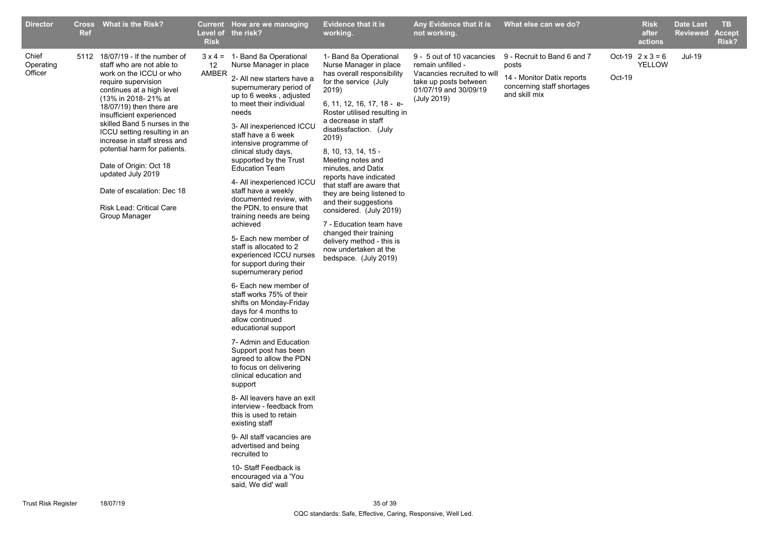| Director | Cross Ref | What is the Risk? | Current Level of Risk | How are we managing the risk? | Evidence that it is working. | Any Evidence that it is not working. | What else can we do? | | Risk after actions | Date Last Reviewed | TB Accept Risk? |
|---|---|---|---|---|---|---|---|---|---|---|---|
| Chief Operating Officer | 5112 | 18/07/19 - If the number of staff who are not able to work on the ICCU or who require supervision continues at a high level (13% in 2018- 21% at 18/07/19) then there are insufficient experienced skilled Band 5 nurses in the ICCU setting resulting in an increase in staff stress and potential harm for patients.<br><br>Date of Origin: Oct 18 updated July 2019<br><br>Date of escalation: Dec 18<br><br>Risk Lead: Critical Care Group Manager | 3 x 4 = 12 AMBER | 1- Band 8a Operational Nurse Manager in place<br><br>2- All new starters have a supernumerary period of up to 6 weeks , adjusted to meet their individual needs<br><br>3- All inexperienced ICCU staff have a 6 week intensive programme of clinical study days, supported by the Trust Education Team<br><br>4- All inexperienced ICCU staff have a weekly documented review, with the PDN, to ensure that training needs are being achieved<br><br>5- Each new member of staff is allocated to 2 experienced ICCU nurses for support during their supernumerary period<br><br>6- Each new member of staff works 75% of their shifts on Monday-Friday days for 4 months to allow continued educational support<br><br>7- Admin and Education Support post has been agreed to allow the PDN to focus on delivering clinical education and support<br><br>8- All leavers have an exit interview - feedback from this is used to retain existing staff<br><br>9- All staff vacancies are advertised and being recruited to<br><br>10- Staff Feedback is encouraged via a 'You said, We did' wall | 1- Band 8a Operational Nurse Manager in place has overall responsibility for the service (July 2019)<br><br>6, 11, 12, 16, 17, 18 - e-Roster utilised resulting in a decrease in staff disatissfaction. (July 2019)<br><br>8, 10, 13, 14, 15 - Meeting notes and minutes, and Datix reports have indicated that staff are aware that they are being listened to and their suggestions considered. (July 2019)<br><br>7 - Education team have changed their training delivery method - this is now undertaken at the bedspace. (July 2019) | 9 - 5 out of 10 vacancies remain unfilled - Vacancies recruited to will take up posts between 01/07/19 and 30/09/19 (July 2019) | 9 - Recruit to Band 6 and 7 posts<br><br>14 - Monitor Datix reports concerning staff shortages and skill mix | Oct-19<br><br>Oct-19 | 2 x 3 = 6 YELLOW | Jul-19 | |

CQC standards: Safe, Effective, Caring, Responsive, Well Led.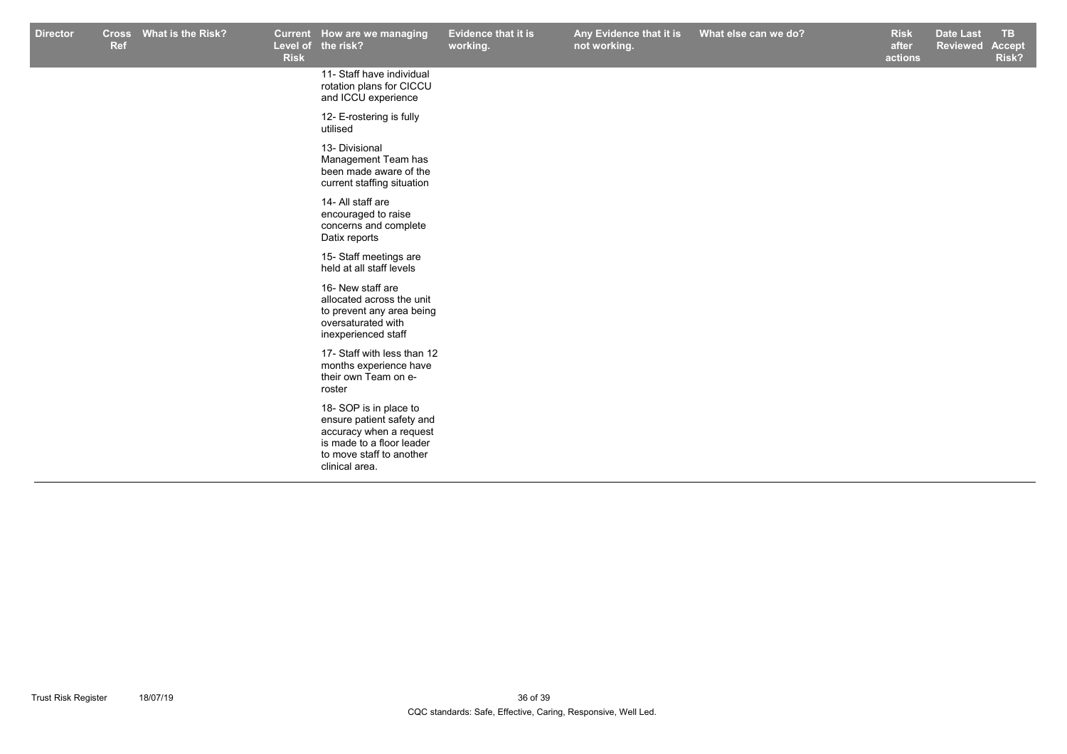| Director | Cross Ref | What is the Risk? | Current Level of Risk | How are we managing the risk? | Evidence that it is working. | Any Evidence that it is not working. | What else can we do? | Risk after actions | Date Last Reviewed | TB Accept Risk? |
|---|---|---|---|---|---|---|---|---|---|---|
| | | | | 11- Staff have individual rotation plans for CICCU and ICCU experience | | | | | | |
| | | | | 12- E-rostering is fully utilised | | | | | | |
| | | | | 13- Divisional Management Team has been made aware of the current staffing situation | | | | | | |
| | | | | 14- All staff are encouraged to raise concerns and complete Datix reports | | | | | | |
| | | | | 15- Staff meetings are held at all staff levels | | | | | | |
| | | | | 16- New staff are allocated across the unit to prevent any area being oversaturated with inexperienced staff | | | | | | |
| | | | | 17- Staff with less than 12 months experience have their own Team on e-roster | | | | | | |
| | | | | 18- SOP is in place to ensure patient safety and accuracy when a request is made to a floor leader to move staff to another clinical area. | | | | | | |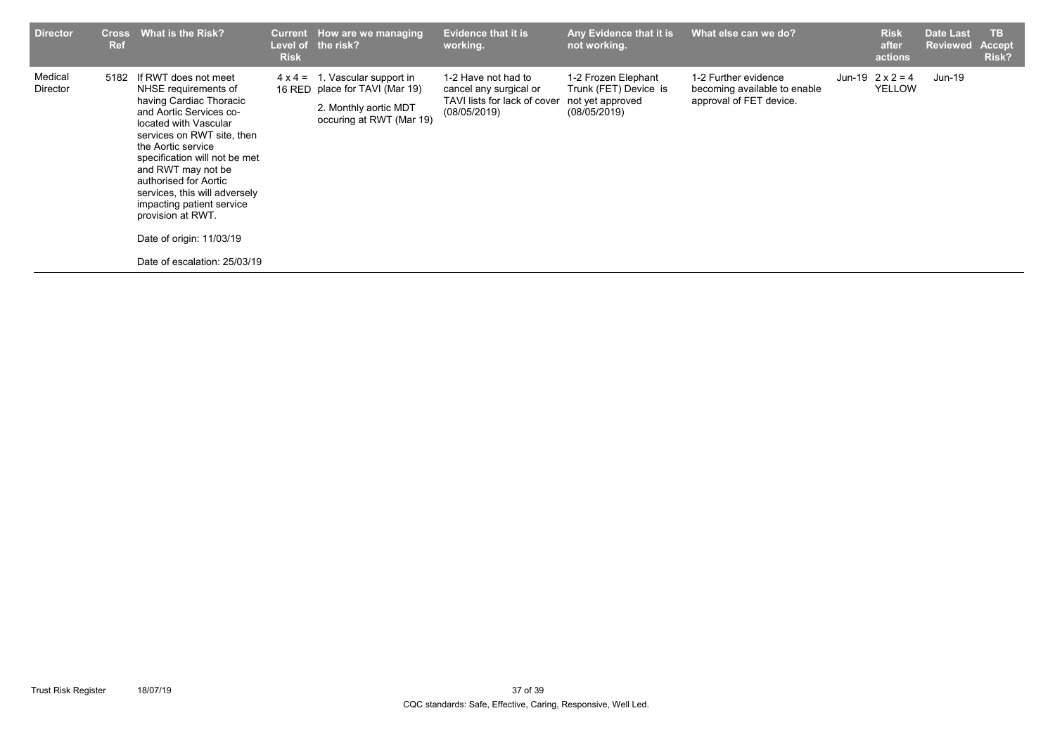| Director | Cross Ref | What is the Risk? | Current Level of Risk | How are we managing the risk? | Evidence that it is working. | Any Evidence that it is not working. | What else can we do? | | Risk after actions | Date Last Reviewed | TB Accept Risk? |
|---|---|---|---|---|---|---|---|---|---|---|---|
| Medical Director | 5182 | If RWT does not meet NHSE requirements of having Cardiac Thoracic and Aortic Services co-located with Vascular services on RWT site, then the Aortic service specification will not be met and RWT may not be authorised for Aortic services, this will adversely impacting patient service provision at RWT.<br><br>Date of origin: 11/03/19<br><br>Date of escalation: 25/03/19 | 4 x 4 = 16 RED | 1. Vascular support in place for TAVI (Mar 19)<br><br>2. Monthly aortic MDT occuring at RWT (Mar 19) | 1-2 Have not had to cancel any surgical or TAVI lists for lack of cover (08/05/2019) | 1-2 Frozen Elephant Trunk (FET) Device is not yet approved (08/05/2019) | 1-2 Further evidence becoming available to enable approval of FET device. | Jun-19 | 2 x 2 = 4 YELLOW | Jun-19 | |

Trust Risk Register 18/07/19

CQC standards: Safe, Effective, Caring, Responsive, Well Led.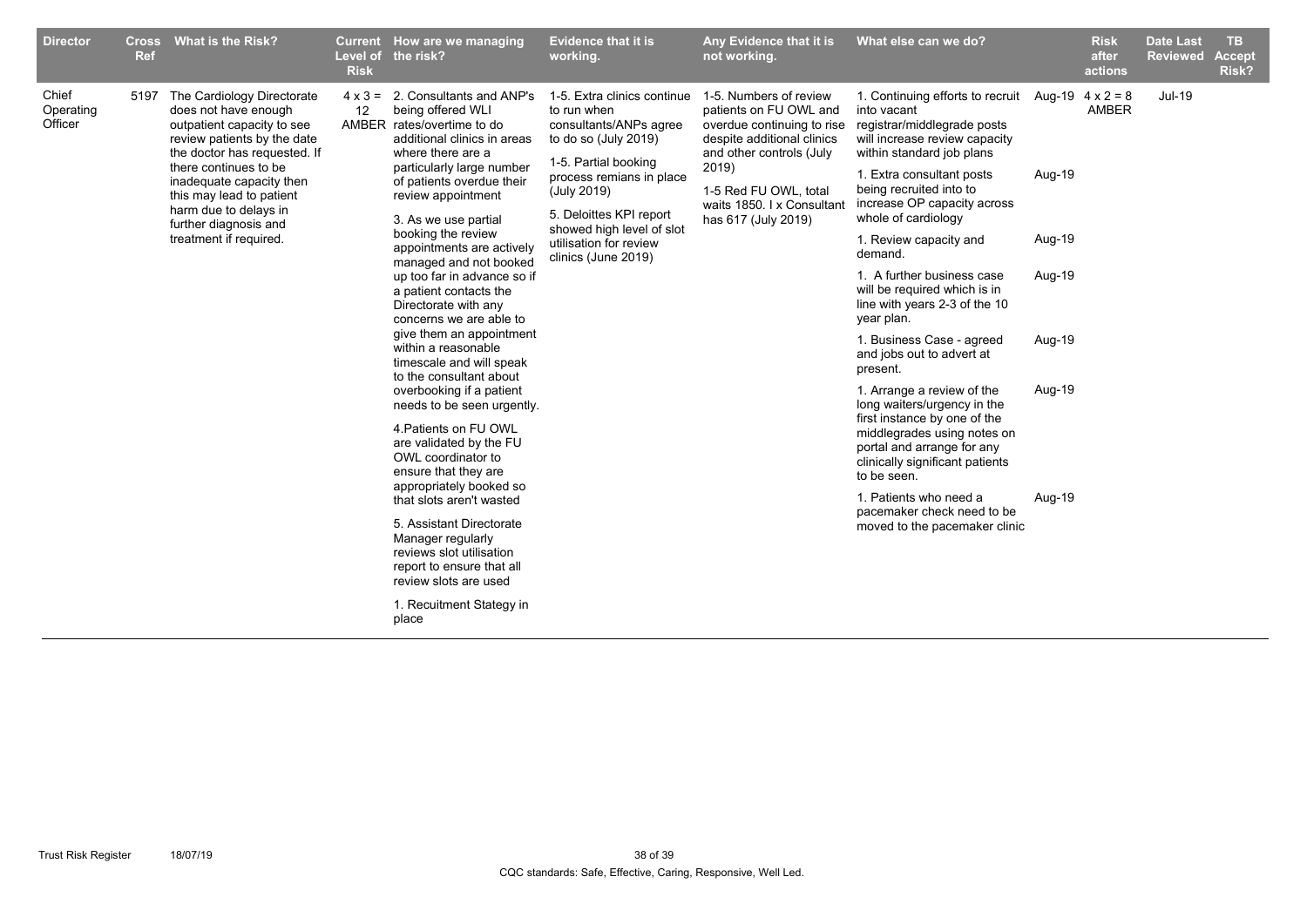| Director | Cross Ref | What is the Risk? | Current Level of the Risk | How are we managing the risk? | Evidence that it is working. | Any Evidence that it is not working. | What else can we do? | | Risk after actions | Date Last Reviewed | TB Accept Risk? |
|---|---|---|---|---|---|---|---|---|---|---|---|
| Chief Operating Officer | 5197 | The Cardiology Directorate does not have enough outpatient capacity to see review patients by the date the doctor has requested. If there continues to be inadequate capacity then this may lead to patient harm due to delays in further diagnosis and treatment if required. | 4 x 3 = 12 AMBER | 2. Consultants and ANP's being offered WLI rates/overtime to do additional clinics in areas where there are a particularly large number of patients overdue their review appointment<br><br>3. As we use partial booking the review appointments are actively managed and not booked up too far in advance so if a patient contacts the Directorate with any concerns we are able to give them an appointment within a reasonable timescale and will speak to the consultant about overbooking if a patient needs to be seen urgently.<br><br>4.Patients on FU OWL are validated by the FU OWL coordinator to ensure that they are appropriately booked so that slots aren't wasted<br><br>5. Assistant Directorate Manager regularly reviews slot utilisation report to ensure that all review slots are used<br><br>1. Recuitment Stategy in place | 1-5. Extra clinics continue to run when consultants/ANPs agree to do so (July 2019)<br><br>1-5. Partial booking process remians in place (July 2019)<br><br>5. Deloittes KPI report showed high level of slot utilisation for review clinics (June 2019) | 1-5. Numbers of review patients on FU OWL and overdue continuing to rise despite additional clinics and other controls (July 2019)<br><br>1-5 Red FU OWL, total waits 1850. I x Consultant has 617 (July 2019) | 1. Continuing efforts to recruit into vacant registrar/middlegrade posts will increase review capacity within standard job plans | Aug-19 | 4 x 2 = 8 AMBER | Jul-19 | |
| | | | | | | | 1. Extra consultant posts being recruited into to increase OP capacity across whole of cardiology | Aug-19 | | | |
| | | | | | | | 1. Review capacity and demand. | Aug-19 | | | |
| | | | | | | | 1. A further business case will be required which is in line with years 2-3 of the 10 year plan. | Aug-19 | | | |
| | | | | | | | 1. Business Case - agreed and jobs out to advert at present. | Aug-19 | | | |
| | | | | | | | 1. Arrange a review of the long waiters/urgency in the first instance by one of the middlegrades using notes on portal and arrange for any clinically significant patients to be seen. | Aug-19 | | | |
| | | | | | | | 1. Patients who need a pacemaker check need to be moved to the pacemaker clinic | Aug-19 | | | |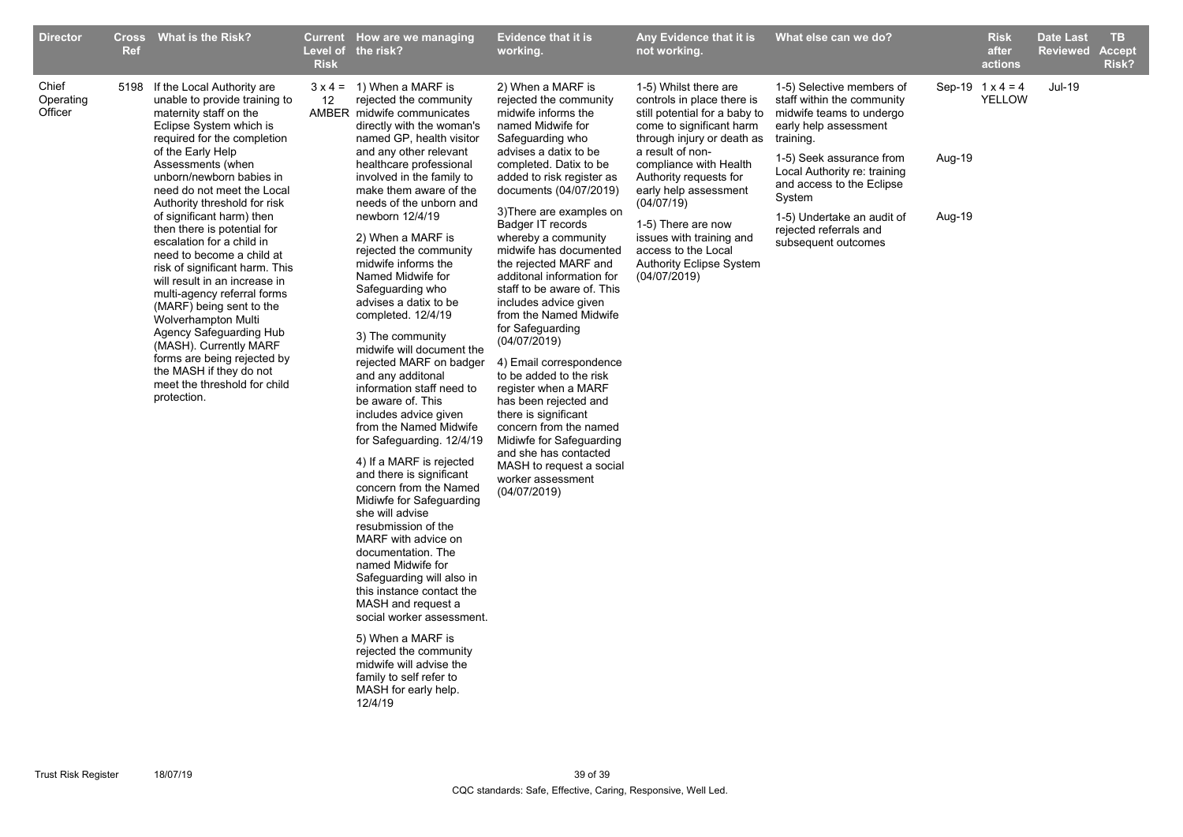| Director | Cross Ref | What is the Risk? | Current Level of Risk | How are we managing the risk? | Evidence that it is working. | Any Evidence that it is not working. | What else can we do? | | Risk after actions | Date Last Reviewed | TB Accept Risk? |
|---|---|---|---|---|---|---|---|---|---|---|---|
| Chief Operating Officer | 5198 | If the Local Authority are unable to provide training to maternity staff on the Eclipse System which is required for the completion of the Early Help Assessments (when unborn/newborn babies in need do not meet the Local Authority threshold for risk of significant harm) then then there is potential for escalation for a child in need to become a child at risk of significant harm. This will result in an increase in multi-agency referral forms (MARF) being sent to the Wolverhampton Multi Agency Safeguarding Hub (MASH). Currently MARF forms are being rejected by the MASH if they do not meet the threshold for child protection. | 3 x 4 = 12 AMBER | 1) When a MARF is rejected the community midwife communicates directly with the woman's named GP, health visitor and any other relevant healthcare professional involved in the family to make them aware of the needs of the unborn and newborn 12/4/19<br><br>2) When a MARF is rejected the community midwife informs the Named Midwife for Safeguarding who advises a datix to be completed. 12/4/19<br><br>3) The community midwife will document the rejected MARF on badger and any additonal information staff need to be aware of. This includes advice given from the Named Midwife for Safeguarding. 12/4/19<br><br>4) If a MARF is rejected and there is significant concern from the Named Midiwfe for Safeguarding she will advise resubmission of the MARF with advice on documentation. The named Midwife for Safeguarding will also in this instance contact the MASH and request a social worker assessment.<br><br>5) When a MARF is rejected the community midwife will advise the family to self refer to MASH for early help. 12/4/19 | 2) When a MARF is rejected the community midwife informs the named Midwife for Safeguarding who advises a datix to be completed. Datix to be added to risk register as documents (04/07/2019)<br><br>3)There are examples on Badger IT records whereby a community midwife has documented the rejected MARF and additonal information for staff to be aware of. This includes advice given from the Named Midwife for Safeguarding (04/07/2019)<br><br>4) Email correspondence to be added to the risk register when a MARF has been rejected and there is significant concern from the named Midiwfe for Safeguarding and she has contacted MASH to request a social worker assessment (04/07/2019) | 1-5) Whilst there are controls in place there is still potential for a baby to come to significant harm through injury or death as a result of non-compliance with Health Authority requests for early help assessment (04/07/19)<br><br>1-5) There are now issues with training and access to the Local Authority Eclipse System (04/07/2019) | 1-5) Selective members of staff within the community midwife teams to undergo early help assessment training.<br><br>1-5) Seek assurance from Local Authority re: training and access to the Eclipse System<br><br>1-5) Undertake an audit of rejected referrals and subsequent outcomes | Sep-19<br><br>Aug-19<br><br>Aug-19 | 1 x 4 = 4 YELLOW | Jul-19 | |

CQC standards: Safe, Effective, Caring, Responsive, Well Led.